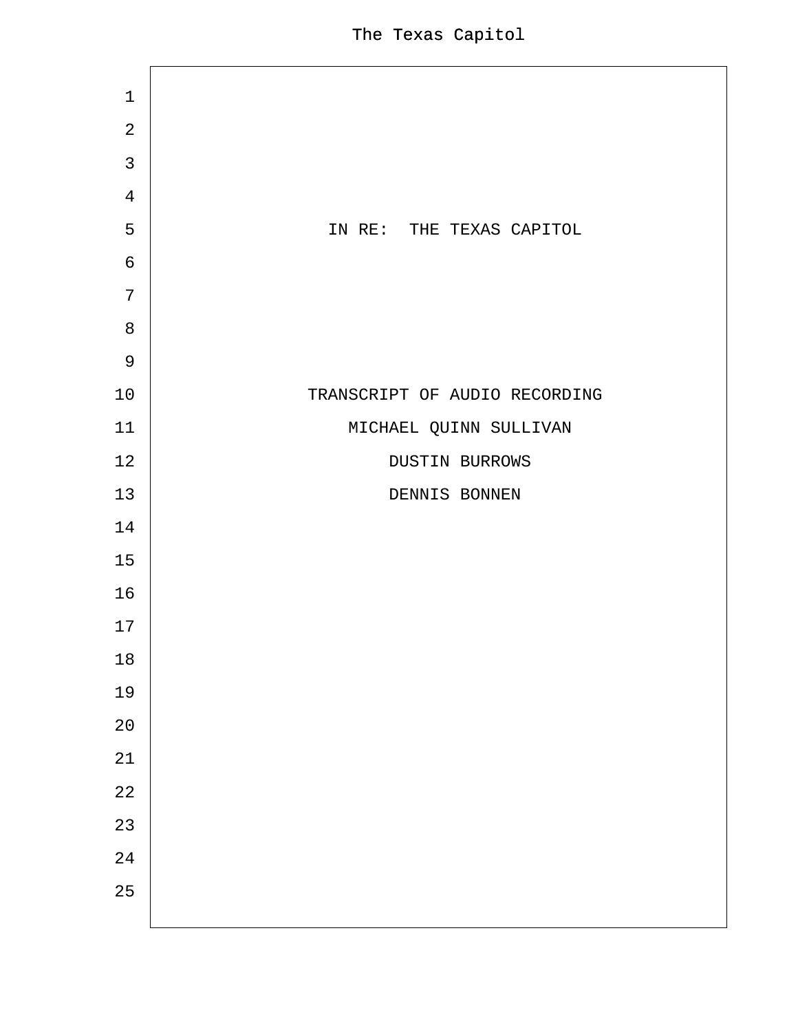IN RE: THE TEXAS CAPITOL

TRANSCRIPT OF AUDIO RECORDING

MICHAEL QUINN SULLIVAN

DUSTIN BURROWS

DENNIS BONNEN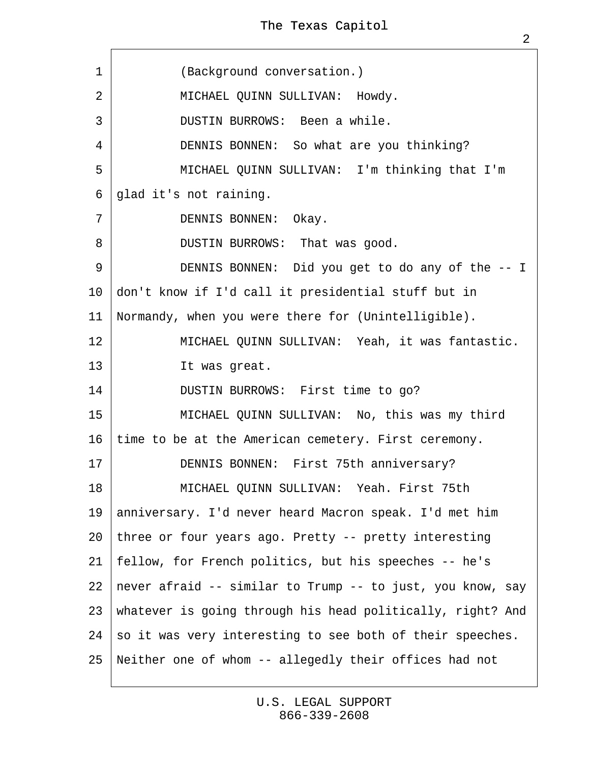(Background conversation.)

MICHAEL QUINN SULLIVAN: Howdy.

DUSTIN BURROWS: Been a while.

DENNIS BONNEN: So what are you thinking?

MICHAEL QUINN SULLIVAN: I'm thinking that I'm glad it's not raining.

DENNIS BONNEN: Okay.

DUSTIN BURROWS: That was good.

DENNIS BONNEN: Did you get to do any of the -- I don't know if I'd call it presidential stuff but in Normandy, when you were there for (Unintelligible).

MICHAEL QUINN SULLIVAN: Yeah, it was fantastic.

It was great.

DUSTIN BURROWS: First time to go?

MICHAEL QUINN SULLIVAN: No, this was my third time to be at the American cemetery. First ceremony.

DENNIS BONNEN: First 75th anniversary?

MICHAEL QUINN SULLIVAN: Yeah. First 75th anniversary. I'd never heard Macron speak. I'd met him three or four years ago. Pretty -- pretty interesting fellow, for French politics, but his speeches -- he's never afraid -- similar to Trump -- to just, you know, say whatever is going through his head politically, right? And so it was very interesting to see both of their speeches. Neither one of whom -- allegedly their offices had not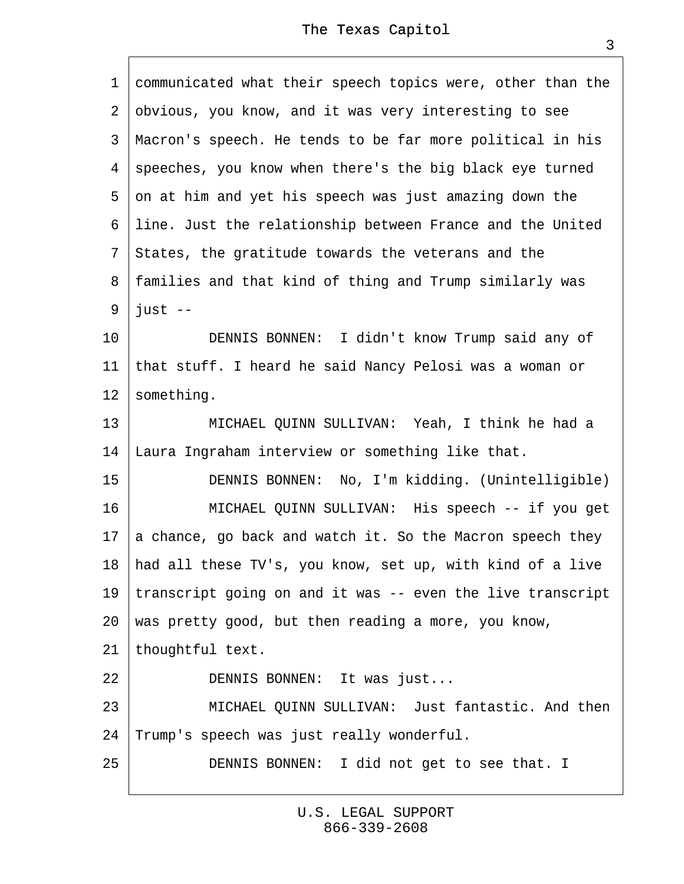communicated what their speech topics were, other than the obvious, you know, and it was very interesting to see Macron's speech. He tends to be far more political in his speeches, you know when there's the big black eye turned on at him and yet his speech was just amazing down the line. Just the relationship between France and the United States, the gratitude towards the veterans and the families and that kind of thing and Trump similarly was just --

DENNIS BONNEN: I didn't know Trump said any of that stuff. I heard he said Nancy Pelosi was a woman or something.

MICHAEL QUINN SULLIVAN: Yeah, I think he had a Laura Ingraham interview or something like that.

DENNIS BONNEN: No, I'm kidding. (Unintelligible)

MICHAEL QUINN SULLIVAN: His speech -- if you get a chance, go back and watch it. So the Macron speech they had all these TV's, you know, set up, with kind of a live transcript going on and it was -- even the live transcript was pretty good, but then reading a more, you know, thoughtful text.

DENNIS BONNEN: It was just...

MICHAEL QUINN SULLIVAN: Just fantastic. And then Trump's speech was just really wonderful.

DENNIS BONNEN: I did not get to see that. I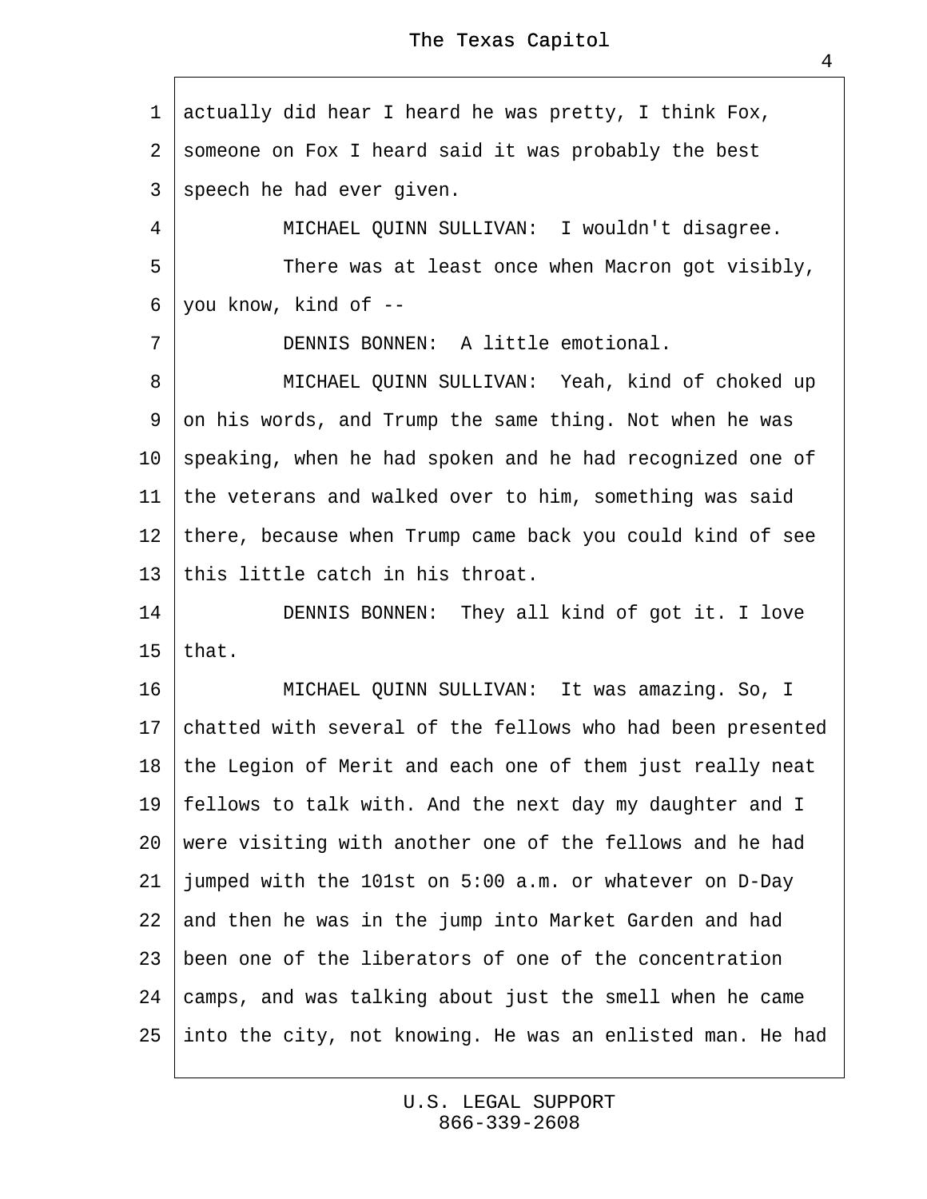actually did hear I heard he was pretty, I think Fox, someone on Fox I heard said it was probably the best speech he had ever given.

MICHAEL QUINN SULLIVAN: I wouldn't disagree.

There was at least once when Macron got visibly, you know, kind of --

DENNIS BONNEN: A little emotional.

MICHAEL QUINN SULLIVAN: Yeah, kind of choked up on his words, and Trump the same thing. Not when he was speaking, when he had spoken and he had recognized one of the veterans and walked over to him, something was said there, because when Trump came back you could kind of see this little catch in his throat.

DENNIS BONNEN: They all kind of got it. I love that.

MICHAEL QUINN SULLIVAN: It was amazing. So, I chatted with several of the fellows who had been presented the Legion of Merit and each one of them just really neat fellows to talk with. And the next day my daughter and I were visiting with another one of the fellows and he had jumped with the 101st on 5:00 a.m. or whatever on D-Day and then he was in the jump into Market Garden and had been one of the liberators of one of the concentration camps, and was talking about just the smell when he came into the city, not knowing. He was an enlisted man. He had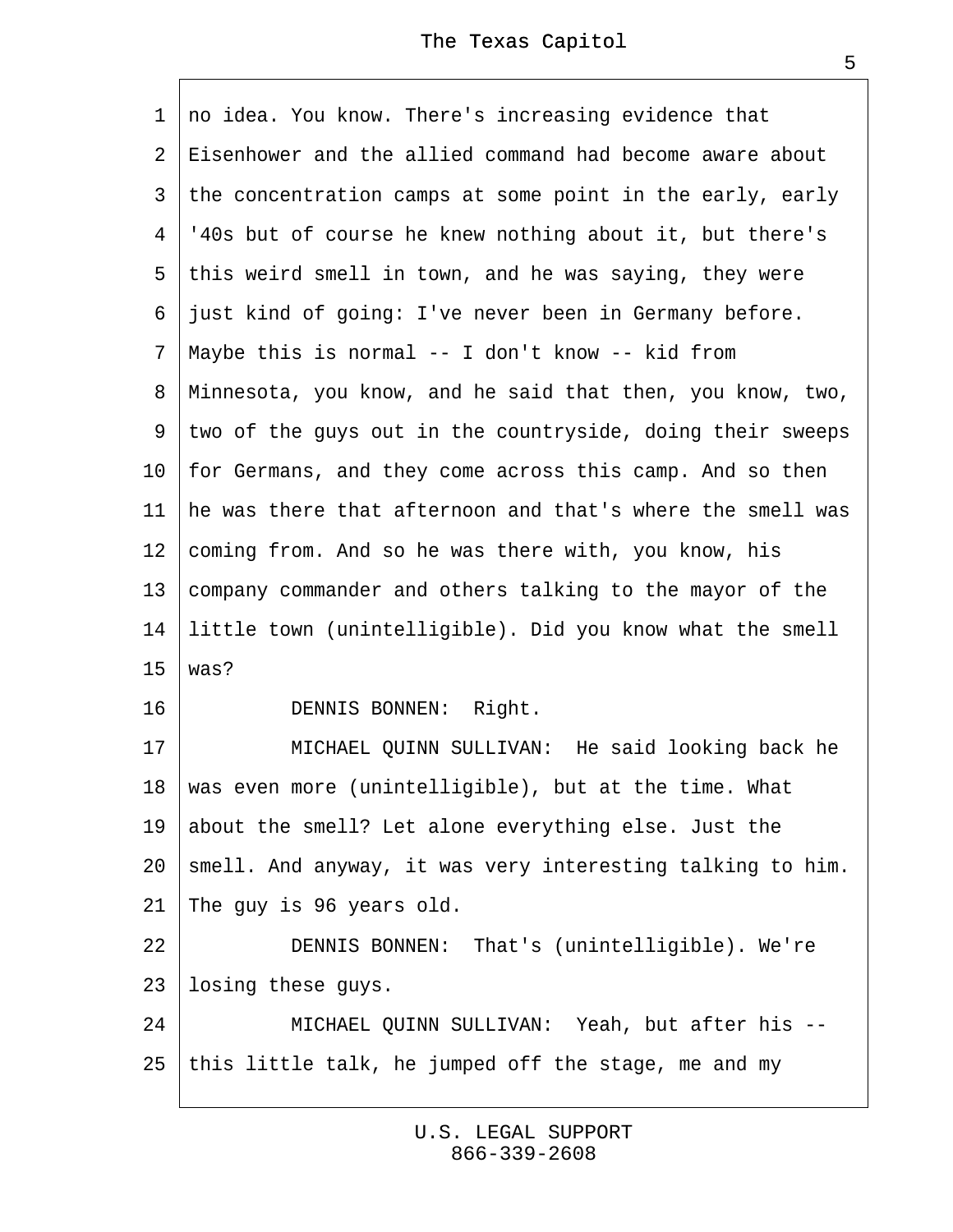no idea. You know. There's increasing evidence that Eisenhower and the allied command had become aware about the concentration camps at some point in the early, early '40s but of course he knew nothing about it, but there's this weird smell in town, and he was saying, they were just kind of going: I've never been in Germany before. Maybe this is normal -- I don't know -- kid from Minnesota, you know, and he said that then, you know, two, two of the guys out in the countryside, doing their sweeps for Germans, and they come across this camp. And so then he was there that afternoon and that's where the smell was coming from. And so he was there with, you know, his company commander and others talking to the mayor of the little town (unintelligible). Did you know what the smell was?

DENNIS BONNEN: Right.

MICHAEL QUINN SULLIVAN: He said looking back he was even more (unintelligible), but at the time. What about the smell? Let alone everything else. Just the smell. And anyway, it was very interesting talking to him. The guy is 96 years old.

DENNIS BONNEN: That's (unintelligible). We're losing these guys.

MICHAEL QUINN SULLIVAN: Yeah, but after his -- this little talk, he jumped off the stage, me and my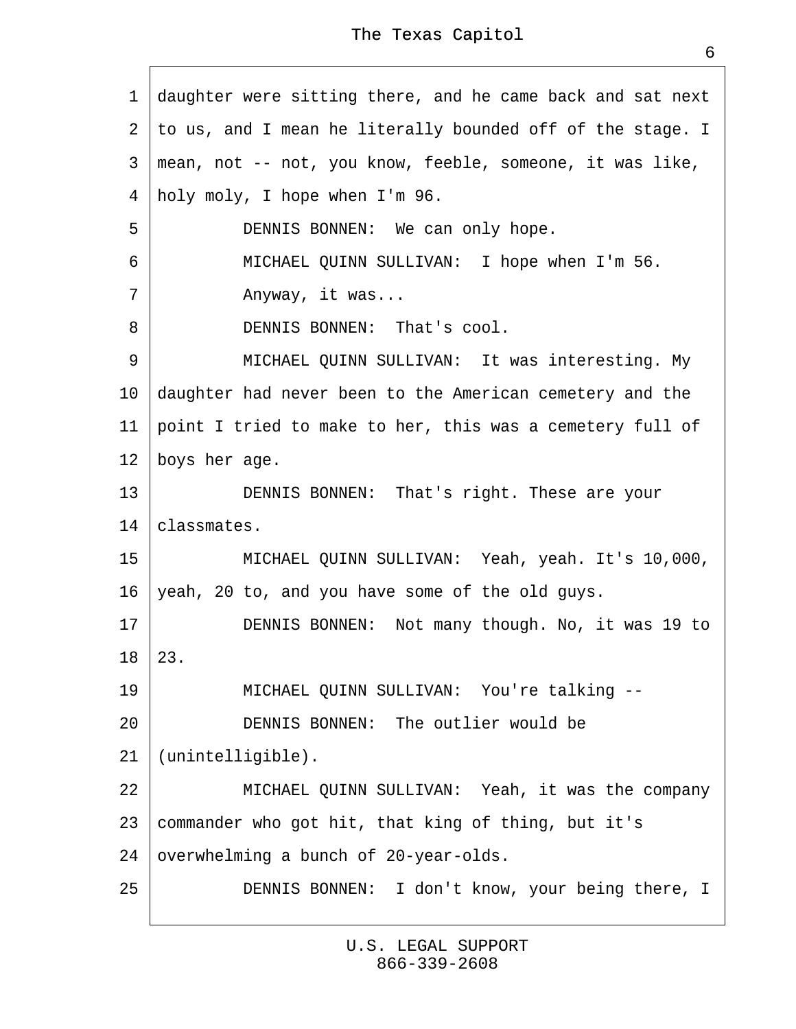daughter were sitting there, and he came back and sat next to us, and I mean he literally bounded off of the stage. I mean, not -- not, you know, feeble, someone, it was like, holy moly, I hope when I'm 96.

DENNIS BONNEN: We can only hope.

MICHAEL QUINN SULLIVAN: I hope when I'm 56.

Anyway, it was...

DENNIS BONNEN: That's cool.

MICHAEL QUINN SULLIVAN: It was interesting. My daughter had never been to the American cemetery and the point I tried to make to her, this was a cemetery full of boys her age.

DENNIS BONNEN: That's right. These are your classmates.

MICHAEL QUINN SULLIVAN: Yeah, yeah. It's 10,000, yeah, 20 to, and you have some of the old guys.

DENNIS BONNEN: Not many though. No, it was 19 to 23.

MICHAEL QUINN SULLIVAN: You're talking --

DENNIS BONNEN: The outlier would be (unintelligible).

MICHAEL QUINN SULLIVAN: Yeah, it was the company commander who got hit, that king of thing, but it's overwhelming a bunch of 20-year-olds.

DENNIS BONNEN: I don't know, your being there, I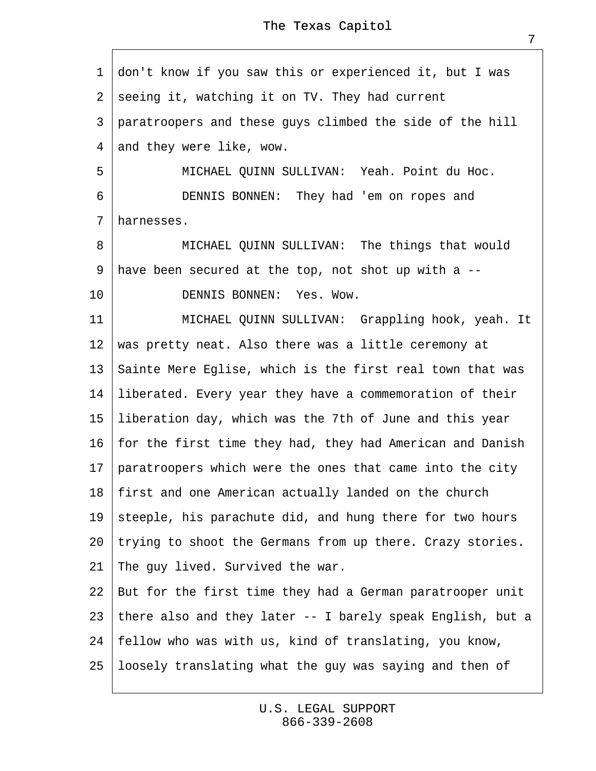don't know if you saw this or experienced it, but I was seeing it, watching it on TV. They had current paratroopers and these guys climbed the side of the hill and they were like, wow.

MICHAEL QUINN SULLIVAN: Yeah. Point du Hoc.

DENNIS BONNEN: They had 'em on ropes and harnesses.

MICHAEL QUINN SULLIVAN: The things that would have been secured at the top, not shot up with a --

DENNIS BONNEN: Yes. Wow.

MICHAEL QUINN SULLIVAN: Grappling hook, yeah. It was pretty neat. Also there was a little ceremony at Sainte Mere Eglise, which is the first real town that was liberated. Every year they have a commemoration of their liberation day, which was the 7th of June and this year for the first time they had, they had American and Danish paratroopers which were the ones that came into the city first and one American actually landed on the church steeple, his parachute did, and hung there for two hours trying to shoot the Germans from up there. Crazy stories. The guy lived. Survived the war.

But for the first time they had a German paratrooper unit there also and they later -- I barely speak English, but a fellow who was with us, kind of translating, you know, loosely translating what the guy was saying and then of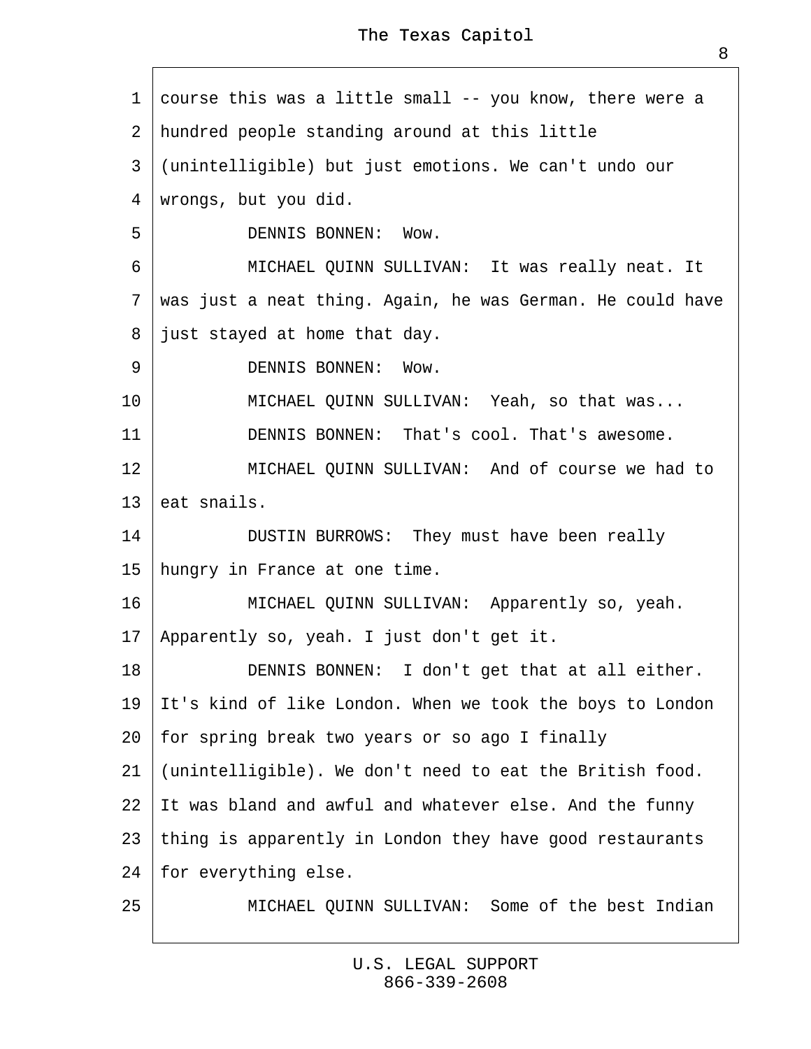course this was a little small -- you know, there were a hundred people standing around at this little (unintelligible) but just emotions. We can't undo our wrongs, but you did.

DENNIS BONNEN: Wow.

MICHAEL QUINN SULLIVAN: It was really neat. It was just a neat thing. Again, he was German. He could have just stayed at home that day.

DENNIS BONNEN: Wow.

MICHAEL QUINN SULLIVAN: Yeah, so that was...

DENNIS BONNEN: That's cool. That's awesome.

MICHAEL QUINN SULLIVAN: And of course we had to eat snails.

DUSTIN BURROWS: They must have been really hungry in France at one time.

MICHAEL QUINN SULLIVAN: Apparently so, yeah. Apparently so, yeah. I just don't get it.

DENNIS BONNEN: I don't get that at all either. It's kind of like London. When we took the boys to London for spring break two years or so ago I finally (unintelligible). We don't need to eat the British food. It was bland and awful and whatever else. And the funny thing is apparently in London they have good restaurants for everything else.

MICHAEL QUINN SULLIVAN: Some of the best Indian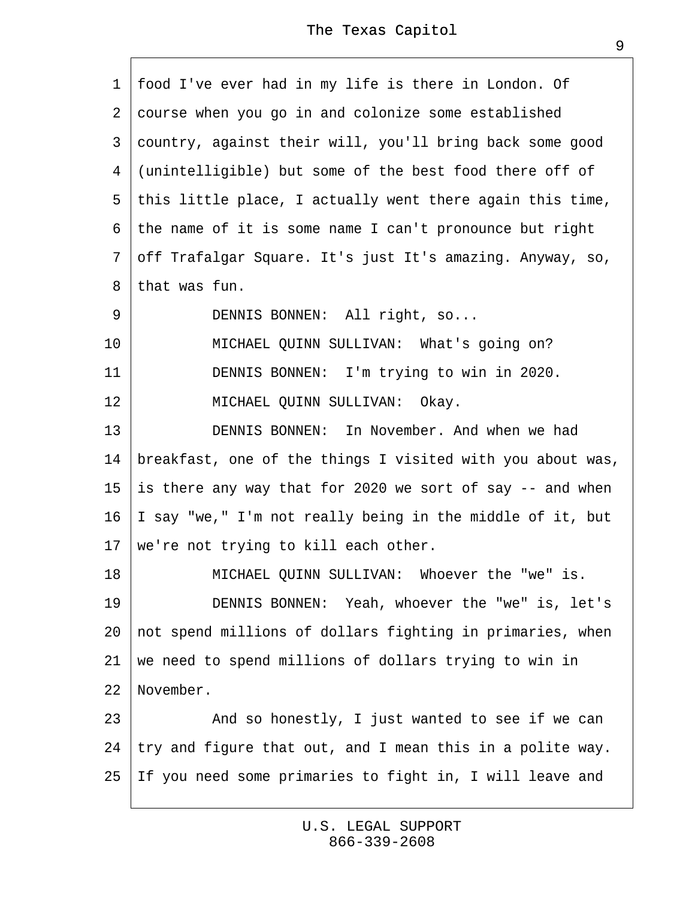food I've ever had in my life is there in London. Of course when you go in and colonize some established country, against their will, you'll bring back some good (unintelligible) but some of the best food there off of this little place, I actually went there again this time, the name of it is some name I can't pronounce but right off Trafalgar Square. It's just It's amazing. Anyway, so, that was fun.

DENNIS BONNEN: All right, so...

MICHAEL QUINN SULLIVAN: What's going on?

DENNIS BONNEN: I'm trying to win in 2020.

MICHAEL QUINN SULLIVAN: Okay.

DENNIS BONNEN: In November. And when we had breakfast, one of the things I visited with you about was, is there any way that for 2020 we sort of say -- and when I say "we," I'm not really being in the middle of it, but we're not trying to kill each other.

MICHAEL QUINN SULLIVAN: Whoever the "we" is.

DENNIS BONNEN: Yeah, whoever the "we" is, let's not spend millions of dollars fighting in primaries, when we need to spend millions of dollars trying to win in November.

And so honestly, I just wanted to see if we can try and figure that out, and I mean this in a polite way. If you need some primaries to fight in, I will leave and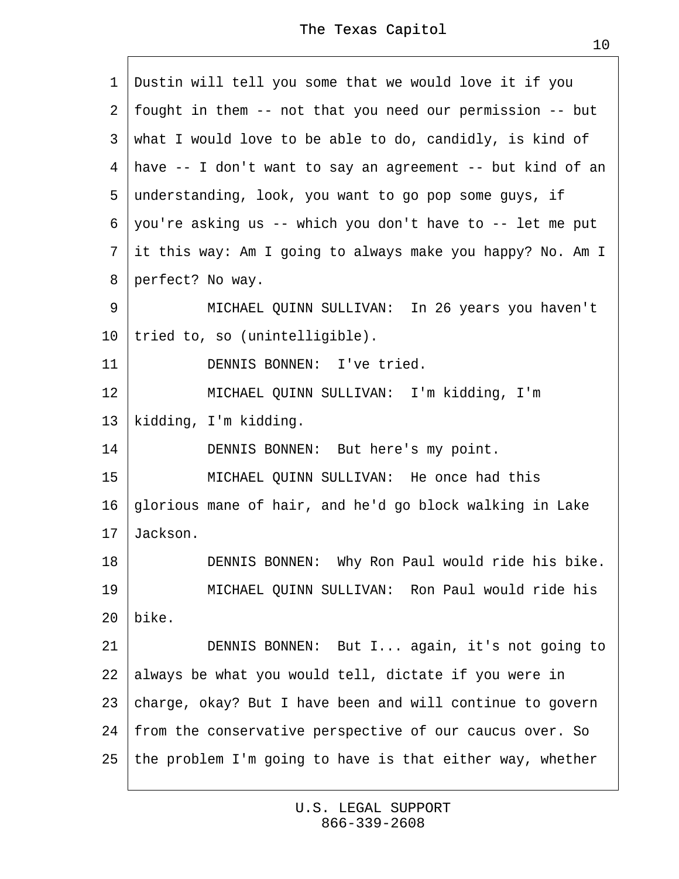Dustin will tell you some that we would love it if you fought in them -- not that you need our permission -- but what I would love to be able to do, candidly, is kind of have -- I don't want to say an agreement -- but kind of an understanding, look, you want to go pop some guys, if you're asking us -- which you don't have to -- let me put it this way: Am I going to always make you happy? No. Am I perfect? No way.

MICHAEL QUINN SULLIVAN: In 26 years you haven't tried to, so (unintelligible).

DENNIS BONNEN: I've tried.

MICHAEL QUINN SULLIVAN: I'm kidding, I'm kidding, I'm kidding.

DENNIS BONNEN: But here's my point.

MICHAEL QUINN SULLIVAN: He once had this glorious mane of hair, and he'd go block walking in Lake Jackson.

DENNIS BONNEN: Why Ron Paul would ride his bike.

MICHAEL QUINN SULLIVAN: Ron Paul would ride his bike.

DENNIS BONNEN: But I... again, it's not going to always be what you would tell, dictate if you were in charge, okay? But I have been and will continue to govern from the conservative perspective of our caucus over. So the problem I'm going to have is that either way, whether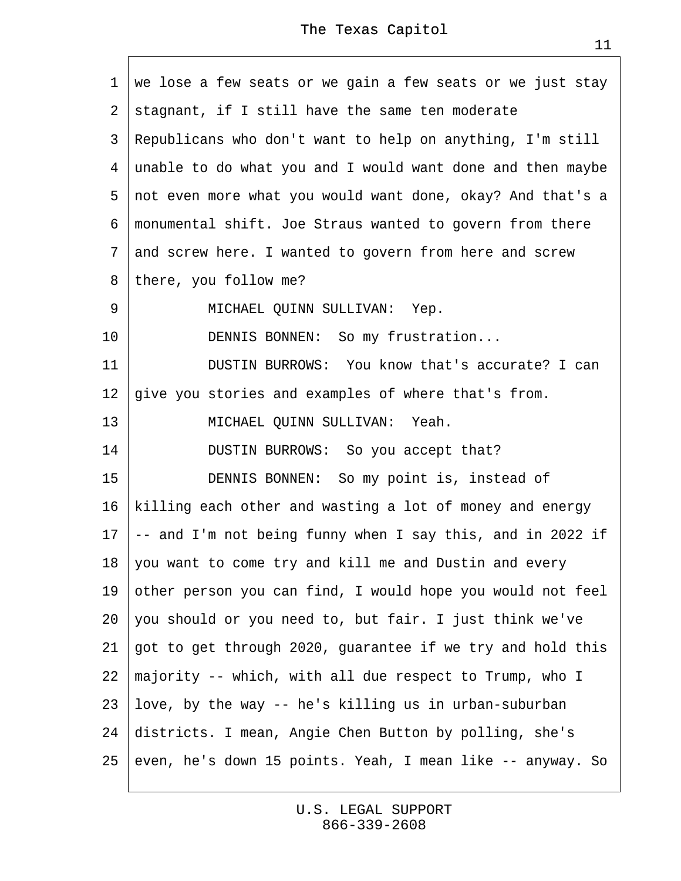we lose a few seats or we gain a few seats or we just stay stagnant, if I still have the same ten moderate Republicans who don't want to help on anything, I'm still unable to do what you and I would want done and then maybe not even more what you would want done, okay? And that's a monumental shift. Joe Straus wanted to govern from there and screw here. I wanted to govern from here and screw there, you follow me?

MICHAEL QUINN SULLIVAN: Yep.

DENNIS BONNEN: So my frustration...

DUSTIN BURROWS: You know that's accurate? I can give you stories and examples of where that's from.

MICHAEL QUINN SULLIVAN: Yeah.

DUSTIN BURROWS: So you accept that?

DENNIS BONNEN: So my point is, instead of killing each other and wasting a lot of money and energy -- and I'm not being funny when I say this, and in 2022 if you want to come try and kill me and Dustin and every other person you can find, I would hope you would not feel you should or you need to, but fair. I just think we've got to get through 2020, guarantee if we try and hold this majority -- which, with all due respect to Trump, who I love, by the way -- he's killing us in urban-suburban districts. I mean, Angie Chen Button by polling, she's even, he's down 15 points. Yeah, I mean like -- anyway. So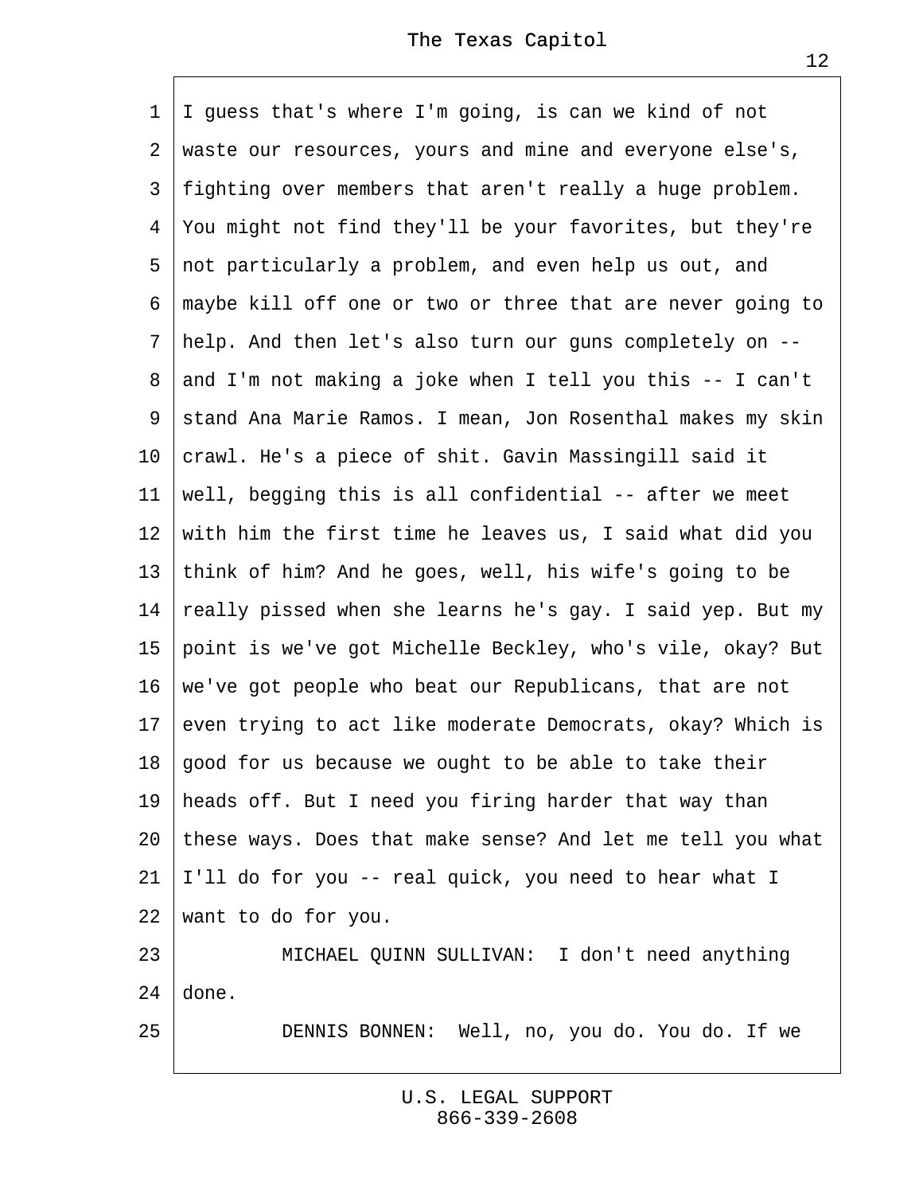I guess that's where I'm going, is can we kind of not waste our resources, yours and mine and everyone else's, fighting over members that aren't really a huge problem. You might not find they'll be your favorites, but they're not particularly a problem, and even help us out, and maybe kill off one or two or three that are never going to help. And then let's also turn our guns completely on -- and I'm not making a joke when I tell you this -- I can't stand Ana Marie Ramos. I mean, Jon Rosenthal makes my skin crawl. He's a piece of shit. Gavin Massingill said it well, begging this is all confidential -- after we meet with him the first time he leaves us, I said what did you think of him? And he goes, well, his wife's going to be really pissed when she learns he's gay. I said yep. But my point is we've got Michelle Beckley, who's vile, okay? But we've got people who beat our Republicans, that are not even trying to act like moderate Democrats, okay? Which is good for us because we ought to be able to take their heads off. But I need you firing harder that way than these ways. Does that make sense? And let me tell you what I'll do for you -- real quick, you need to hear what I want to do for you.

MICHAEL QUINN SULLIVAN: I don't need anything done.

DENNIS BONNEN: Well, no, you do. You do. If we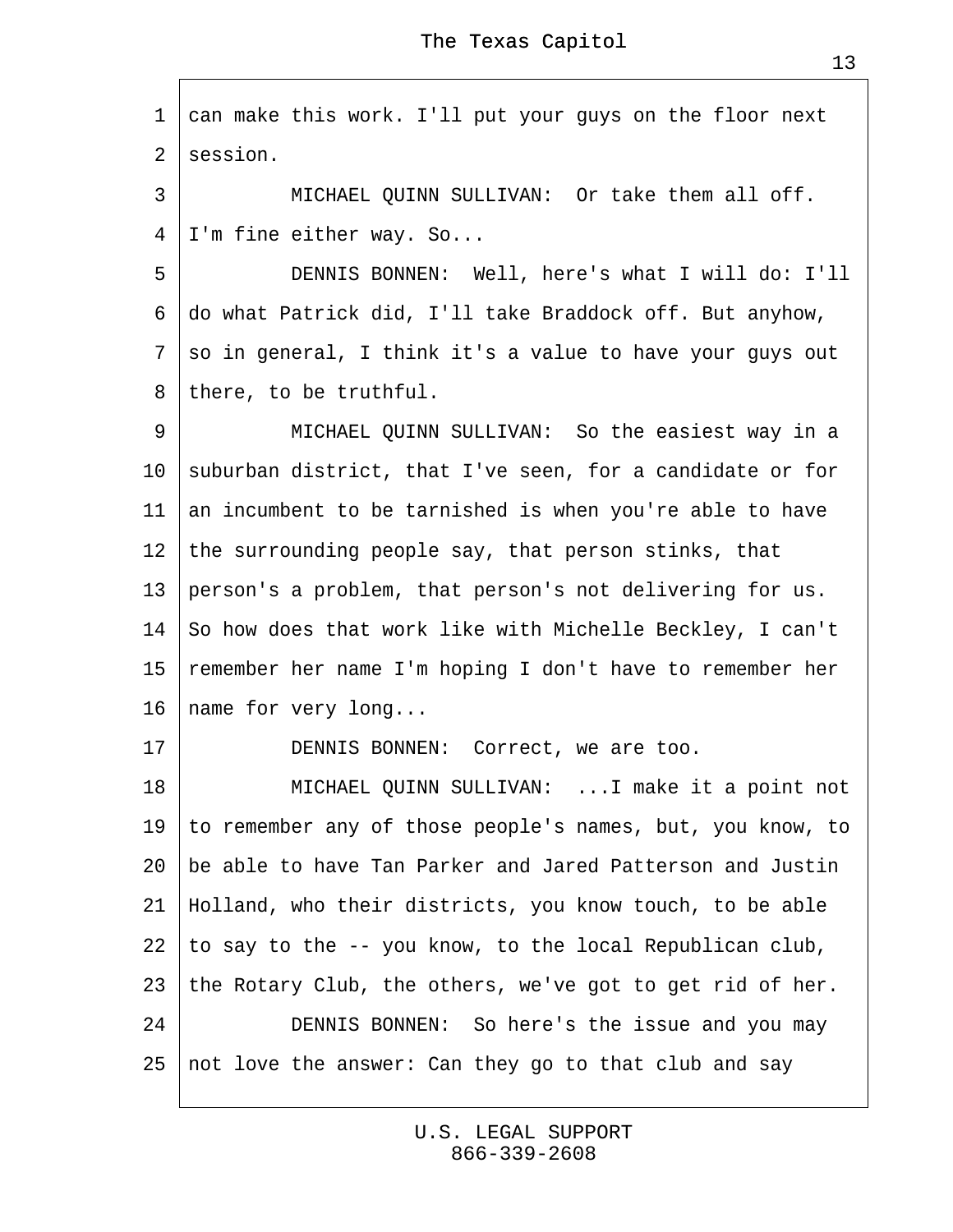can make this work. I'll put your guys on the floor next session.

MICHAEL QUINN SULLIVAN: Or take them all off. I'm fine either way. So...

DENNIS BONNEN: Well, here's what I will do: I'll do what Patrick did, I'll take Braddock off. But anyhow, so in general, I think it's a value to have your guys out there, to be truthful.

MICHAEL QUINN SULLIVAN: So the easiest way in a suburban district, that I've seen, for a candidate or for an incumbent to be tarnished is when you're able to have the surrounding people say, that person stinks, that person's a problem, that person's not delivering for us. So how does that work like with Michelle Beckley, I can't remember her name I'm hoping I don't have to remember her name for very long...

DENNIS BONNEN: Correct, we are too.

MICHAEL QUINN SULLIVAN: ...I make it a point not to remember any of those people's names, but, you know, to be able to have Tan Parker and Jared Patterson and Justin Holland, who their districts, you know touch, to be able to say to the -- you know, to the local Republican club, the Rotary Club, the others, we've got to get rid of her.

DENNIS BONNEN: So here's the issue and you may not love the answer: Can they go to that club and say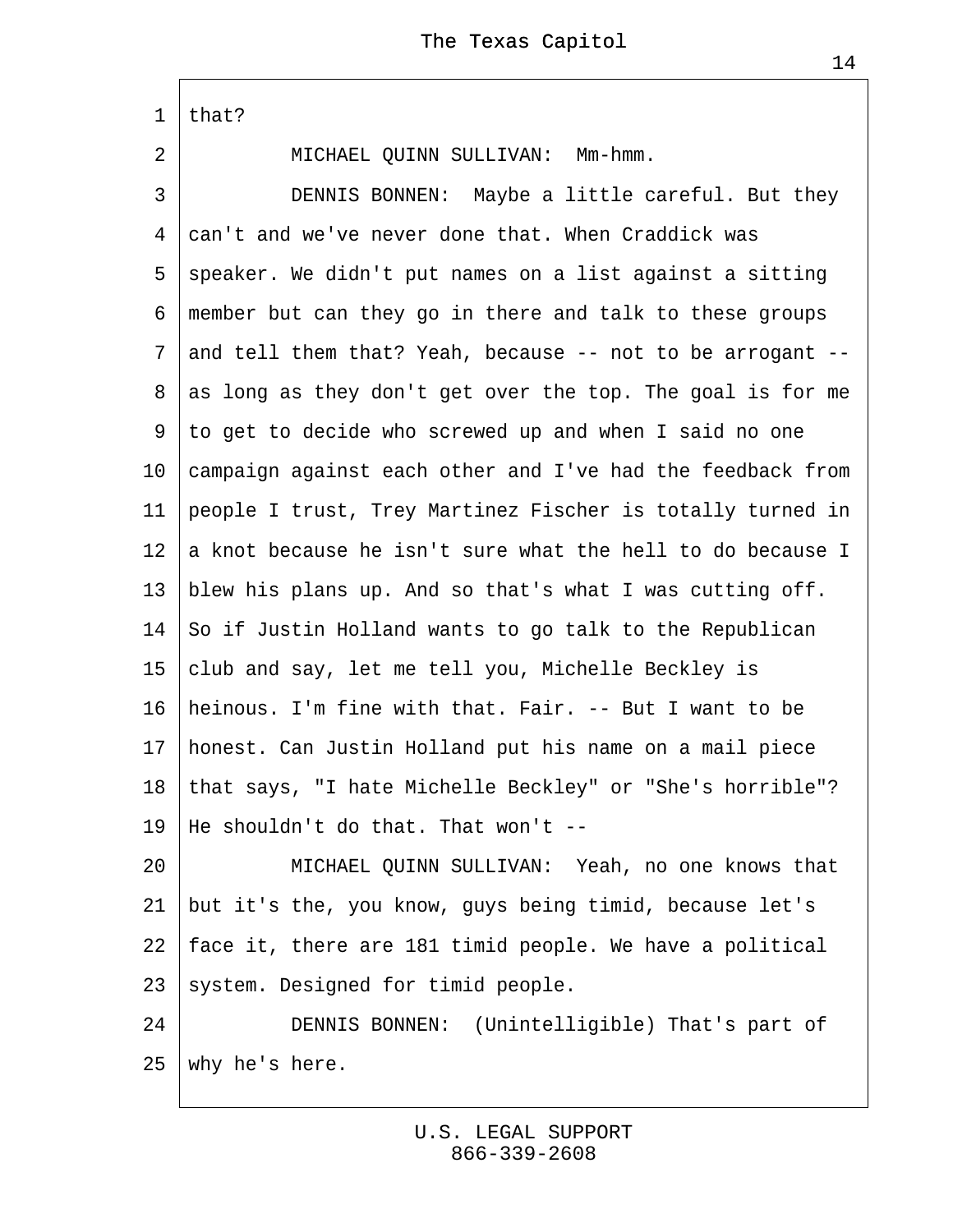that?

MICHAEL QUINN SULLIVAN: Mm-hmm.

DENNIS BONNEN: Maybe a little careful. But they can't and we've never done that. When Craddick was speaker. We didn't put names on a list against a sitting member but can they go in there and talk to these groups and tell them that? Yeah, because -- not to be arrogant -- as long as they don't get over the top. The goal is for me to get to decide who screwed up and when I said no one campaign against each other and I've had the feedback from people I trust, Trey Martinez Fischer is totally turned in a knot because he isn't sure what the hell to do because I blew his plans up. And so that's what I was cutting off. So if Justin Holland wants to go talk to the Republican club and say, let me tell you, Michelle Beckley is heinous. I'm fine with that. Fair. -- But I want to be honest. Can Justin Holland put his name on a mail piece that says, "I hate Michelle Beckley" or "She's horrible"? He shouldn't do that. That won't --

MICHAEL QUINN SULLIVAN: Yeah, no one knows that but it's the, you know, guys being timid, because let's face it, there are 181 timid people. We have a political system. Designed for timid people.

DENNIS BONNEN: (Unintelligible) That's part of why he's here.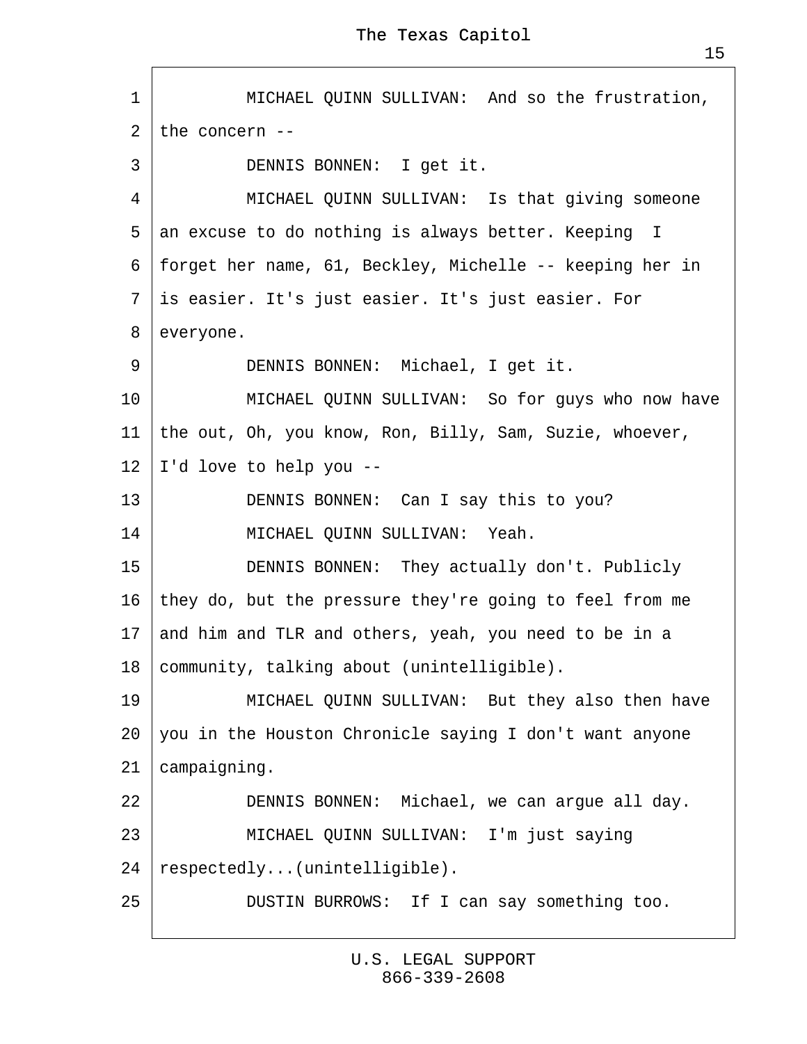1 MICHAEL QUINN SULLIVAN: And so the frustration,
2 the concern --
3 DENNIS BONNEN: I get it.
4 MICHAEL QUINN SULLIVAN: Is that giving someone
5 an excuse to do nothing is always better. Keeping I
6 forget her name, 61, Beckley, Michelle -- keeping her in
7 is easier. It's just easier. It's just easier. For
8 everyone.
9 DENNIS BONNEN: Michael, I get it.
10 MICHAEL QUINN SULLIVAN: So for guys who now have
11 the out, Oh, you know, Ron, Billy, Sam, Suzie, whoever,
12 I'd love to help you --
13 DENNIS BONNEN: Can I say this to you?
14 MICHAEL QUINN SULLIVAN: Yeah.
15 DENNIS BONNEN: They actually don't. Publicly
16 they do, but the pressure they're going to feel from me
17 and him and TLR and others, yeah, you need to be in a
18 community, talking about (unintelligible).
19 MICHAEL QUINN SULLIVAN: But they also then have
20 you in the Houston Chronicle saying I don't want anyone
21 campaigning.
22 DENNIS BONNEN: Michael, we can argue all day.
23 MICHAEL QUINN SULLIVAN: I'm just saying
24 respectedly...(unintelligible).
25 DUSTIN BURROWS: If I can say something too.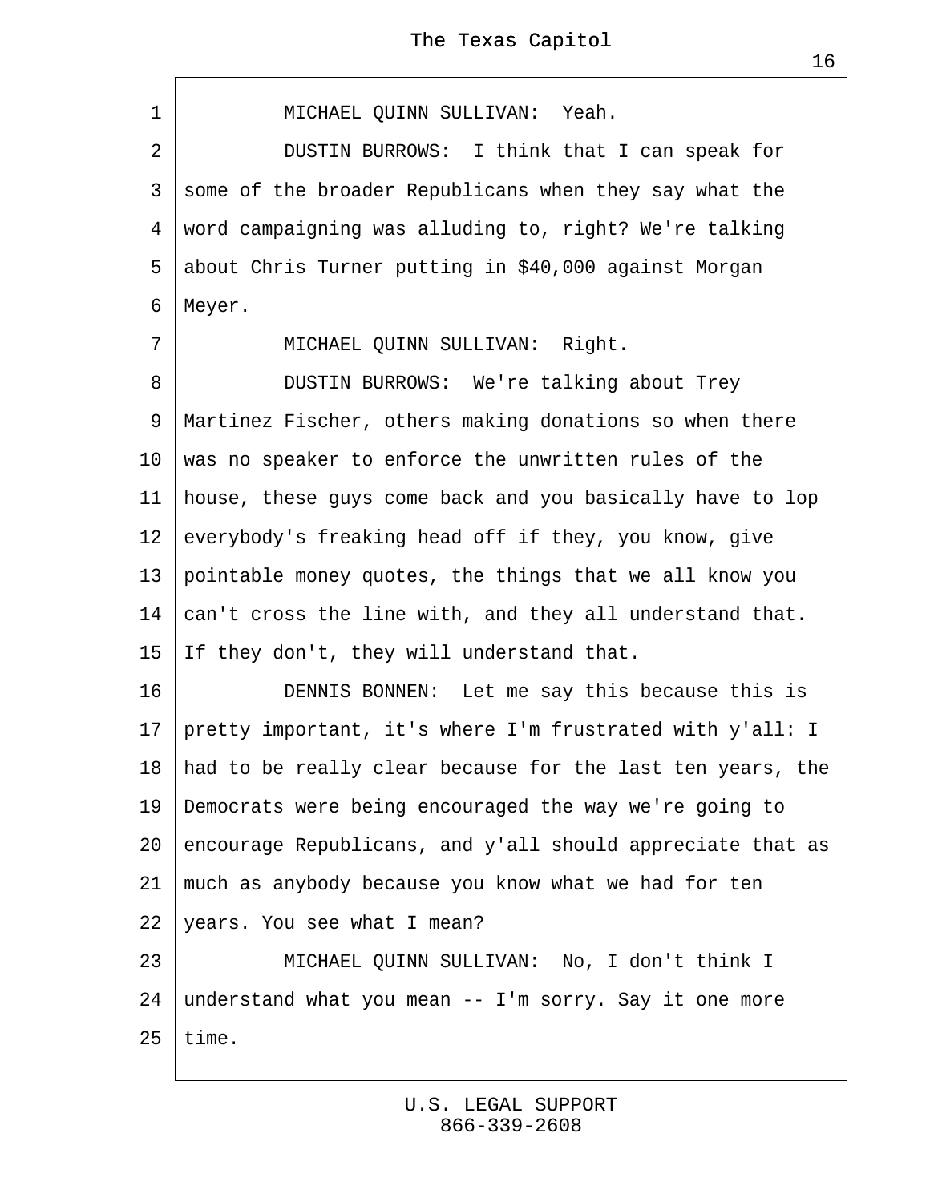MICHAEL QUINN SULLIVAN: Yeah.

DUSTIN BURROWS: I think that I can speak for some of the broader Republicans when they say what the word campaigning was alluding to, right? We're talking about Chris Turner putting in $40,000 against Morgan Meyer.

MICHAEL QUINN SULLIVAN: Right.

DUSTIN BURROWS: We're talking about Trey Martinez Fischer, others making donations so when there was no speaker to enforce the unwritten rules of the house, these guys come back and you basically have to lop everybody's freaking head off if they, you know, give pointable money quotes, the things that we all know you can't cross the line with, and they all understand that. If they don't, they will understand that.

DENNIS BONNEN: Let me say this because this is pretty important, it's where I'm frustrated with y'all: I had to be really clear because for the last ten years, the Democrats were being encouraged the way we're going to encourage Republicans, and y'all should appreciate that as much as anybody because you know what we had for ten years. You see what I mean?

MICHAEL QUINN SULLIVAN: No, I don't think I understand what you mean -- I'm sorry. Say it one more time.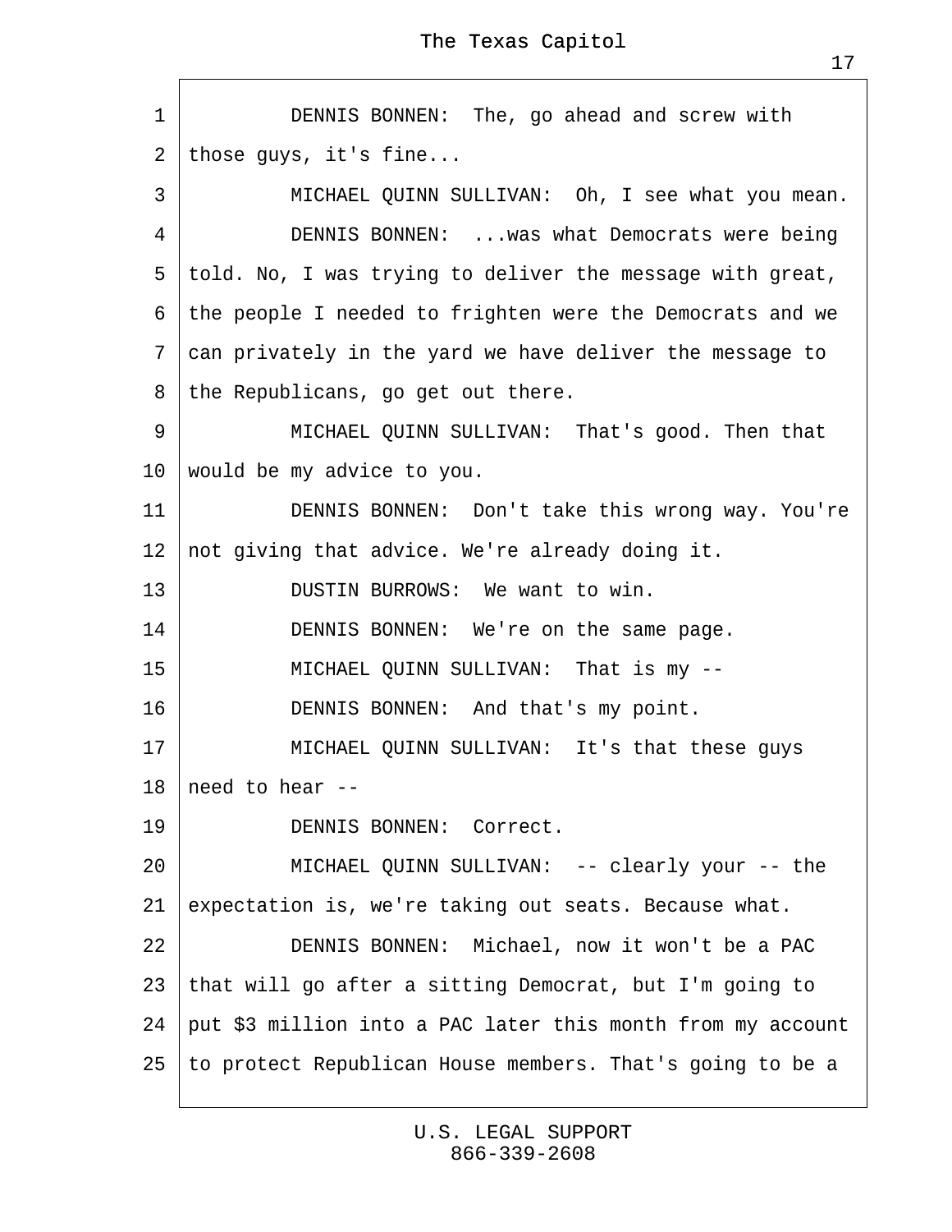DENNIS BONNEN: The, go ahead and screw with those guys, it's fine...

MICHAEL QUINN SULLIVAN: Oh, I see what you mean.

DENNIS BONNEN: ...was what Democrats were being told. No, I was trying to deliver the message with great, the people I needed to frighten were the Democrats and we can privately in the yard we have deliver the message to the Republicans, go get out there.

MICHAEL QUINN SULLIVAN: That's good. Then that would be my advice to you.

DENNIS BONNEN: Don't take this wrong way. You're not giving that advice. We're already doing it.

DUSTIN BURROWS: We want to win.

DENNIS BONNEN: We're on the same page.

MICHAEL QUINN SULLIVAN: That is my --

DENNIS BONNEN: And that's my point.

MICHAEL QUINN SULLIVAN: It's that these guys need to hear --

DENNIS BONNEN: Correct.

MICHAEL QUINN SULLIVAN: -- clearly your -- the expectation is, we're taking out seats. Because what.

DENNIS BONNEN: Michael, now it won't be a PAC that will go after a sitting Democrat, but I'm going to put $3 million into a PAC later this month from my account to protect Republican House members. That's going to be a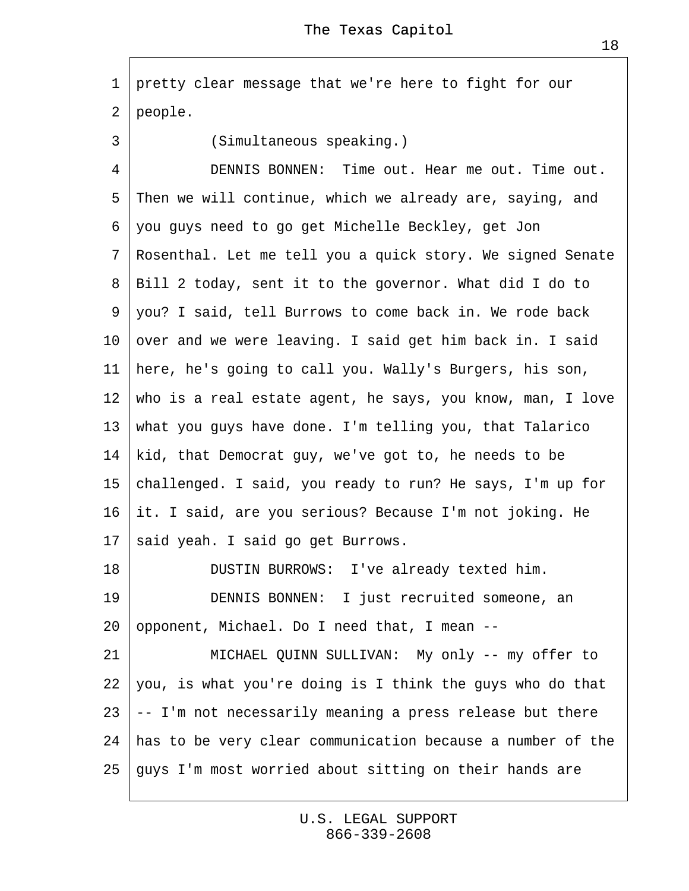1 pretty clear message that we're here to fight for our
2 people.
3 (Simultaneous speaking.)
4 DENNIS BONNEN: Time out. Hear me out. Time out.
5 Then we will continue, which we already are, saying, and
6 you guys need to go get Michelle Beckley, get Jon
7 Rosenthal. Let me tell you a quick story. We signed Senate
8 Bill 2 today, sent it to the governor. What did I do to
9 you? I said, tell Burrows to come back in. We rode back
10 over and we were leaving. I said get him back in. I said
11 here, he's going to call you. Wally's Burgers, his son,
12 who is a real estate agent, he says, you know, man, I love
13 what you guys have done. I'm telling you, that Talarico
14 kid, that Democrat guy, we've got to, he needs to be
15 challenged. I said, you ready to run? He says, I'm up for
16 it. I said, are you serious? Because I'm not joking. He
17 said yeah. I said go get Burrows.
18 DUSTIN BURROWS: I've already texted him.
19 DENNIS BONNEN: I just recruited someone, an
20 opponent, Michael. Do I need that, I mean --
21 MICHAEL QUINN SULLIVAN: My only -- my offer to
22 you, is what you're doing is I think the guys who do that
23 -- I'm not necessarily meaning a press release but there
24 has to be very clear communication because a number of the
25 guys I'm most worried about sitting on their hands are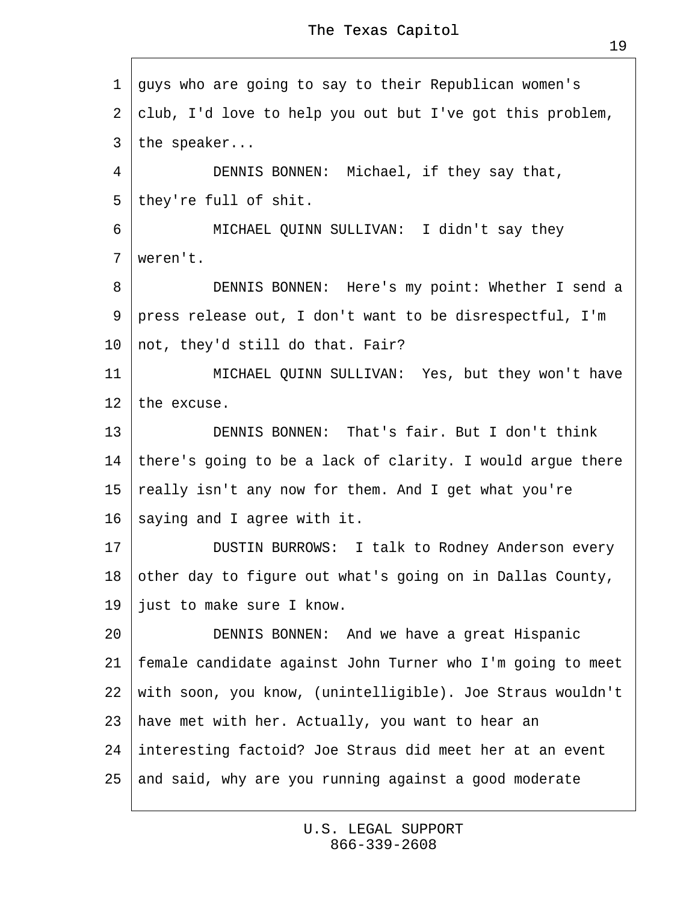guys who are going to say to their Republican women's club, I'd love to help you out but I've got this problem, the speaker...

DENNIS BONNEN: Michael, if they say that, they're full of shit.

MICHAEL QUINN SULLIVAN: I didn't say they weren't.

DENNIS BONNEN: Here's my point: Whether I send a press release out, I don't want to be disrespectful, I'm not, they'd still do that. Fair?

MICHAEL QUINN SULLIVAN: Yes, but they won't have the excuse.

DENNIS BONNEN: That's fair. But I don't think there's going to be a lack of clarity. I would argue there really isn't any now for them. And I get what you're saying and I agree with it.

DUSTIN BURROWS: I talk to Rodney Anderson every other day to figure out what's going on in Dallas County, just to make sure I know.

DENNIS BONNEN: And we have a great Hispanic female candidate against John Turner who I'm going to meet with soon, you know, (unintelligible). Joe Straus wouldn't have met with her. Actually, you want to hear an interesting factoid? Joe Straus did meet her at an event and said, why are you running against a good moderate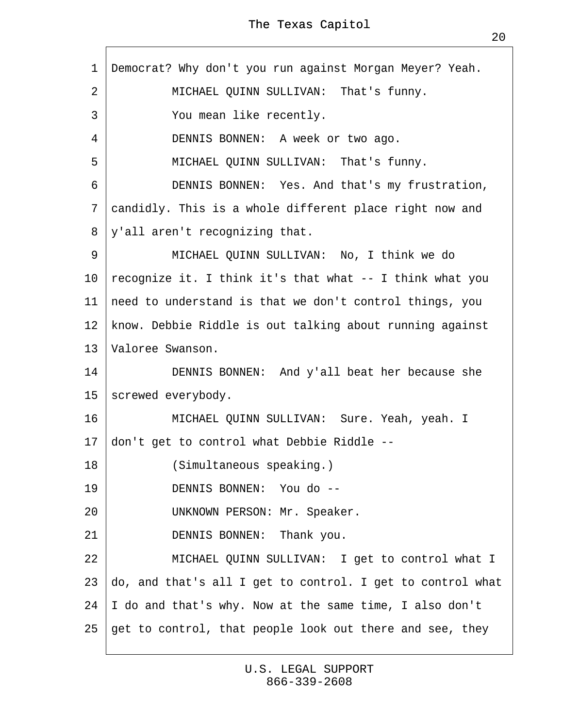Democrat? Why don't you run against Morgan Meyer? Yeah.

MICHAEL QUINN SULLIVAN: That's funny.

You mean like recently.

DENNIS BONNEN: A week or two ago.

MICHAEL QUINN SULLIVAN: That's funny.

DENNIS BONNEN: Yes. And that's my frustration, candidly. This is a whole different place right now and y'all aren't recognizing that.

MICHAEL QUINN SULLIVAN: No, I think we do recognize it. I think it's that what -- I think what you need to understand is that we don't control things, you know. Debbie Riddle is out talking about running against Valoree Swanson.

DENNIS BONNEN: And y'all beat her because she screwed everybody.

MICHAEL QUINN SULLIVAN: Sure. Yeah, yeah. I don't get to control what Debbie Riddle --

(Simultaneous speaking.)

DENNIS BONNEN: You do --

UNKNOWN PERSON: Mr. Speaker.

DENNIS BONNEN: Thank you.

MICHAEL QUINN SULLIVAN: I get to control what I do, and that's all I get to control. I get to control what I do and that's why. Now at the same time, I also don't get to control, that people look out there and see, they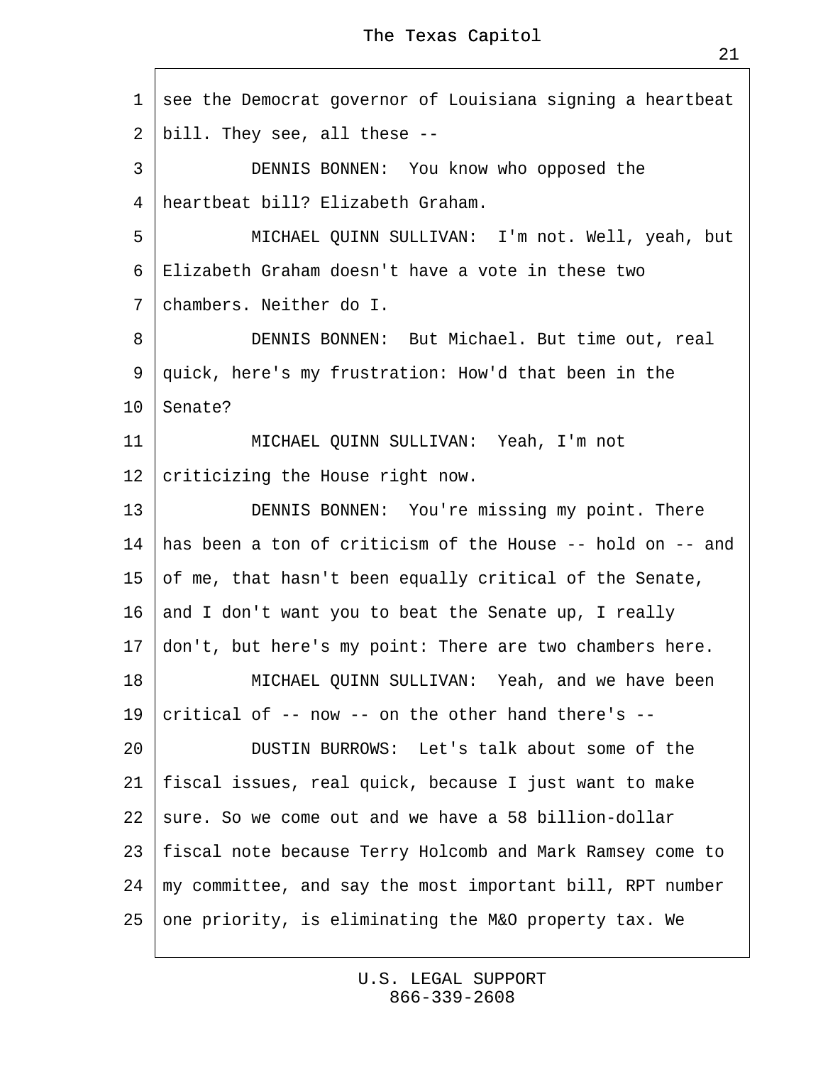see the Democrat governor of Louisiana signing a heartbeat bill. They see, all these --

DENNIS BONNEN: You know who opposed the heartbeat bill? Elizabeth Graham.

MICHAEL QUINN SULLIVAN: I'm not. Well, yeah, but Elizabeth Graham doesn't have a vote in these two chambers. Neither do I.

DENNIS BONNEN: But Michael. But time out, real quick, here's my frustration: How'd that been in the Senate?

MICHAEL QUINN SULLIVAN: Yeah, I'm not criticizing the House right now.

DENNIS BONNEN: You're missing my point. There has been a ton of criticism of the House -- hold on -- and of me, that hasn't been equally critical of the Senate, and I don't want you to beat the Senate up, I really don't, but here's my point: There are two chambers here.

MICHAEL QUINN SULLIVAN: Yeah, and we have been critical of -- now -- on the other hand there's --

DUSTIN BURROWS: Let's talk about some of the fiscal issues, real quick, because I just want to make sure. So we come out and we have a 58 billion-dollar fiscal note because Terry Holcomb and Mark Ramsey come to my committee, and say the most important bill, RPT number one priority, is eliminating the M&O property tax. We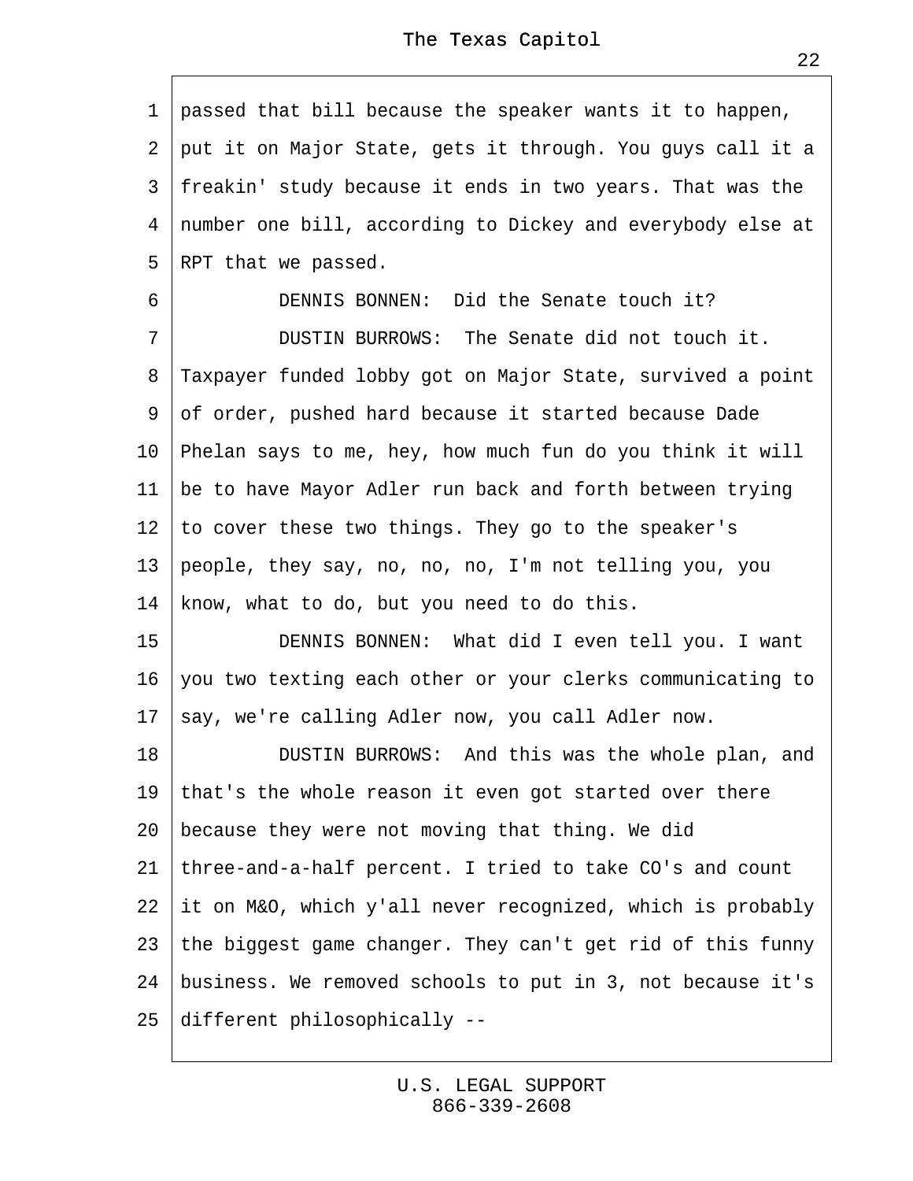passed that bill because the speaker wants it to happen, put it on Major State, gets it through. You guys call it a freakin' study because it ends in two years. That was the number one bill, according to Dickey and everybody else at RPT that we passed.

DENNIS BONNEN: Did the Senate touch it?

DUSTIN BURROWS: The Senate did not touch it. Taxpayer funded lobby got on Major State, survived a point of order, pushed hard because it started because Dade Phelan says to me, hey, how much fun do you think it will be to have Mayor Adler run back and forth between trying to cover these two things. They go to the speaker's people, they say, no, no, no, I'm not telling you, you know, what to do, but you need to do this.

DENNIS BONNEN: What did I even tell you. I want you two texting each other or your clerks communicating to say, we're calling Adler now, you call Adler now.

DUSTIN BURROWS: And this was the whole plan, and that's the whole reason it even got started over there because they were not moving that thing. We did three-and-a-half percent. I tried to take CO's and count it on M&O, which y'all never recognized, which is probably the biggest game changer. They can't get rid of this funny business. We removed schools to put in 3, not because it's different philosophically --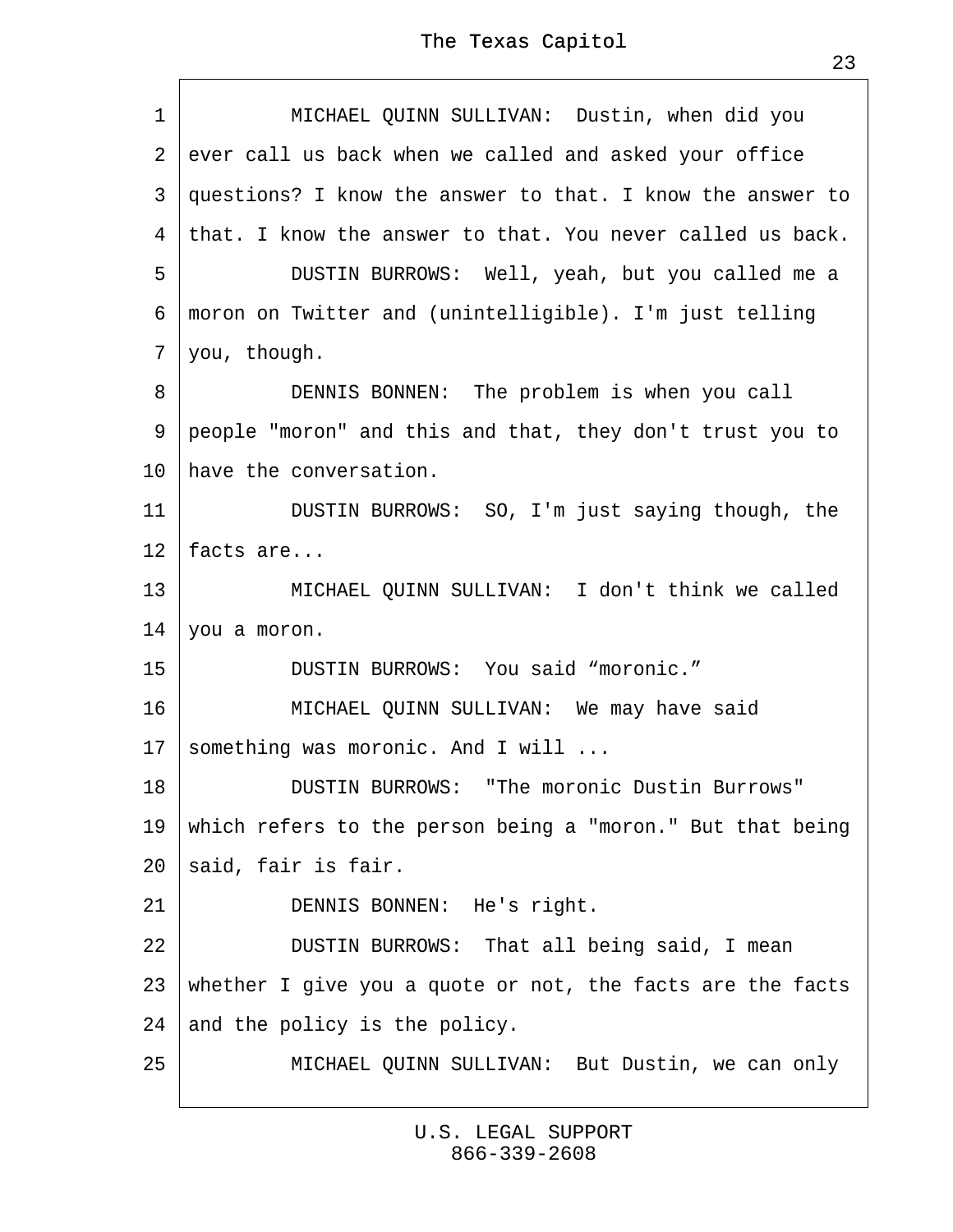MICHAEL QUINN SULLIVAN: Dustin, when did you ever call us back when we called and asked your office questions? I know the answer to that. I know the answer to that. I know the answer to that. You never called us back.

DUSTIN BURROWS: Well, yeah, but you called me a moron on Twitter and (unintelligible). I'm just telling you, though.

DENNIS BONNEN: The problem is when you call people "moron" and this and that, they don't trust you to have the conversation.

DUSTIN BURROWS: SO, I'm just saying though, the facts are...

MICHAEL QUINN SULLIVAN: I don't think we called you a moron.

DUSTIN BURROWS: You said “moronic.”

MICHAEL QUINN SULLIVAN: We may have said something was moronic. And I will ...

DUSTIN BURROWS: "The moronic Dustin Burrows" which refers to the person being a "moron." But that being said, fair is fair.

DENNIS BONNEN: He's right.

DUSTIN BURROWS: That all being said, I mean whether I give you a quote or not, the facts are the facts and the policy is the policy.

MICHAEL QUINN SULLIVAN: But Dustin, we can only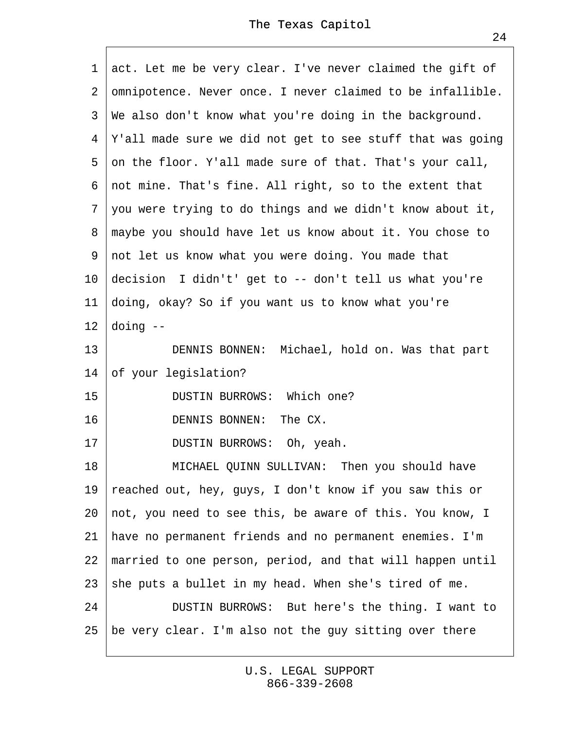act. Let me be very clear. I've never claimed the gift of omnipotence. Never once. I never claimed to be infallible. We also don't know what you're doing in the background. Y'all made sure we did not get to see stuff that was going on the floor. Y'all made sure of that. That's your call, not mine. That's fine. All right, so to the extent that you were trying to do things and we didn't know about it, maybe you should have let us know about it. You chose to not let us know what you were doing. You made that decision  I didn't' get to -- don't tell us what you're doing, okay? So if you want us to know what you're doing --

DENNIS BONNEN:  Michael, hold on. Was that part of your legislation?

DUSTIN BURROWS:  Which one?

DENNIS BONNEN:  The CX.

DUSTIN BURROWS:  Oh, yeah.

MICHAEL QUINN SULLIVAN:  Then you should have reached out, hey, guys, I don't know if you saw this or not, you need to see this, be aware of this. You know, I have no permanent friends and no permanent enemies. I'm married to one person, period, and that will happen until she puts a bullet in my head. When she's tired of me.

DUSTIN BURROWS:  But here's the thing. I want to be very clear. I'm also not the guy sitting over there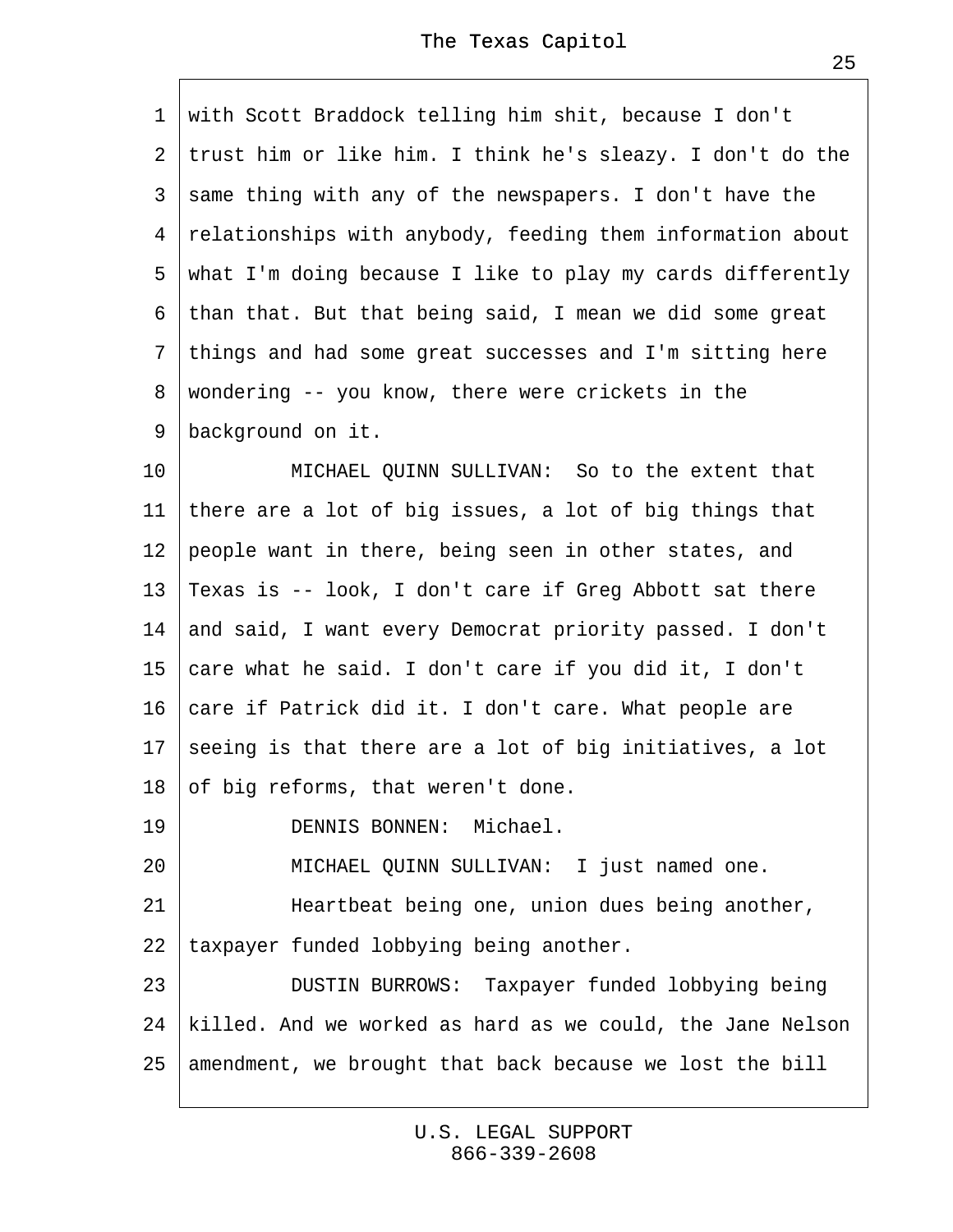with Scott Braddock telling him shit, because I don't trust him or like him. I think he's sleazy. I don't do the same thing with any of the newspapers. I don't have the relationships with anybody, feeding them information about what I'm doing because I like to play my cards differently than that. But that being said, I mean we did some great things and had some great successes and I'm sitting here wondering -- you know, there were crickets in the background on it.

MICHAEL QUINN SULLIVAN: So to the extent that there are a lot of big issues, a lot of big things that people want in there, being seen in other states, and Texas is -- look, I don't care if Greg Abbott sat there and said, I want every Democrat priority passed. I don't care what he said. I don't care if you did it, I don't care if Patrick did it. I don't care. What people are seeing is that there are a lot of big initiatives, a lot of big reforms, that weren't done.

DENNIS BONNEN: Michael.

MICHAEL QUINN SULLIVAN: I just named one.

Heartbeat being one, union dues being another, taxpayer funded lobbying being another.

DUSTIN BURROWS: Taxpayer funded lobbying being killed. And we worked as hard as we could, the Jane Nelson amendment, we brought that back because we lost the bill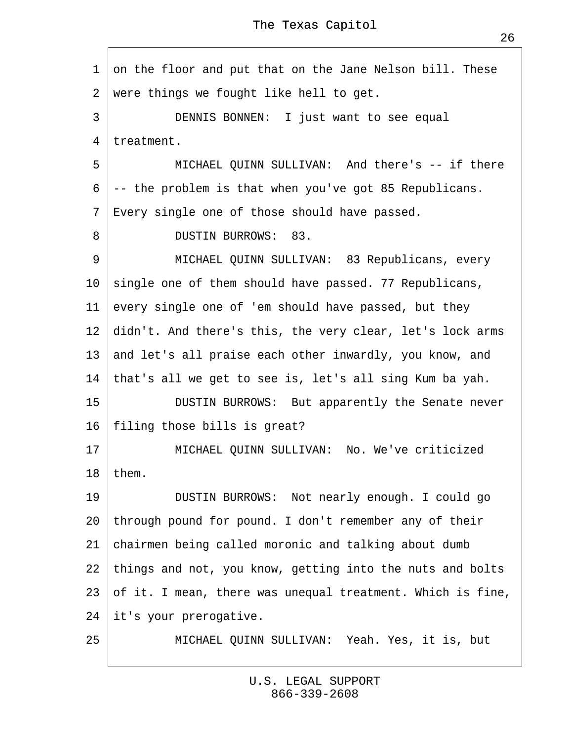1 on the floor and put that on the Jane Nelson bill. These
2 were things we fought like hell to get.
3 DENNIS BONNEN: I just want to see equal
4 treatment.
5 MICHAEL QUINN SULLIVAN: And there's -- if there
6 -- the problem is that when you've got 85 Republicans.
7 Every single one of those should have passed.
8 DUSTIN BURROWS: 83.
9 MICHAEL QUINN SULLIVAN: 83 Republicans, every
10 single one of them should have passed. 77 Republicans,
11 every single one of 'em should have passed, but they
12 didn't. And there's this, the very clear, let's lock arms
13 and let's all praise each other inwardly, you know, and
14 that's all we get to see is, let's all sing Kum ba yah.
15 DUSTIN BURROWS: But apparently the Senate never
16 filing those bills is great?
17 MICHAEL QUINN SULLIVAN: No. We've criticized
18 them.
19 DUSTIN BURROWS: Not nearly enough. I could go
20 through pound for pound. I don't remember any of their
21 chairmen being called moronic and talking about dumb
22 things and not, you know, getting into the nuts and bolts
23 of it. I mean, there was unequal treatment. Which is fine,
24 it's your prerogative.
25 MICHAEL QUINN SULLIVAN: Yeah. Yes, it is, but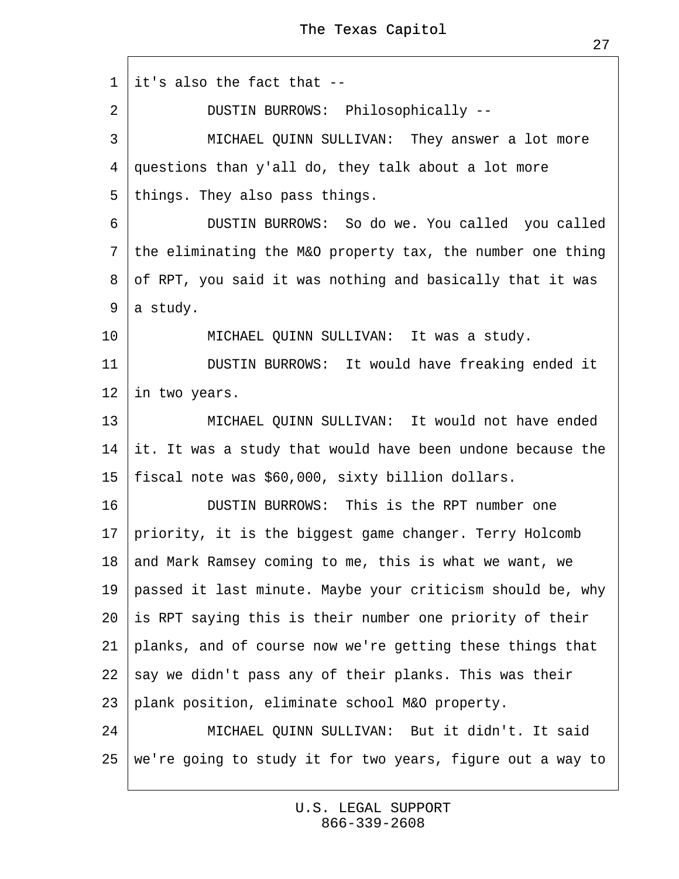1 it's also the fact that --

2 DUSTIN BURROWS: Philosophically --

3 MICHAEL QUINN SULLIVAN: They answer a lot more

4 questions than y'all do, they talk about a lot more

5 things. They also pass things.

6 DUSTIN BURROWS: So do we. You called you called

7 the eliminating the M&O property tax, the number one thing

8 of RPT, you said it was nothing and basically that it was

9 a study.

10 MICHAEL QUINN SULLIVAN: It was a study.

11 DUSTIN BURROWS: It would have freaking ended it

12 in two years.

13 MICHAEL QUINN SULLIVAN: It would not have ended

14 it. It was a study that would have been undone because the

15 fiscal note was $60,000, sixty billion dollars.

16 DUSTIN BURROWS: This is the RPT number one

17 priority, it is the biggest game changer. Terry Holcomb

18 and Mark Ramsey coming to me, this is what we want, we

19 passed it last minute. Maybe your criticism should be, why

20 is RPT saying this is their number one priority of their

21 planks, and of course now we're getting these things that

22 say we didn't pass any of their planks. This was their

23 plank position, eliminate school M&O property.

24 MICHAEL QUINN SULLIVAN: But it didn't. It said

25 we're going to study it for two years, figure out a way to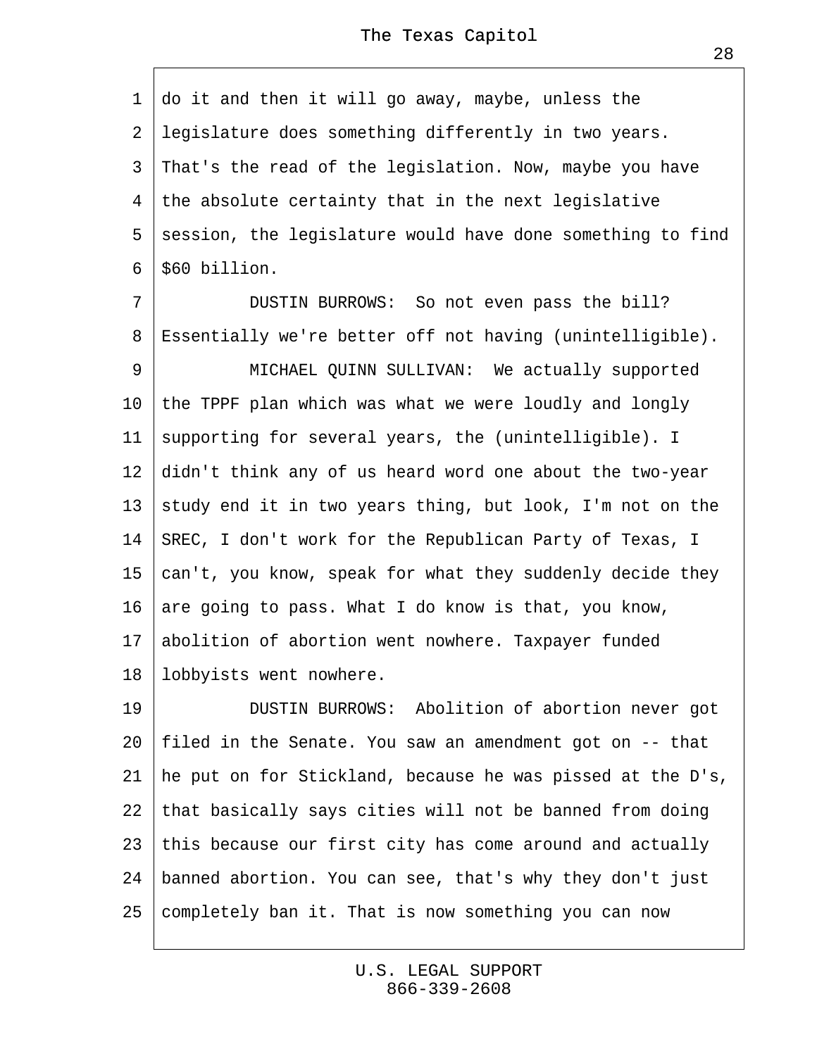do it and then it will go away, maybe, unless the legislature does something differently in two years. That's the read of the legislation. Now, maybe you have the absolute certainty that in the next legislative session, the legislature would have done something to find $60 billion.

DUSTIN BURROWS: So not even pass the bill? Essentially we're better off not having (unintelligible).

MICHAEL QUINN SULLIVAN: We actually supported the TPPF plan which was what we were loudly and longly supporting for several years, the (unintelligible). I didn't think any of us heard word one about the two-year study end it in two years thing, but look, I'm not on the SREC, I don't work for the Republican Party of Texas, I can't, you know, speak for what they suddenly decide they are going to pass. What I do know is that, you know, abolition of abortion went nowhere. Taxpayer funded lobbyists went nowhere.

DUSTIN BURROWS: Abolition of abortion never got filed in the Senate. You saw an amendment got on -- that he put on for Stickland, because he was pissed at the D's, that basically says cities will not be banned from doing this because our first city has come around and actually banned abortion. You can see, that's why they don't just completely ban it. That is now something you can now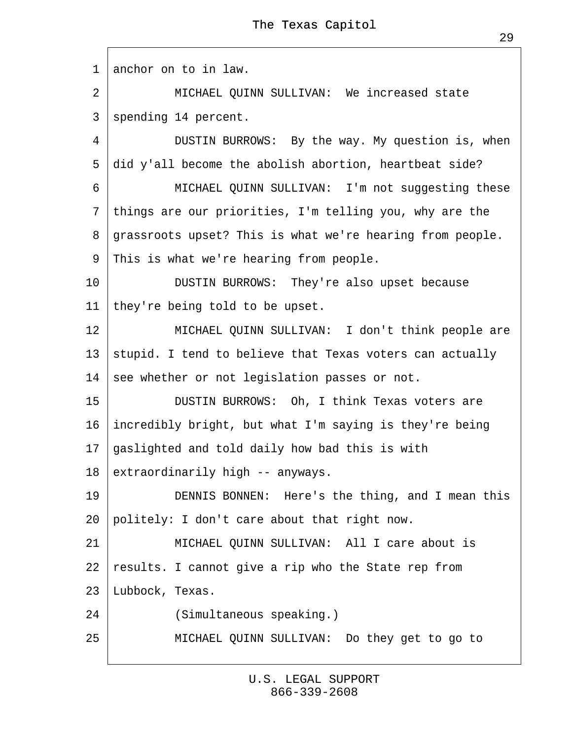1 anchor on to in law.

2 MICHAEL QUINN SULLIVAN: We increased state

3 spending 14 percent.

4 DUSTIN BURROWS: By the way. My question is, when

5 did y'all become the abolish abortion, heartbeat side?

6 MICHAEL QUINN SULLIVAN: I'm not suggesting these

7 things are our priorities, I'm telling you, why are the

8 grassroots upset? This is what we're hearing from people.

9 This is what we're hearing from people.

10 DUSTIN BURROWS: They're also upset because

11 they're being told to be upset.

12 MICHAEL QUINN SULLIVAN: I don't think people are

13 stupid. I tend to believe that Texas voters can actually

14 see whether or not legislation passes or not.

15 DUSTIN BURROWS: Oh, I think Texas voters are

16 incredibly bright, but what I'm saying is they're being

17 gaslighted and told daily how bad this is with

18 extraordinarily high -- anyways.

19 DENNIS BONNEN: Here's the thing, and I mean this

20 politely: I don't care about that right now.

21 MICHAEL QUINN SULLIVAN: All I care about is

22 results. I cannot give a rip who the State rep from

23 Lubbock, Texas.

24 (Simultaneous speaking.)

25 MICHAEL QUINN SULLIVAN: Do they get to go to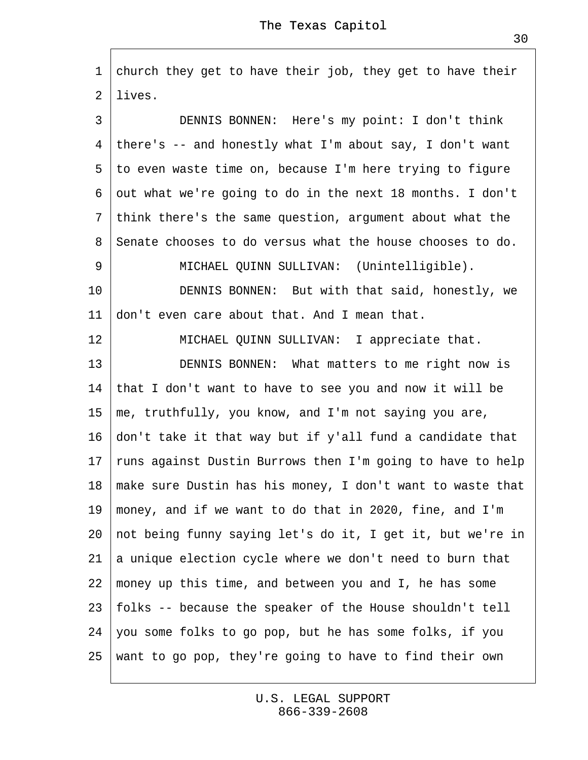1 church they get to have their job, they get to have their
2 lives.

3 DENNIS BONNEN: Here's my point: I don't think
4 there's -- and honestly what I'm about say, I don't want
5 to even waste time on, because I'm here trying to figure
6 out what we're going to do in the next 18 months. I don't
7 think there's the same question, argument about what the
8 Senate chooses to do versus what the house chooses to do.

9 MICHAEL QUINN SULLIVAN: (Unintelligible).

10 DENNIS BONNEN: But with that said, honestly, we
11 don't even care about that. And I mean that.

12 MICHAEL QUINN SULLIVAN: I appreciate that.

13 DENNIS BONNEN: What matters to me right now is
14 that I don't want to have to see you and now it will be
15 me, truthfully, you know, and I'm not saying you are,
16 don't take it that way but if y'all fund a candidate that
17 runs against Dustin Burrows then I'm going to have to help
18 make sure Dustin has his money, I don't want to waste that
19 money, and if we want to do that in 2020, fine, and I'm
20 not being funny saying let's do it, I get it, but we're in
21 a unique election cycle where we don't need to burn that
22 money up this time, and between you and I, he has some
23 folks -- because the speaker of the House shouldn't tell
24 you some folks to go pop, but he has some folks, if you
25 want to go pop, they're going to have to find their own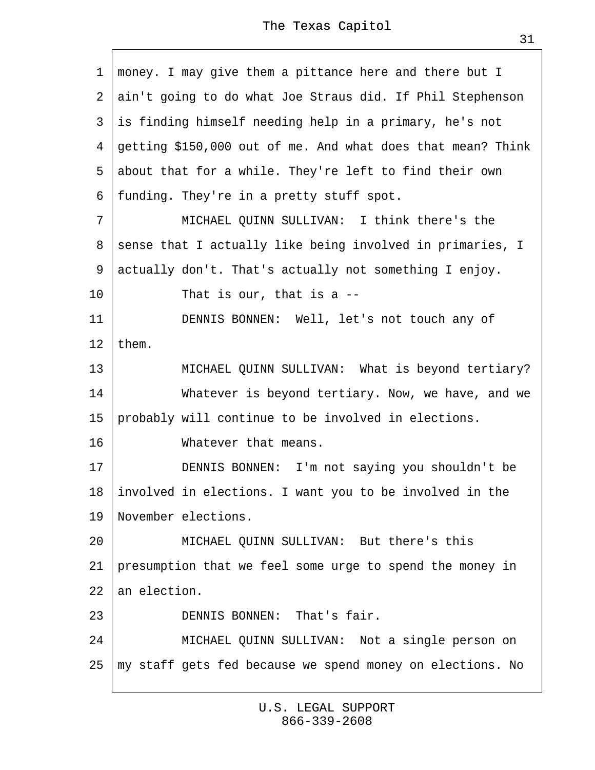1 money. I may give them a pittance here and there but I
2 ain't going to do what Joe Straus did. If Phil Stephenson
3 is finding himself needing help in a primary, he's not
4 getting $150,000 out of me. And what does that mean? Think
5 about that for a while. They're left to find their own
6 funding. They're in a pretty stuff spot.

7 MICHAEL QUINN SULLIVAN: I think there's the
8 sense that I actually like being involved in primaries, I
9 actually don't. That's actually not something I enjoy.

10 That is our, that is a --

11 DENNIS BONNEN: Well, let's not touch any of
12 them.

13 MICHAEL QUINN SULLIVAN: What is beyond tertiary?

14 Whatever is beyond tertiary. Now, we have, and we
15 probably will continue to be involved in elections.

16 Whatever that means.

17 DENNIS BONNEN: I'm not saying you shouldn't be
18 involved in elections. I want you to be involved in the
19 November elections.

20 MICHAEL QUINN SULLIVAN: But there's this
21 presumption that we feel some urge to spend the money in
22 an election.

23 DENNIS BONNEN: That's fair.

24 MICHAEL QUINN SULLIVAN: Not a single person on
25 my staff gets fed because we spend money on elections. No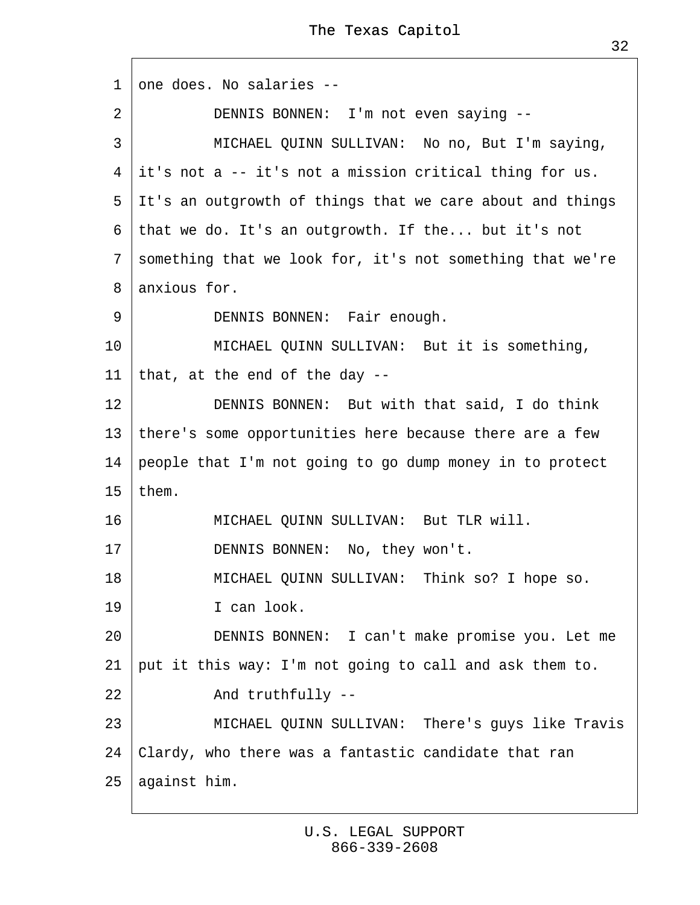1 one does. No salaries --

2 DENNIS BONNEN: I'm not even saying --

3 MICHAEL QUINN SULLIVAN: No no, But I'm saying,
4 it's not a -- it's not a mission critical thing for us.
5 It's an outgrowth of things that we care about and things
6 that we do. It's an outgrowth. If the... but it's not
7 something that we look for, it's not something that we're
8 anxious for.

9 DENNIS BONNEN: Fair enough.

10 MICHAEL QUINN SULLIVAN: But it is something,
11 that, at the end of the day --

12 DENNIS BONNEN: But with that said, I do think
13 there's some opportunities here because there are a few
14 people that I'm not going to go dump money in to protect
15 them.

16 MICHAEL QUINN SULLIVAN: But TLR will.

17 DENNIS BONNEN: No, they won't.

18 MICHAEL QUINN SULLIVAN: Think so? I hope so.

19 I can look.

20 DENNIS BONNEN: I can't make promise you. Let me
21 put it this way: I'm not going to call and ask them to.

22 And truthfully --

23 MICHAEL QUINN SULLIVAN: There's guys like Travis
24 Clardy, who there was a fantastic candidate that ran
25 against him.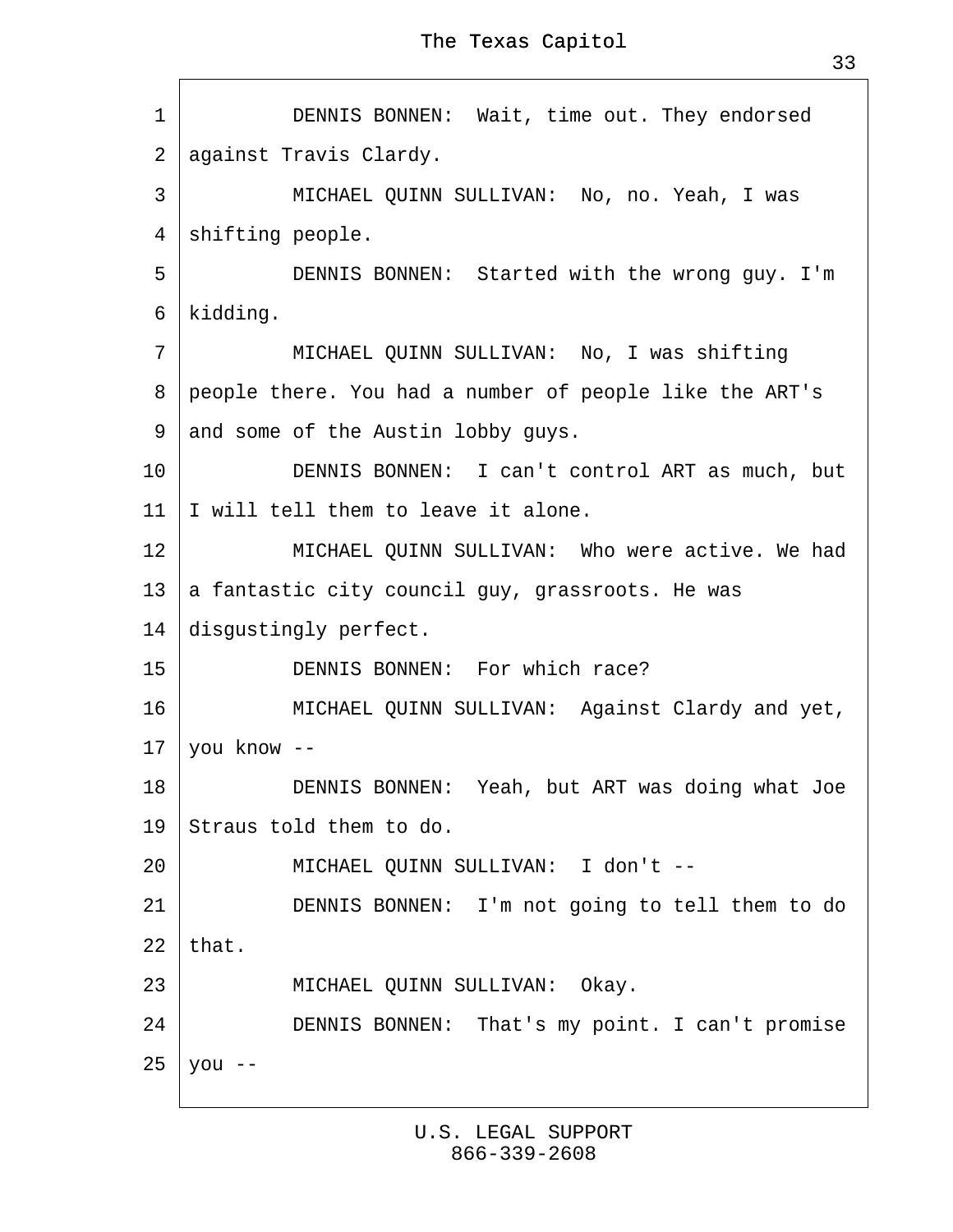DENNIS BONNEN: Wait, time out. They endorsed against Travis Clardy.

MICHAEL QUINN SULLIVAN: No, no. Yeah, I was shifting people.

DENNIS BONNEN: Started with the wrong guy. I'm kidding.

MICHAEL QUINN SULLIVAN: No, I was shifting people there. You had a number of people like the ART's and some of the Austin lobby guys.

DENNIS BONNEN: I can't control ART as much, but I will tell them to leave it alone.

MICHAEL QUINN SULLIVAN: Who were active. We had a fantastic city council guy, grassroots. He was disgustingly perfect.

DENNIS BONNEN: For which race?

MICHAEL QUINN SULLIVAN: Against Clardy and yet, you know --

DENNIS BONNEN: Yeah, but ART was doing what Joe Straus told them to do.

MICHAEL QUINN SULLIVAN: I don't --

DENNIS BONNEN: I'm not going to tell them to do that.

MICHAEL QUINN SULLIVAN: Okay.

DENNIS BONNEN: That's my point. I can't promise you --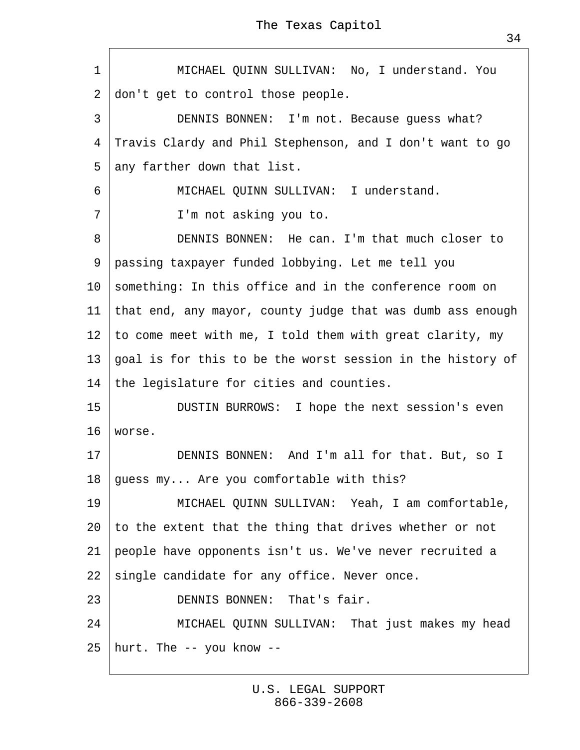MICHAEL QUINN SULLIVAN: No, I understand. You don't get to control those people.

DENNIS BONNEN: I'm not. Because guess what? Travis Clardy and Phil Stephenson, and I don't want to go any farther down that list.

MICHAEL QUINN SULLIVAN: I understand.

I'm not asking you to.

DENNIS BONNEN: He can. I'm that much closer to passing taxpayer funded lobbying. Let me tell you something: In this office and in the conference room on that end, any mayor, county judge that was dumb ass enough to come meet with me, I told them with great clarity, my goal is for this to be the worst session in the history of the legislature for cities and counties.

DUSTIN BURROWS: I hope the next session's even worse.

DENNIS BONNEN: And I'm all for that. But, so I guess my... Are you comfortable with this?

MICHAEL QUINN SULLIVAN: Yeah, I am comfortable, to the extent that the thing that drives whether or not people have opponents isn't us. We've never recruited a single candidate for any office. Never once.

DENNIS BONNEN: That's fair.

MICHAEL QUINN SULLIVAN: That just makes my head hurt. The -- you know --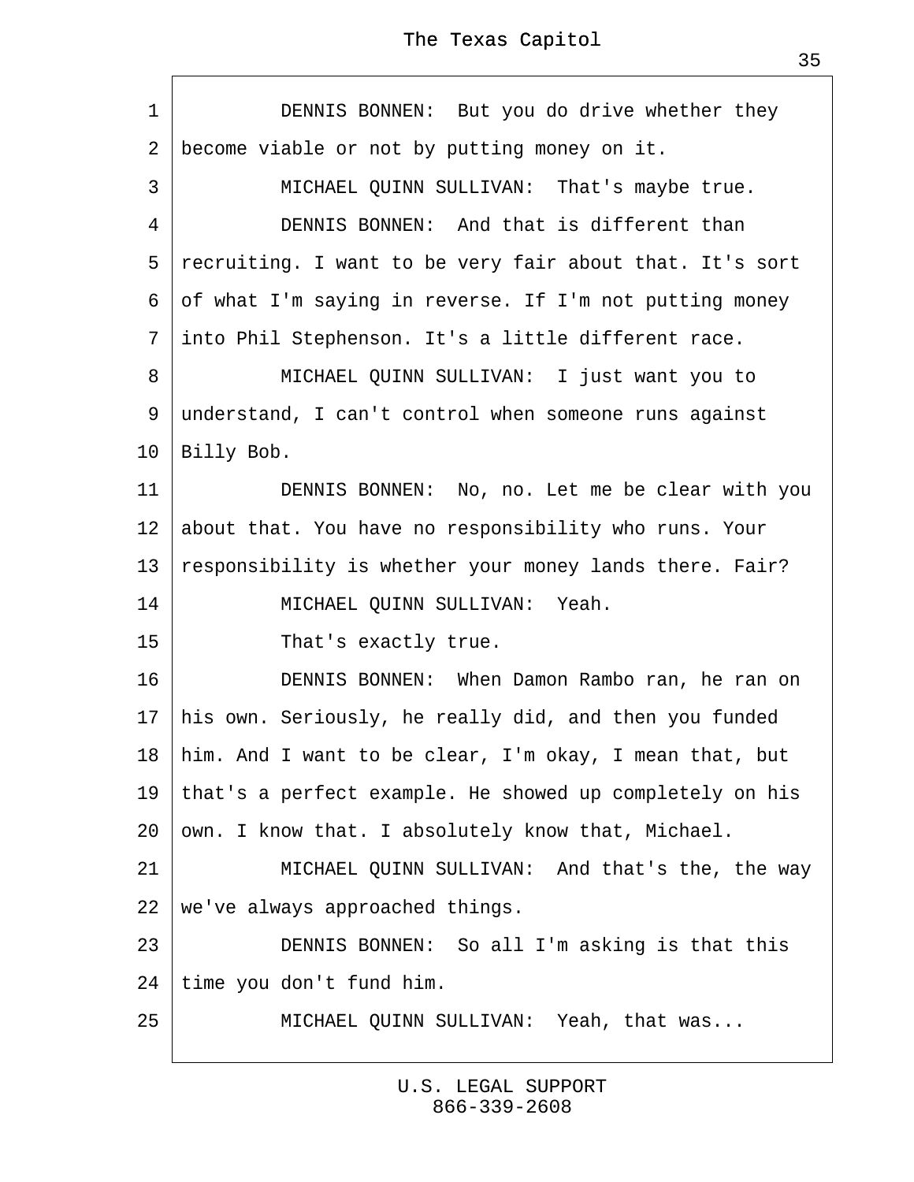DENNIS BONNEN: But you do drive whether they become viable or not by putting money on it.

MICHAEL QUINN SULLIVAN: That's maybe true.

DENNIS BONNEN: And that is different than recruiting. I want to be very fair about that. It's sort of what I'm saying in reverse. If I'm not putting money into Phil Stephenson. It's a little different race.

MICHAEL QUINN SULLIVAN: I just want you to understand, I can't control when someone runs against Billy Bob.

DENNIS BONNEN: No, no. Let me be clear with you about that. You have no responsibility who runs. Your responsibility is whether your money lands there. Fair?

MICHAEL QUINN SULLIVAN: Yeah.

That's exactly true.

DENNIS BONNEN: When Damon Rambo ran, he ran on his own. Seriously, he really did, and then you funded him. And I want to be clear, I'm okay, I mean that, but that's a perfect example. He showed up completely on his own. I know that. I absolutely know that, Michael.

MICHAEL QUINN SULLIVAN: And that's the, the way we've always approached things.

DENNIS BONNEN: So all I'm asking is that this time you don't fund him.

MICHAEL QUINN SULLIVAN: Yeah, that was...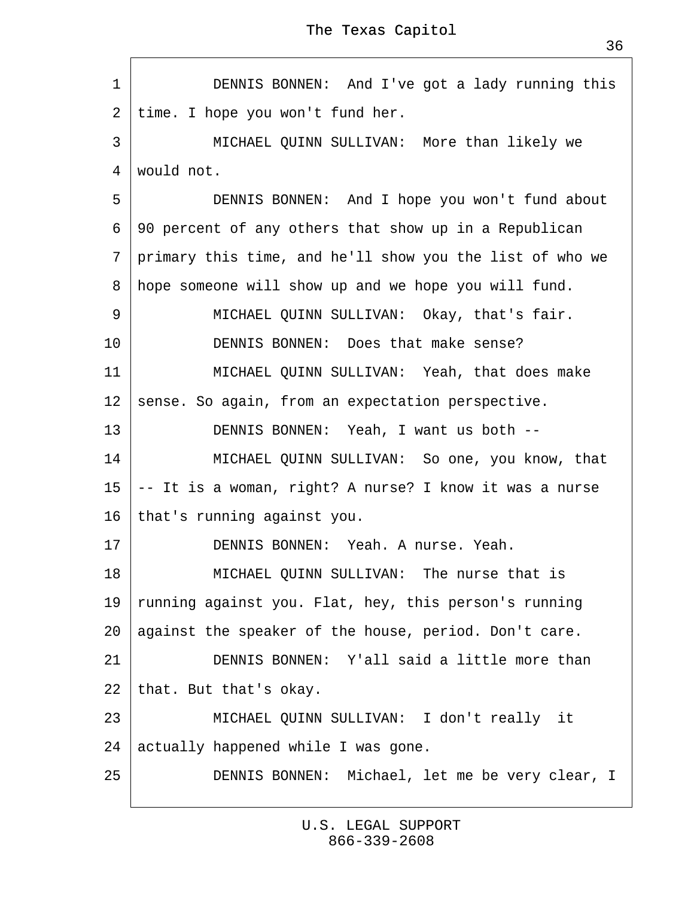DENNIS BONNEN: And I've got a lady running this time. I hope you won't fund her.

MICHAEL QUINN SULLIVAN: More than likely we would not.

DENNIS BONNEN: And I hope you won't fund about 90 percent of any others that show up in a Republican primary this time, and he'll show you the list of who we hope someone will show up and we hope you will fund.

MICHAEL QUINN SULLIVAN: Okay, that's fair.

DENNIS BONNEN: Does that make sense?

MICHAEL QUINN SULLIVAN: Yeah, that does make sense. So again, from an expectation perspective.

DENNIS BONNEN: Yeah, I want us both --

MICHAEL QUINN SULLIVAN: So one, you know, that -- It is a woman, right? A nurse? I know it was a nurse that's running against you.

DENNIS BONNEN: Yeah. A nurse. Yeah.

MICHAEL QUINN SULLIVAN: The nurse that is running against you. Flat, hey, this person's running against the speaker of the house, period. Don't care.

DENNIS BONNEN: Y'all said a little more than that. But that's okay.

MICHAEL QUINN SULLIVAN: I don't really it actually happened while I was gone.

DENNIS BONNEN: Michael, let me be very clear, I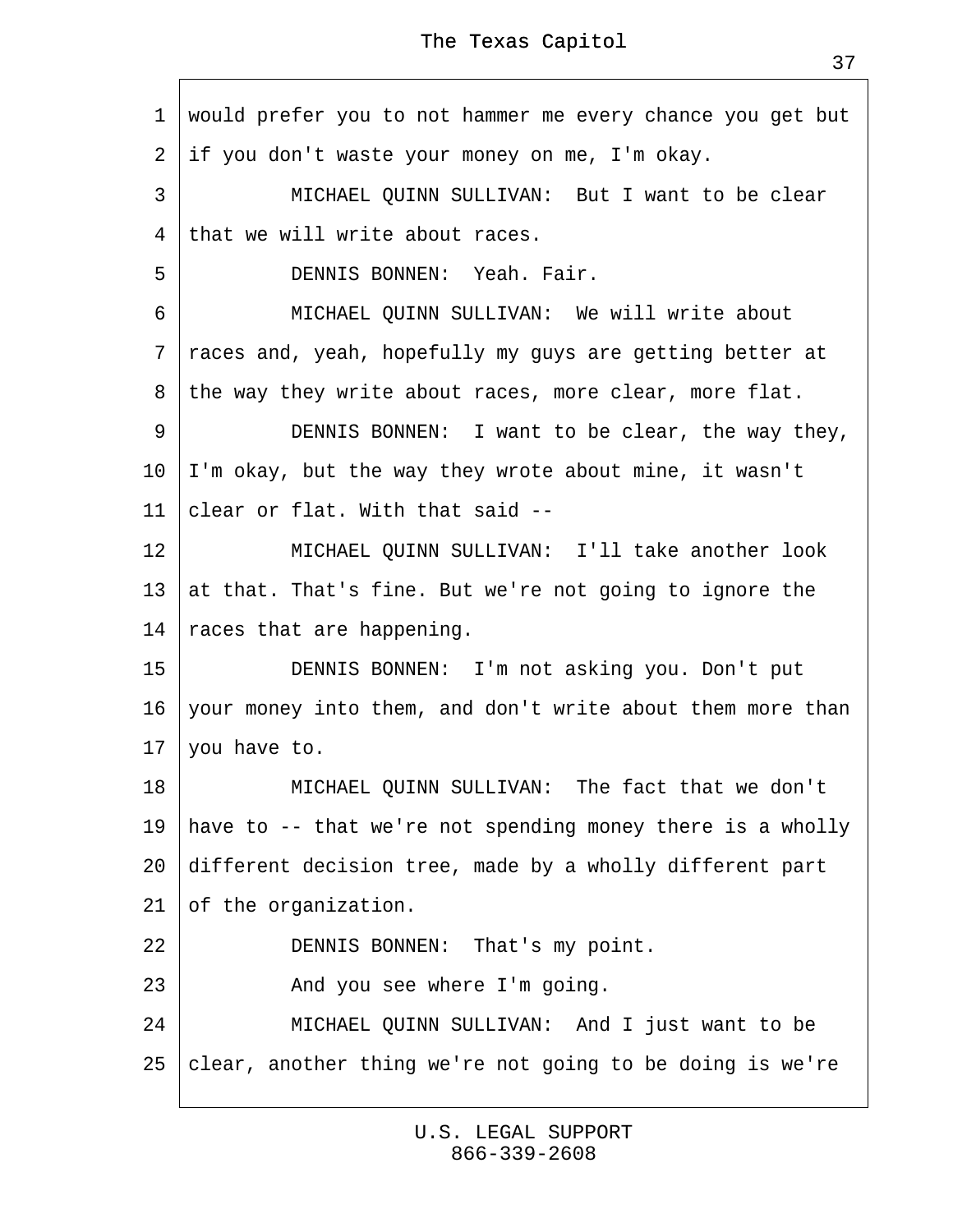1 would prefer you to not hammer me every chance you get but
2 if you don't waste your money on me, I'm okay.
3 MICHAEL QUINN SULLIVAN: But I want to be clear
4 that we will write about races.
5 DENNIS BONNEN: Yeah. Fair.
6 MICHAEL QUINN SULLIVAN: We will write about
7 races and, yeah, hopefully my guys are getting better at
8 the way they write about races, more clear, more flat.
9 DENNIS BONNEN: I want to be clear, the way they,
10 I'm okay, but the way they wrote about mine, it wasn't
11 clear or flat. With that said --
12 MICHAEL QUINN SULLIVAN: I'll take another look
13 at that. That's fine. But we're not going to ignore the
14 races that are happening.
15 DENNIS BONNEN: I'm not asking you. Don't put
16 your money into them, and don't write about them more than
17 you have to.
18 MICHAEL QUINN SULLIVAN: The fact that we don't
19 have to -- that we're not spending money there is a wholly
20 different decision tree, made by a wholly different part
21 of the organization.
22 DENNIS BONNEN: That's my point.
23 And you see where I'm going.
24 MICHAEL QUINN SULLIVAN: And I just want to be
25 clear, another thing we're not going to be doing is we're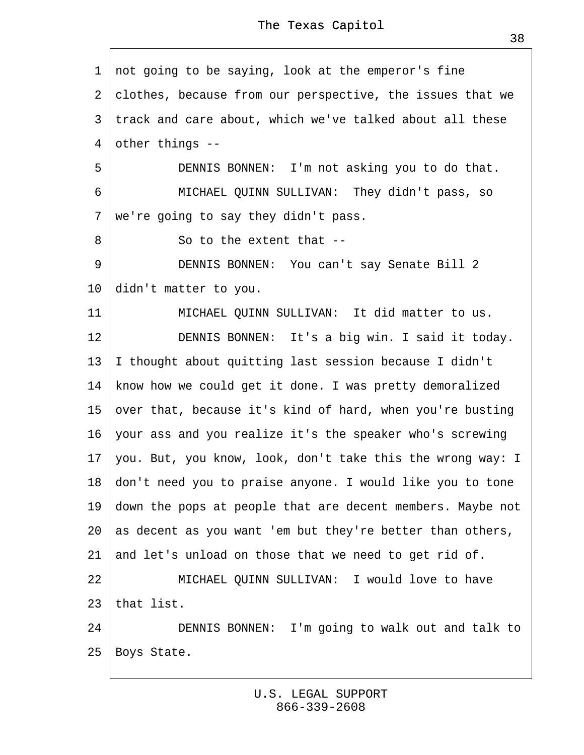not going to be saying, look at the emperor's fine clothes, because from our perspective, the issues that we track and care about, which we've talked about all these other things --

DENNIS BONNEN: I'm not asking you to do that.

MICHAEL QUINN SULLIVAN: They didn't pass, so we're going to say they didn't pass.

So to the extent that --

DENNIS BONNEN: You can't say Senate Bill 2 didn't matter to you.

MICHAEL QUINN SULLIVAN: It did matter to us.

DENNIS BONNEN: It's a big win. I said it today. I thought about quitting last session because I didn't know how we could get it done. I was pretty demoralized over that, because it's kind of hard, when you're busting your ass and you realize it's the speaker who's screwing you. But, you know, look, don't take this the wrong way: I don't need you to praise anyone. I would like you to tone down the pops at people that are decent members. Maybe not as decent as you want 'em but they're better than others, and let's unload on those that we need to get rid of.

MICHAEL QUINN SULLIVAN: I would love to have that list.

DENNIS BONNEN: I'm going to walk out and talk to Boys State.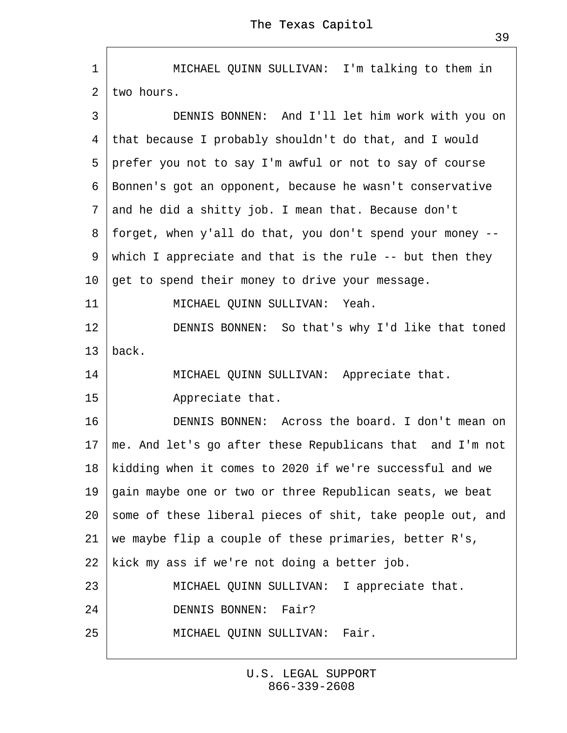MICHAEL QUINN SULLIVAN: I'm talking to them in two hours.

DENNIS BONNEN: And I'll let him work with you on that because I probably shouldn't do that, and I would prefer you not to say I'm awful or not to say of course Bonnen's got an opponent, because he wasn't conservative and he did a shitty job. I mean that. Because don't forget, when y'all do that, you don't spend your money -- which I appreciate and that is the rule -- but then they get to spend their money to drive your message.

MICHAEL QUINN SULLIVAN: Yeah.

DENNIS BONNEN: So that's why I'd like that toned back.

MICHAEL QUINN SULLIVAN: Appreciate that.

Appreciate that.

DENNIS BONNEN: Across the board. I don't mean on me. And let's go after these Republicans that and I'm not kidding when it comes to 2020 if we're successful and we gain maybe one or two or three Republican seats, we beat some of these liberal pieces of shit, take people out, and we maybe flip a couple of these primaries, better R's, kick my ass if we're not doing a better job.

MICHAEL QUINN SULLIVAN: I appreciate that.

DENNIS BONNEN: Fair?

MICHAEL QUINN SULLIVAN: Fair.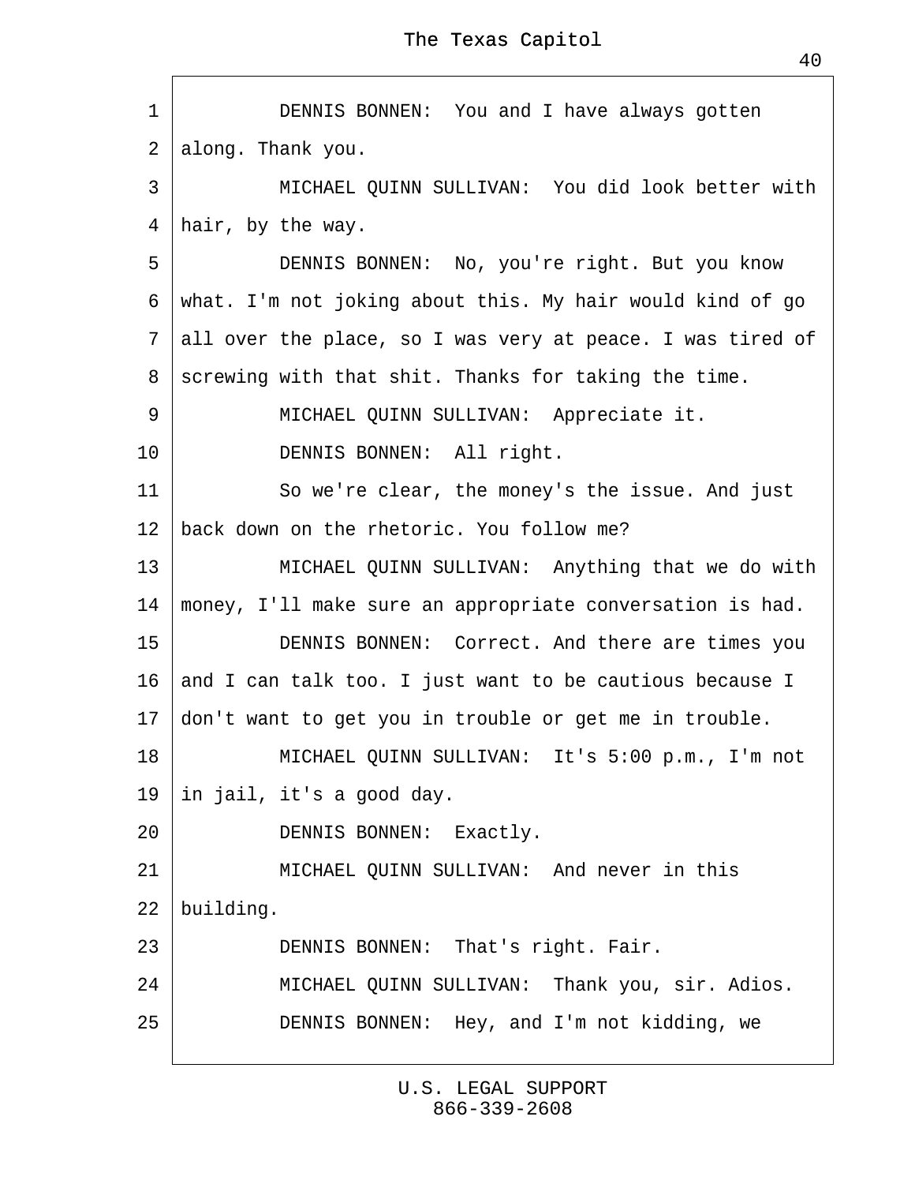1 DENNIS BONNEN: You and I have always gotten
2 along. Thank you.
3 MICHAEL QUINN SULLIVAN: You did look better with
4 hair, by the way.
5 DENNIS BONNEN: No, you're right. But you know
6 what. I'm not joking about this. My hair would kind of go
7 all over the place, so I was very at peace. I was tired of
8 screwing with that shit. Thanks for taking the time.
9 MICHAEL QUINN SULLIVAN: Appreciate it.
10 DENNIS BONNEN: All right.
11 So we're clear, the money's the issue. And just
12 back down on the rhetoric. You follow me?
13 MICHAEL QUINN SULLIVAN: Anything that we do with
14 money, I'll make sure an appropriate conversation is had.
15 DENNIS BONNEN: Correct. And there are times you
16 and I can talk too. I just want to be cautious because I
17 don't want to get you in trouble or get me in trouble.
18 MICHAEL QUINN SULLIVAN: It's 5:00 p.m., I'm not
19 in jail, it's a good day.
20 DENNIS BONNEN: Exactly.
21 MICHAEL QUINN SULLIVAN: And never in this
22 building.
23 DENNIS BONNEN: That's right. Fair.
24 MICHAEL QUINN SULLIVAN: Thank you, sir. Adios.
25 DENNIS BONNEN: Hey, and I'm not kidding, we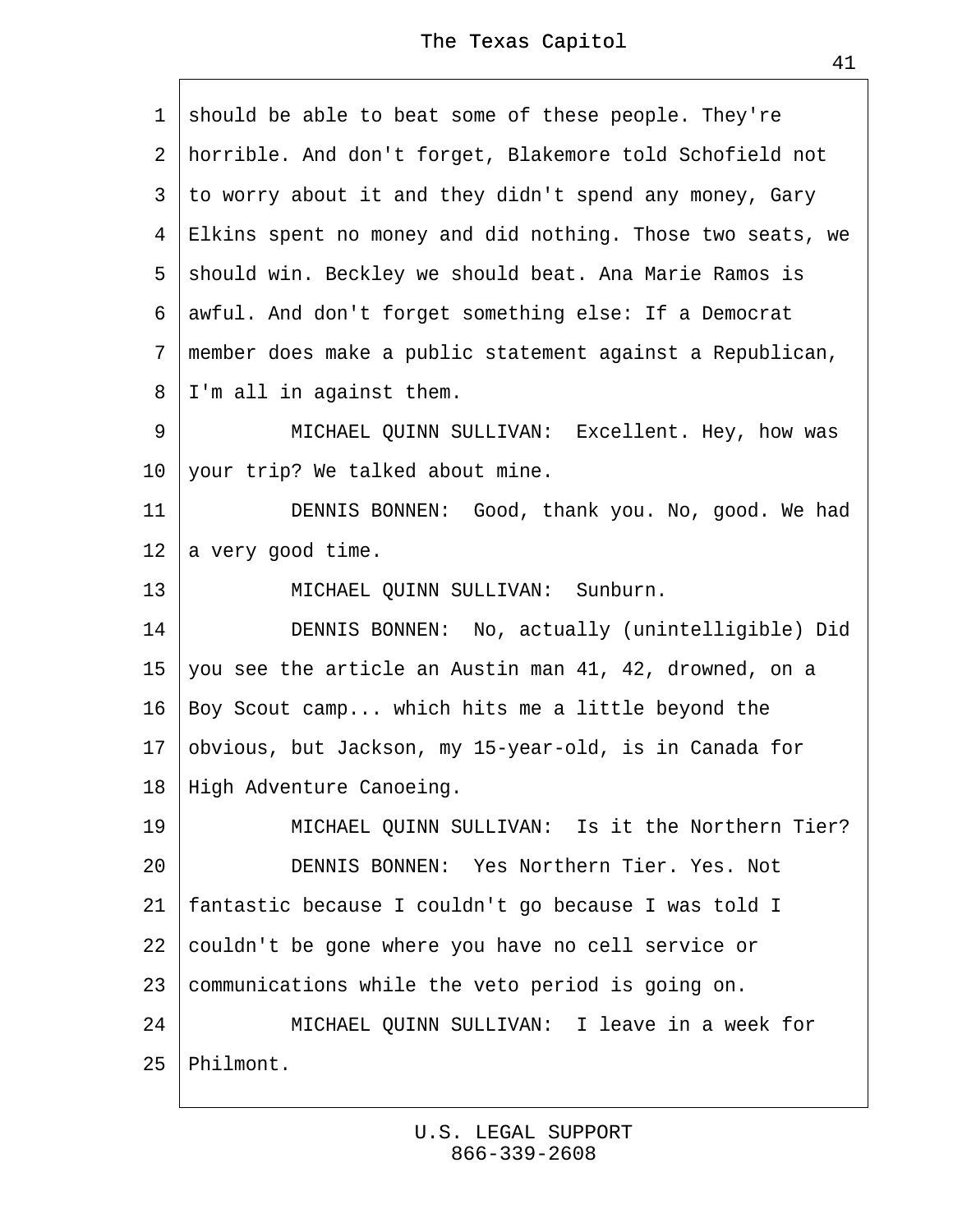should be able to beat some of these people. They're horrible. And don't forget, Blakemore told Schofield not to worry about it and they didn't spend any money, Gary Elkins spent no money and did nothing. Those two seats, we should win. Beckley we should beat. Ana Marie Ramos is awful. And don't forget something else: If a Democrat member does make a public statement against a Republican, I'm all in against them.

MICHAEL QUINN SULLIVAN: Excellent. Hey, how was your trip? We talked about mine.

DENNIS BONNEN: Good, thank you. No, good. We had a very good time.

MICHAEL QUINN SULLIVAN: Sunburn.

DENNIS BONNEN: No, actually (unintelligible) Did you see the article an Austin man 41, 42, drowned, on a Boy Scout camp... which hits me a little beyond the obvious, but Jackson, my 15-year-old, is in Canada for High Adventure Canoeing.

MICHAEL QUINN SULLIVAN: Is it the Northern Tier?

DENNIS BONNEN: Yes Northern Tier. Yes. Not fantastic because I couldn't go because I was told I couldn't be gone where you have no cell service or communications while the veto period is going on.

MICHAEL QUINN SULLIVAN: I leave in a week for Philmont.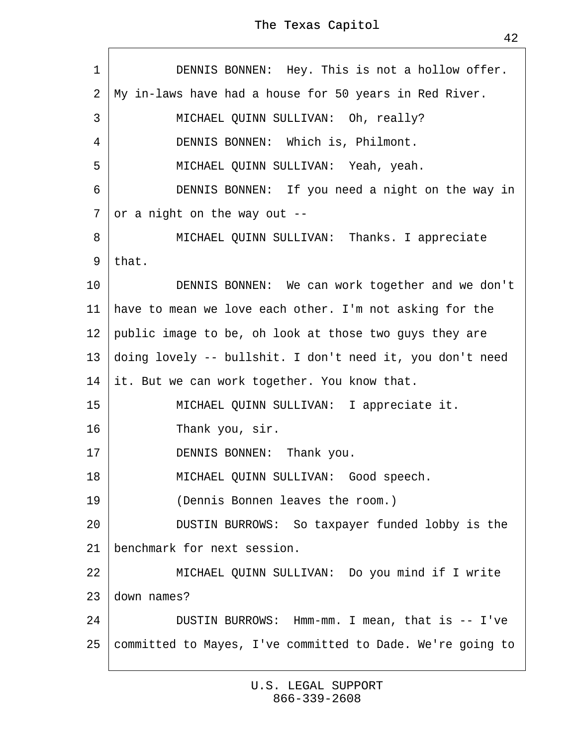DENNIS BONNEN: Hey. This is not a hollow offer. My in-laws have had a house for 50 years in Red River.

MICHAEL QUINN SULLIVAN: Oh, really?

DENNIS BONNEN: Which is, Philmont.

MICHAEL QUINN SULLIVAN: Yeah, yeah.

DENNIS BONNEN: If you need a night on the way in or a night on the way out --

MICHAEL QUINN SULLIVAN: Thanks. I appreciate that.

DENNIS BONNEN: We can work together and we don't have to mean we love each other. I'm not asking for the public image to be, oh look at those two guys they are doing lovely -- bullshit. I don't need it, you don't need it. But we can work together. You know that.

MICHAEL QUINN SULLIVAN: I appreciate it.

Thank you, sir.

DENNIS BONNEN: Thank you.

MICHAEL QUINN SULLIVAN: Good speech.

(Dennis Bonnen leaves the room.)

DUSTIN BURROWS: So taxpayer funded lobby is the benchmark for next session.

MICHAEL QUINN SULLIVAN: Do you mind if I write down names?

DUSTIN BURROWS: Hmm-mm. I mean, that is -- I've committed to Mayes, I've committed to Dade. We're going to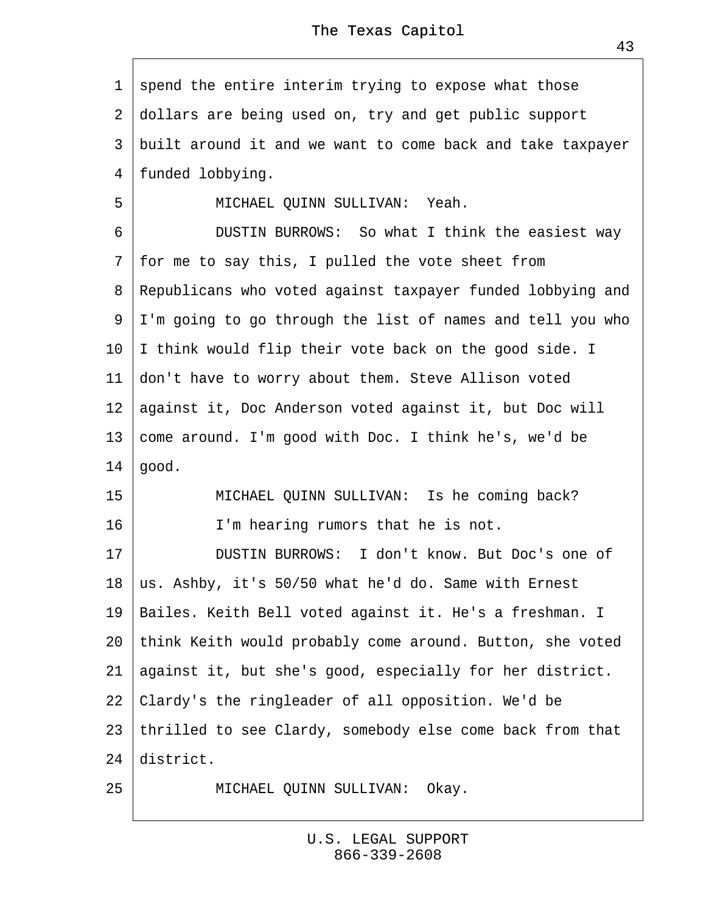spend the entire interim trying to expose what those dollars are being used on, try and get public support built around it and we want to come back and take taxpayer funded lobbying.

MICHAEL QUINN SULLIVAN: Yeah.

DUSTIN BURROWS: So what I think the easiest way for me to say this, I pulled the vote sheet from Republicans who voted against taxpayer funded lobbying and I'm going to go through the list of names and tell you who I think would flip their vote back on the good side. I don't have to worry about them. Steve Allison voted against it, Doc Anderson voted against it, but Doc will come around. I'm good with Doc. I think he's, we'd be good.

MICHAEL QUINN SULLIVAN: Is he coming back? I'm hearing rumors that he is not.

DUSTIN BURROWS: I don't know. But Doc's one of us. Ashby, it's 50/50 what he'd do. Same with Ernest Bailes. Keith Bell voted against it. He's a freshman. I think Keith would probably come around. Button, she voted against it, but she's good, especially for her district. Clardy's the ringleader of all opposition. We'd be thrilled to see Clardy, somebody else come back from that district.

MICHAEL QUINN SULLIVAN: Okay.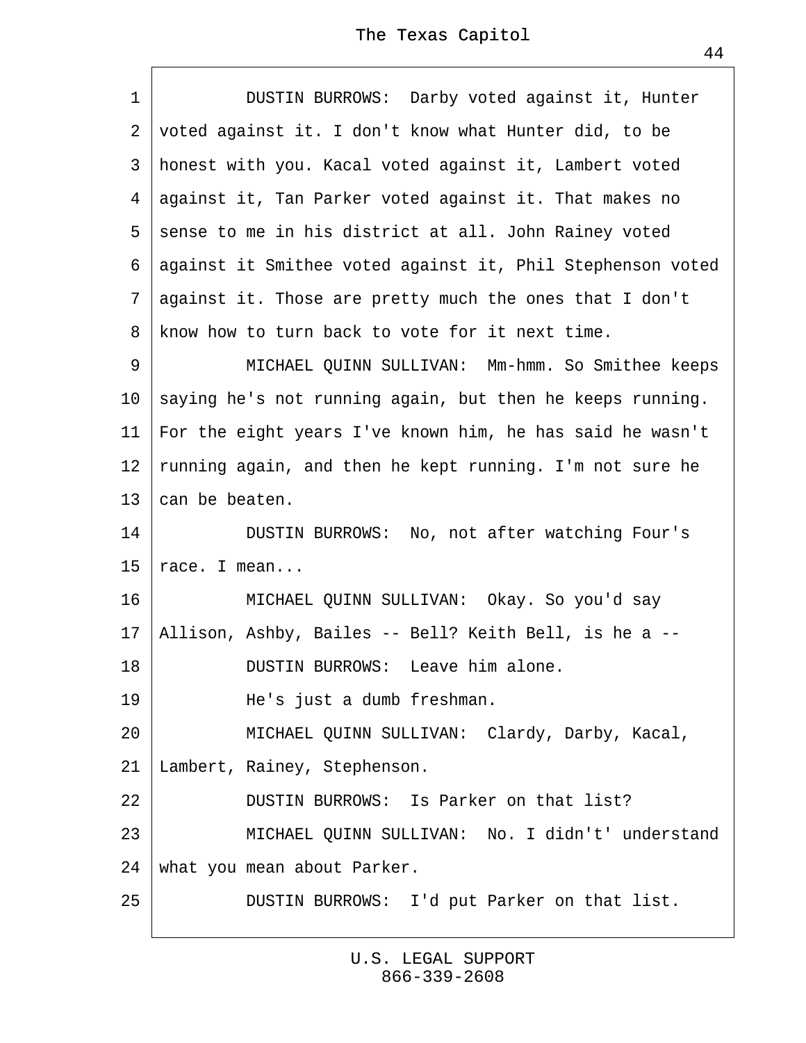DUSTIN BURROWS: Darby voted against it, Hunter voted against it. I don't know what Hunter did, to be honest with you. Kacal voted against it, Lambert voted against it, Tan Parker voted against it. That makes no sense to me in his district at all. John Rainey voted against it Smithee voted against it, Phil Stephenson voted against it. Those are pretty much the ones that I don't know how to turn back to vote for it next time.

MICHAEL QUINN SULLIVAN: Mm-hmm. So Smithee keeps saying he's not running again, but then he keeps running. For the eight years I've known him, he has said he wasn't running again, and then he kept running. I'm not sure he can be beaten.

DUSTIN BURROWS: No, not after watching Four's race. I mean...

MICHAEL QUINN SULLIVAN: Okay. So you'd say Allison, Ashby, Bailes -- Bell? Keith Bell, is he a --

DUSTIN BURROWS: Leave him alone.

He's just a dumb freshman.

MICHAEL QUINN SULLIVAN: Clardy, Darby, Kacal, Lambert, Rainey, Stephenson.

DUSTIN BURROWS: Is Parker on that list?

MICHAEL QUINN SULLIVAN: No. I didn't' understand what you mean about Parker.

DUSTIN BURROWS: I'd put Parker on that list.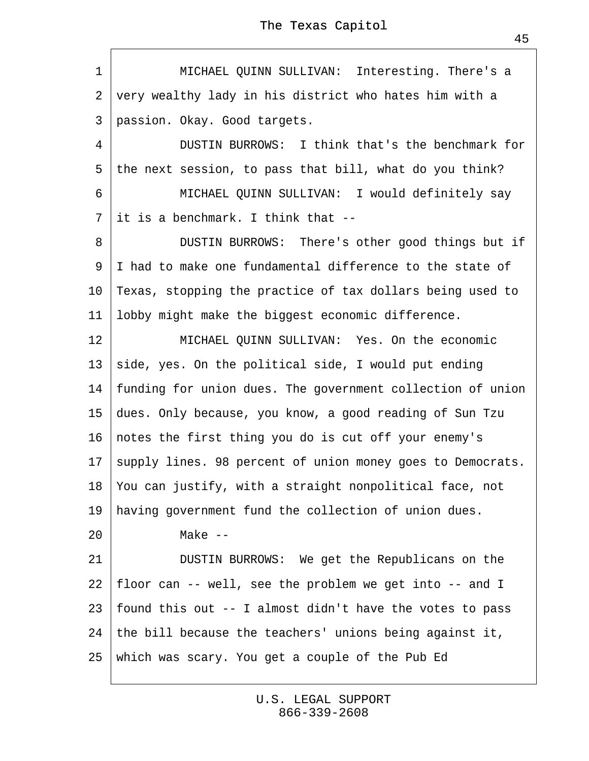MICHAEL QUINN SULLIVAN: Interesting. There's a very wealthy lady in his district who hates him with a passion. Okay. Good targets.

DUSTIN BURROWS: I think that's the benchmark for the next session, to pass that bill, what do you think?

MICHAEL QUINN SULLIVAN: I would definitely say it is a benchmark. I think that --

DUSTIN BURROWS: There's other good things but if I had to make one fundamental difference to the state of Texas, stopping the practice of tax dollars being used to lobby might make the biggest economic difference.

MICHAEL QUINN SULLIVAN: Yes. On the economic side, yes. On the political side, I would put ending funding for union dues. The government collection of union dues. Only because, you know, a good reading of Sun Tzu notes the first thing you do is cut off your enemy's supply lines. 98 percent of union money goes to Democrats. You can justify, with a straight nonpolitical face, not having government fund the collection of union dues.

Make --

DUSTIN BURROWS: We get the Republicans on the floor can -- well, see the problem we get into -- and I found this out -- I almost didn't have the votes to pass the bill because the teachers' unions being against it, which was scary. You get a couple of the Pub Ed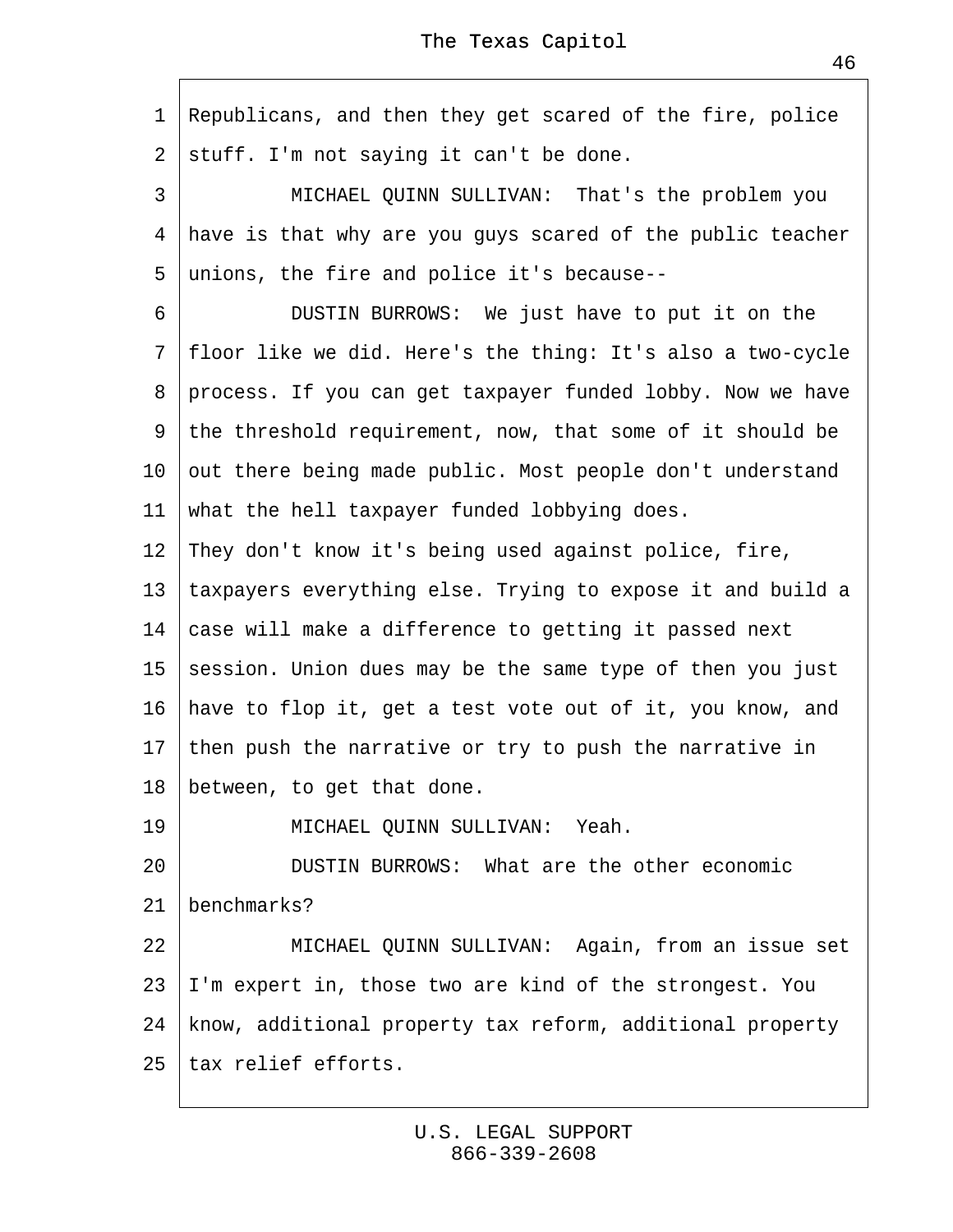Republicans, and then they get scared of the fire, police stuff. I'm not saying it can't be done.

MICHAEL QUINN SULLIVAN: That's the problem you have is that why are you guys scared of the public teacher unions, the fire and police it's because--

DUSTIN BURROWS: We just have to put it on the floor like we did. Here's the thing: It's also a two-cycle process. If you can get taxpayer funded lobby. Now we have the threshold requirement, now, that some of it should be out there being made public. Most people don't understand what the hell taxpayer funded lobbying does. They don't know it's being used against police, fire, taxpayers everything else. Trying to expose it and build a case will make a difference to getting it passed next session. Union dues may be the same type of then you just have to flop it, get a test vote out of it, you know, and then push the narrative or try to push the narrative in between, to get that done.

MICHAEL QUINN SULLIVAN: Yeah.

DUSTIN BURROWS: What are the other economic benchmarks?

MICHAEL QUINN SULLIVAN: Again, from an issue set I'm expert in, those two are kind of the strongest. You know, additional property tax reform, additional property tax relief efforts.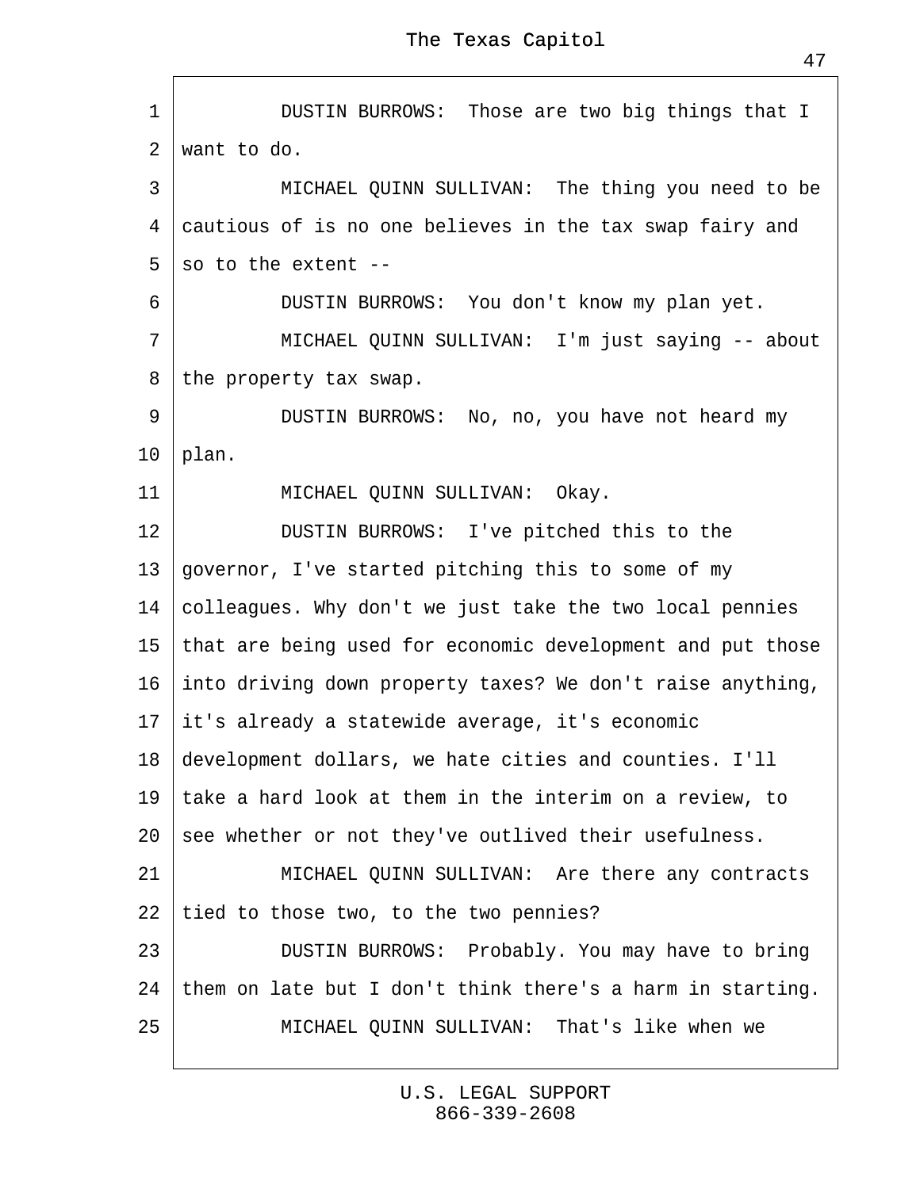DUSTIN BURROWS: Those are two big things that I want to do.

MICHAEL QUINN SULLIVAN: The thing you need to be cautious of is no one believes in the tax swap fairy and so to the extent --

DUSTIN BURROWS: You don't know my plan yet.

MICHAEL QUINN SULLIVAN: I'm just saying -- about the property tax swap.

DUSTIN BURROWS: No, no, you have not heard my plan.

MICHAEL QUINN SULLIVAN: Okay.

DUSTIN BURROWS: I've pitched this to the governor, I've started pitching this to some of my colleagues. Why don't we just take the two local pennies that are being used for economic development and put those into driving down property taxes? We don't raise anything, it's already a statewide average, it's economic development dollars, we hate cities and counties. I'll take a hard look at them in the interim on a review, to see whether or not they've outlived their usefulness.

MICHAEL QUINN SULLIVAN: Are there any contracts tied to those two, to the two pennies?

DUSTIN BURROWS: Probably. You may have to bring them on late but I don't think there's a harm in starting.

MICHAEL QUINN SULLIVAN: That's like when we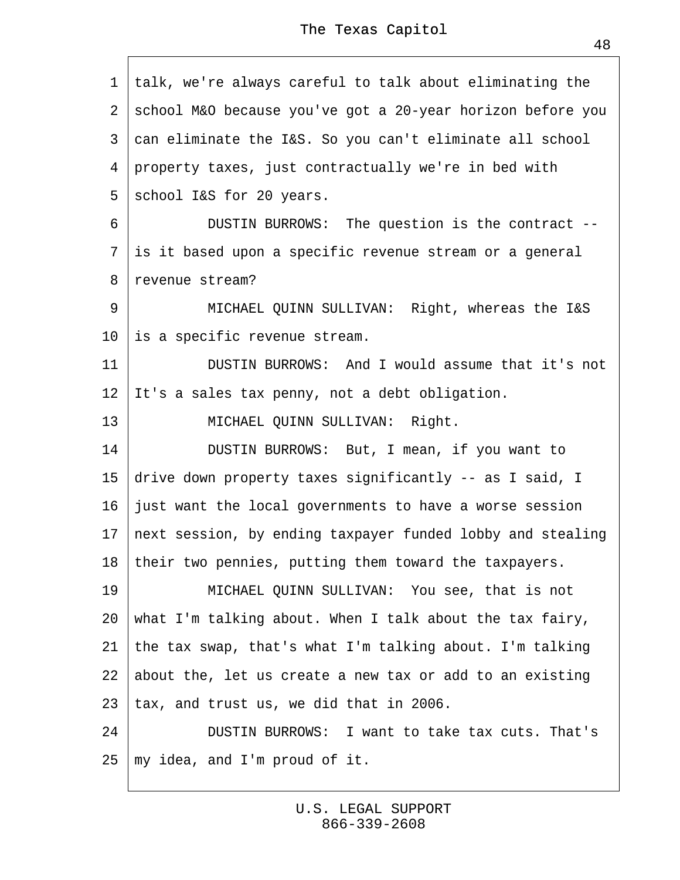talk, we're always careful to talk about eliminating the school M&O because you've got a 20-year horizon before you can eliminate the I&S. So you can't eliminate all school property taxes, just contractually we're in bed with school I&S for 20 years.

DUSTIN BURROWS: The question is the contract -- is it based upon a specific revenue stream or a general revenue stream?

MICHAEL QUINN SULLIVAN: Right, whereas the I&S is a specific revenue stream.

DUSTIN BURROWS: And I would assume that it's not It's a sales tax penny, not a debt obligation.

MICHAEL QUINN SULLIVAN: Right.

DUSTIN BURROWS: But, I mean, if you want to drive down property taxes significantly -- as I said, I just want the local governments to have a worse session next session, by ending taxpayer funded lobby and stealing their two pennies, putting them toward the taxpayers.

MICHAEL QUINN SULLIVAN: You see, that is not what I'm talking about. When I talk about the tax fairy, the tax swap, that's what I'm talking about. I'm talking about the, let us create a new tax or add to an existing tax, and trust us, we did that in 2006.

DUSTIN BURROWS: I want to take tax cuts. That's my idea, and I'm proud of it.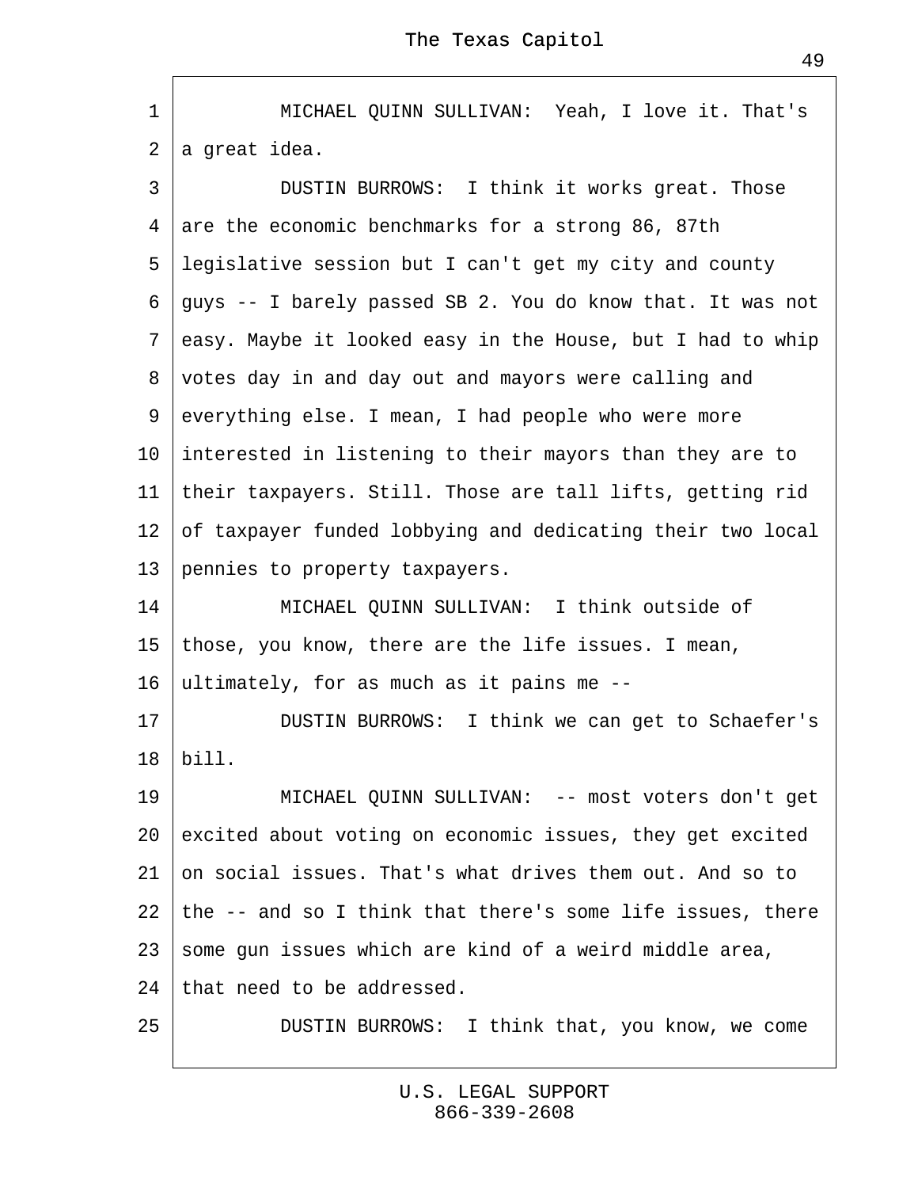MICHAEL QUINN SULLIVAN: Yeah, I love it. That's a great idea.

DUSTIN BURROWS: I think it works great. Those are the economic benchmarks for a strong 86, 87th legislative session but I can't get my city and county guys -- I barely passed SB 2. You do know that. It was not easy. Maybe it looked easy in the House, but I had to whip votes day in and day out and mayors were calling and everything else. I mean, I had people who were more interested in listening to their mayors than they are to their taxpayers. Still. Those are tall lifts, getting rid of taxpayer funded lobbying and dedicating their two local pennies to property taxpayers.

MICHAEL QUINN SULLIVAN: I think outside of those, you know, there are the life issues. I mean, ultimately, for as much as it pains me --

DUSTIN BURROWS: I think we can get to Schaefer's bill.

MICHAEL QUINN SULLIVAN: -- most voters don't get excited about voting on economic issues, they get excited on social issues. That's what drives them out. And so to the -- and so I think that there's some life issues, there some gun issues which are kind of a weird middle area, that need to be addressed.

DUSTIN BURROWS: I think that, you know, we come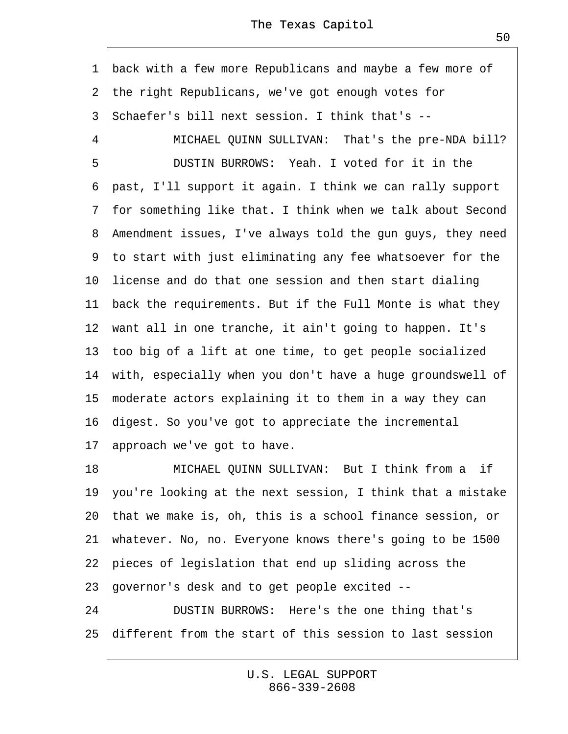back with a few more Republicans and maybe a few more of the right Republicans, we've got enough votes for Schaefer's bill next session. I think that's --

MICHAEL QUINN SULLIVAN: That's the pre-NDA bill?

DUSTIN BURROWS: Yeah. I voted for it in the past, I'll support it again. I think we can rally support for something like that. I think when we talk about Second Amendment issues, I've always told the gun guys, they need to start with just eliminating any fee whatsoever for the license and do that one session and then start dialing back the requirements. But if the Full Monte is what they want all in one tranche, it ain't going to happen. It's too big of a lift at one time, to get people socialized with, especially when you don't have a huge groundswell of moderate actors explaining it to them in a way they can digest. So you've got to appreciate the incremental approach we've got to have.

MICHAEL QUINN SULLIVAN: But I think from a if you're looking at the next session, I think that a mistake that we make is, oh, this is a school finance session, or whatever. No, no. Everyone knows there's going to be 1500 pieces of legislation that end up sliding across the governor's desk and to get people excited --

DUSTIN BURROWS: Here's the one thing that's different from the start of this session to last session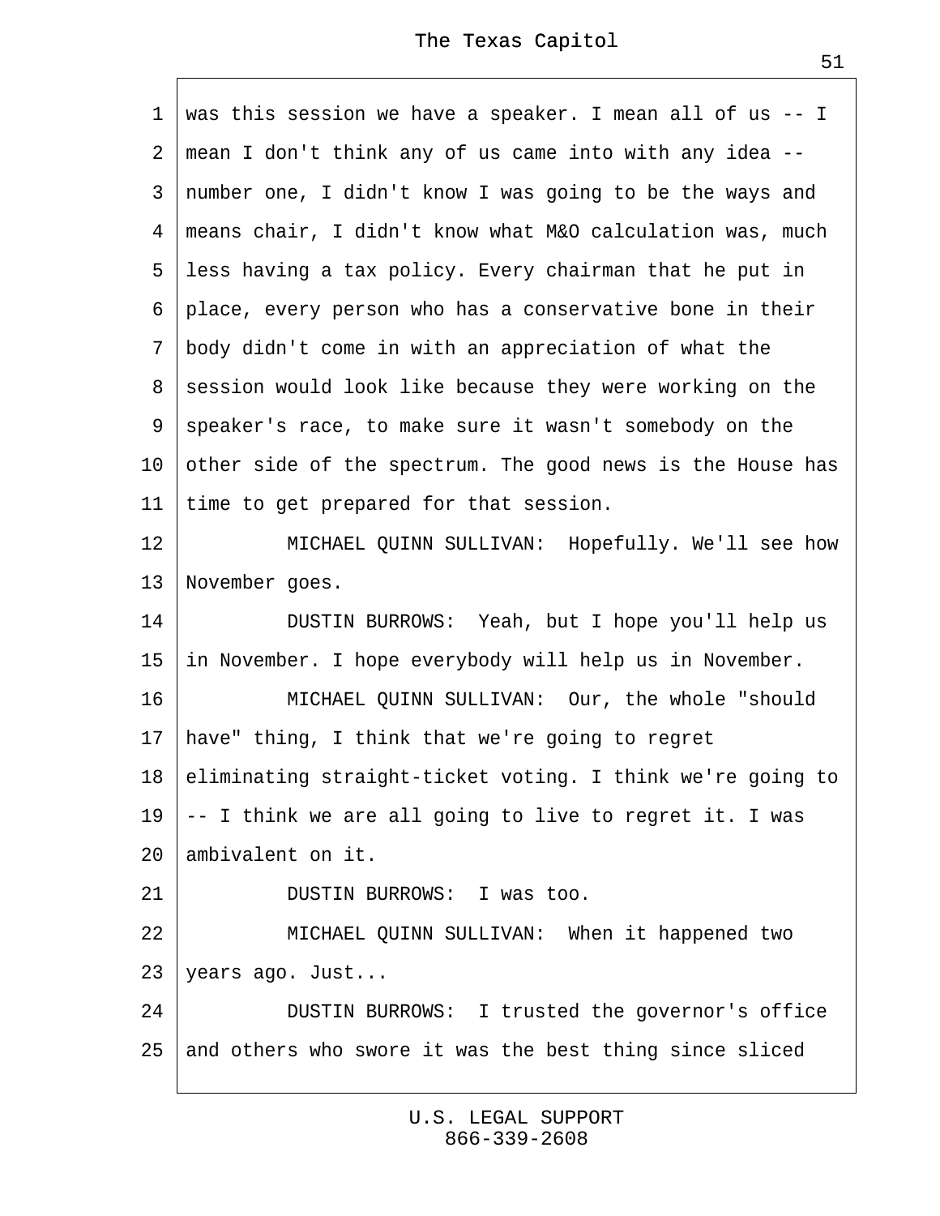was this session we have a speaker. I mean all of us -- I mean I don't think any of us came into with any idea -- number one, I didn't know I was going to be the ways and means chair, I didn't know what M&O calculation was, much less having a tax policy. Every chairman that he put in place, every person who has a conservative bone in their body didn't come in with an appreciation of what the session would look like because they were working on the speaker's race, to make sure it wasn't somebody on the other side of the spectrum. The good news is the House has time to get prepared for that session.

MICHAEL QUINN SULLIVAN: Hopefully. We'll see how November goes.

DUSTIN BURROWS: Yeah, but I hope you'll help us in November. I hope everybody will help us in November.

MICHAEL QUINN SULLIVAN: Our, the whole "should have" thing, I think that we're going to regret eliminating straight-ticket voting. I think we're going to -- I think we are all going to live to regret it. I was ambivalent on it.

DUSTIN BURROWS: I was too.

MICHAEL QUINN SULLIVAN: When it happened two years ago. Just...

DUSTIN BURROWS: I trusted the governor's office and others who swore it was the best thing since sliced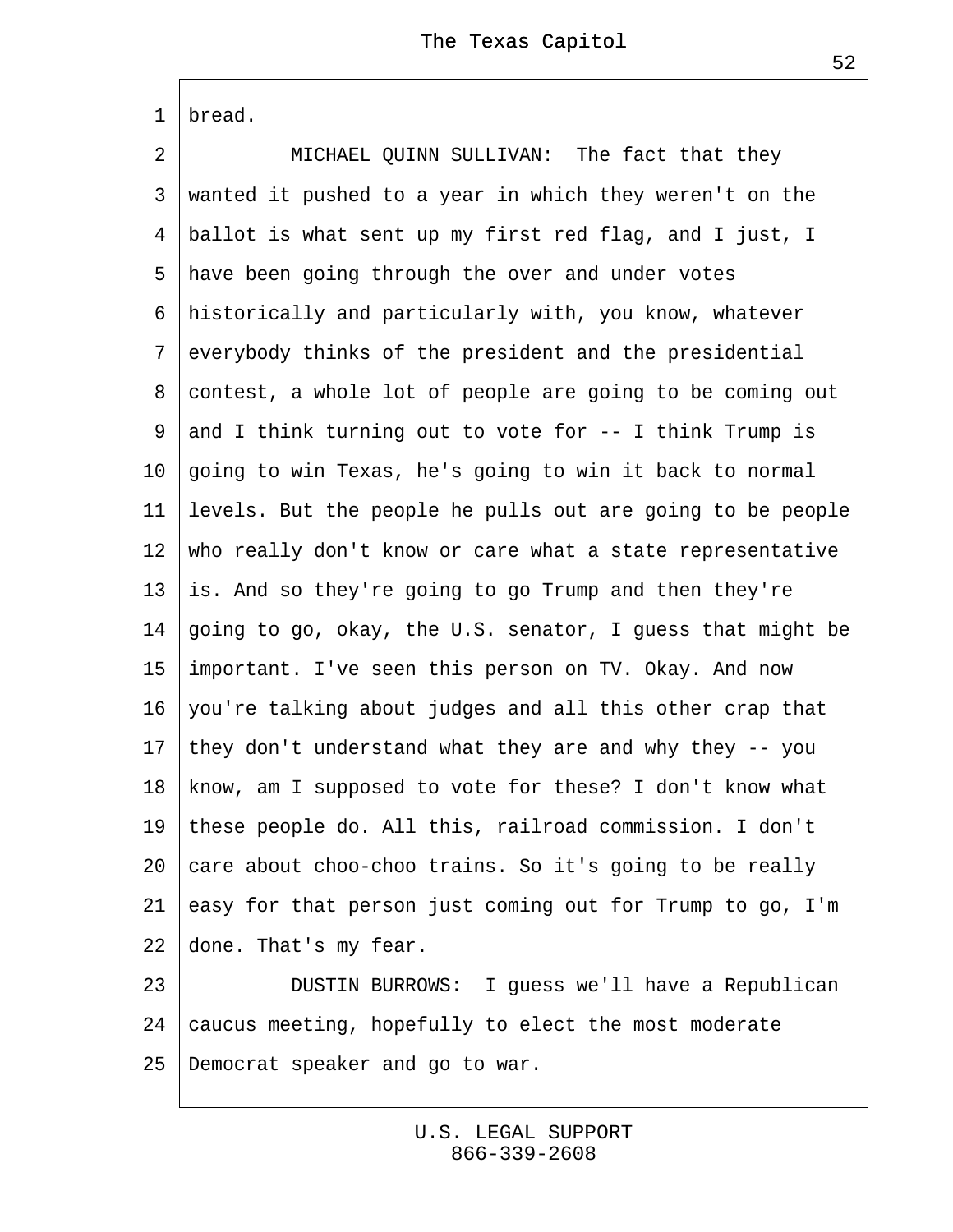bread.

MICHAEL QUINN SULLIVAN: The fact that they wanted it pushed to a year in which they weren't on the ballot is what sent up my first red flag, and I just, I have been going through the over and under votes historically and particularly with, you know, whatever everybody thinks of the president and the presidential contest, a whole lot of people are going to be coming out and I think turning out to vote for -- I think Trump is going to win Texas, he's going to win it back to normal levels. But the people he pulls out are going to be people who really don't know or care what a state representative is. And so they're going to go Trump and then they're going to go, okay, the U.S. senator, I guess that might be important. I've seen this person on TV. Okay. And now you're talking about judges and all this other crap that they don't understand what they are and why they -- you know, am I supposed to vote for these? I don't know what these people do. All this, railroad commission. I don't care about choo-choo trains. So it's going to be really easy for that person just coming out for Trump to go, I'm done. That's my fear.

DUSTIN BURROWS: I guess we'll have a Republican caucus meeting, hopefully to elect the most moderate Democrat speaker and go to war.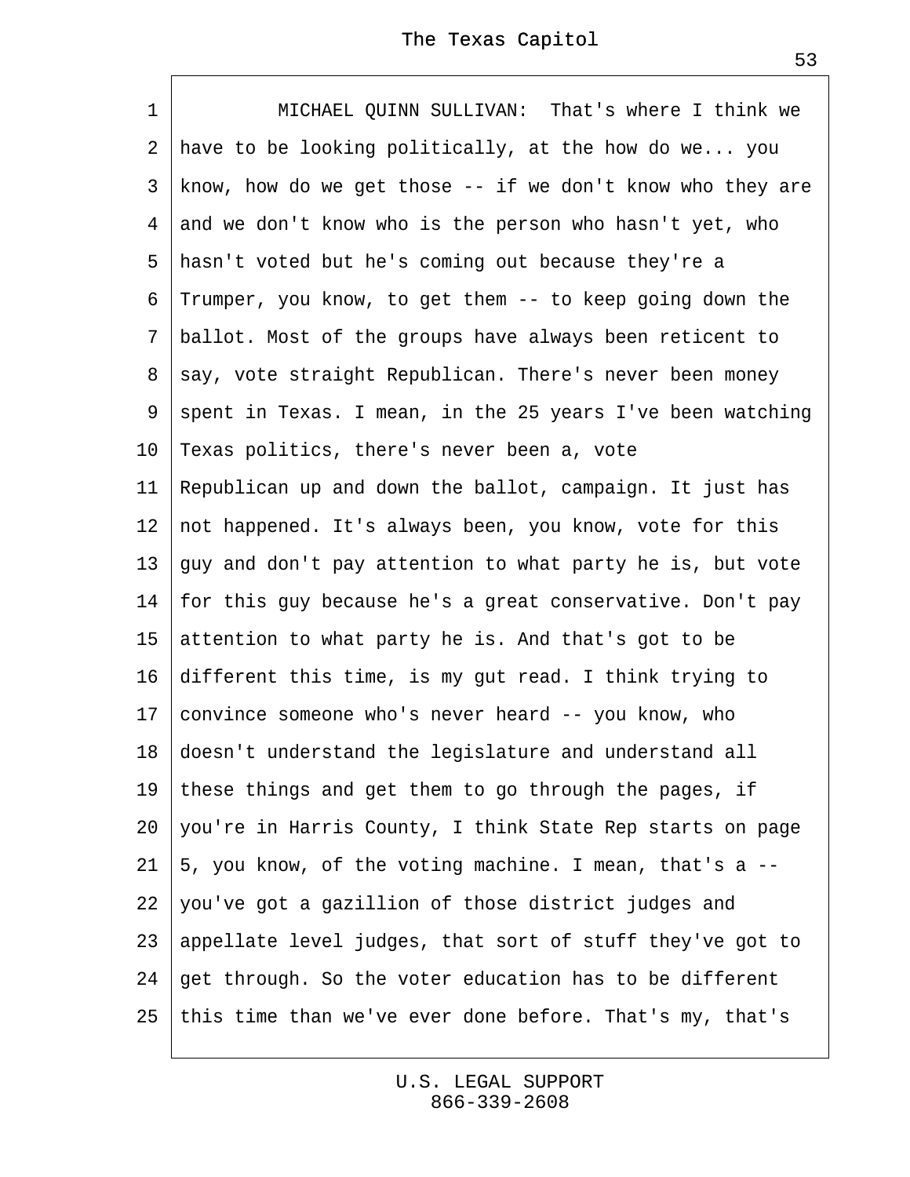MICHAEL QUINN SULLIVAN: That's where I think we have to be looking politically, at the how do we... you know, how do we get those -- if we don't know who they are and we don't know who is the person who hasn't yet, who hasn't voted but he's coming out because they're a Trumper, you know, to get them -- to keep going down the ballot. Most of the groups have always been reticent to say, vote straight Republican. There's never been money spent in Texas. I mean, in the 25 years I've been watching Texas politics, there's never been a, vote Republican up and down the ballot, campaign. It just has not happened. It's always been, you know, vote for this guy and don't pay attention to what party he is, but vote for this guy because he's a great conservative. Don't pay attention to what party he is. And that's got to be different this time, is my gut read. I think trying to convince someone who's never heard -- you know, who doesn't understand the legislature and understand all these things and get them to go through the pages, if you're in Harris County, I think State Rep starts on page 5, you know, of the voting machine. I mean, that's a -- you've got a gazillion of those district judges and appellate level judges, that sort of stuff they've got to get through. So the voter education has to be different this time than we've ever done before. That's my, that's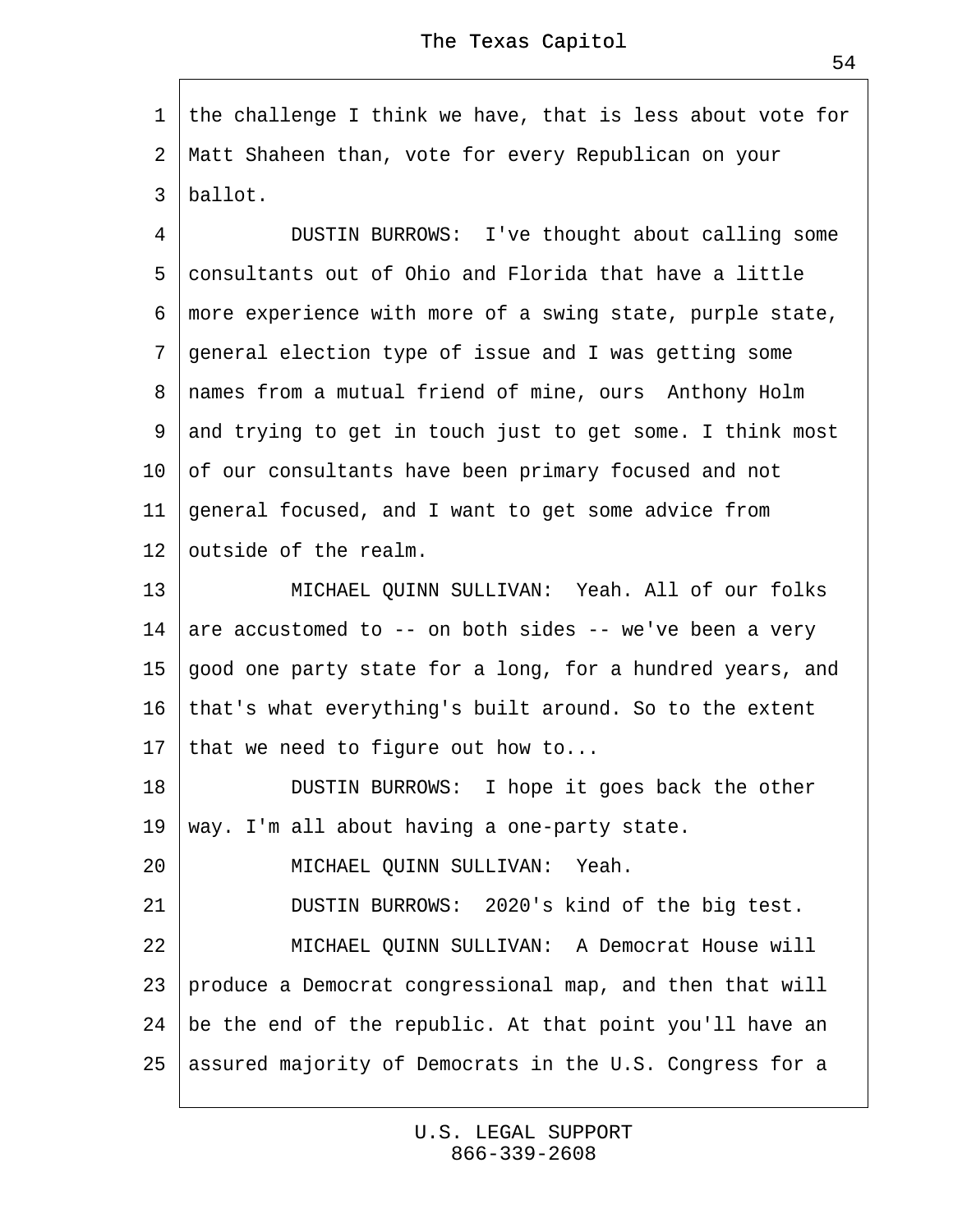the challenge I think we have, that is less about vote for Matt Shaheen than, vote for every Republican on your ballot.

DUSTIN BURROWS: I've thought about calling some consultants out of Ohio and Florida that have a little more experience with more of a swing state, purple state, general election type of issue and I was getting some names from a mutual friend of mine, ours Anthony Holm and trying to get in touch just to get some. I think most of our consultants have been primary focused and not general focused, and I want to get some advice from outside of the realm.

MICHAEL QUINN SULLIVAN: Yeah. All of our folks are accustomed to -- on both sides -- we've been a very good one party state for a long, for a hundred years, and that's what everything's built around. So to the extent that we need to figure out how to...

DUSTIN BURROWS: I hope it goes back the other way. I'm all about having a one-party state.

MICHAEL QUINN SULLIVAN: Yeah.

DUSTIN BURROWS: 2020's kind of the big test.

MICHAEL QUINN SULLIVAN: A Democrat House will produce a Democrat congressional map, and then that will be the end of the republic. At that point you'll have an assured majority of Democrats in the U.S. Congress for a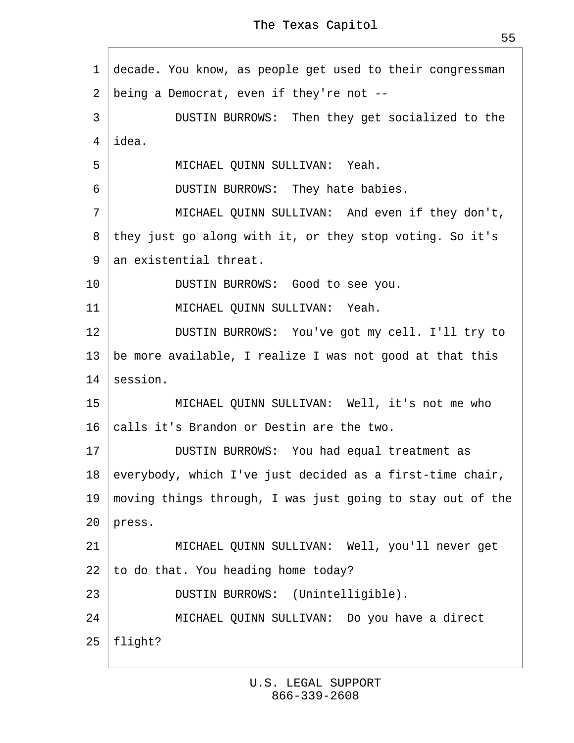decade. You know, as people get used to their congressman being a Democrat, even if they're not --

DUSTIN BURROWS: Then they get socialized to the idea.

MICHAEL QUINN SULLIVAN: Yeah.

DUSTIN BURROWS: They hate babies.

MICHAEL QUINN SULLIVAN: And even if they don't, they just go along with it, or they stop voting. So it's an existential threat.

DUSTIN BURROWS: Good to see you.

MICHAEL QUINN SULLIVAN: Yeah.

DUSTIN BURROWS: You've got my cell. I'll try to be more available, I realize I was not good at that this session.

MICHAEL QUINN SULLIVAN: Well, it's not me who calls it's Brandon or Destin are the two.

DUSTIN BURROWS: You had equal treatment as everybody, which I've just decided as a first-time chair, moving things through, I was just going to stay out of the press.

MICHAEL QUINN SULLIVAN: Well, you'll never get to do that. You heading home today?

DUSTIN BURROWS: (Unintelligible).

MICHAEL QUINN SULLIVAN: Do you have a direct flight?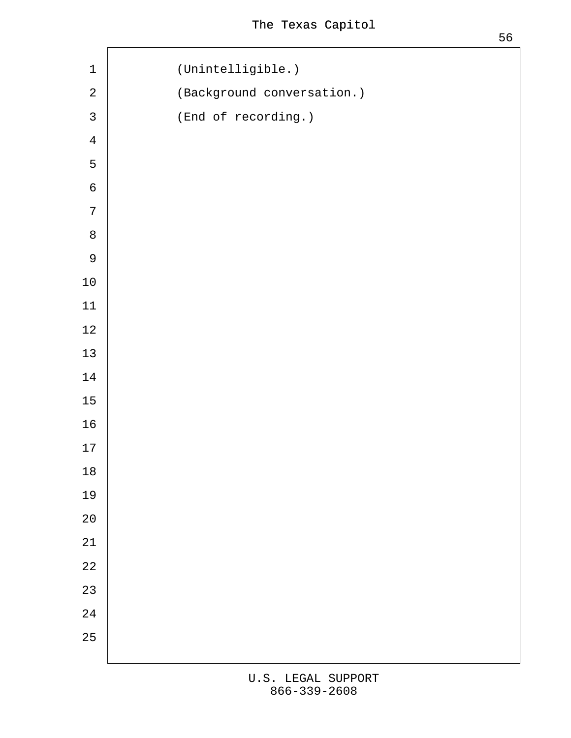(Unintelligible.)

(Background conversation.)

(End of recording.)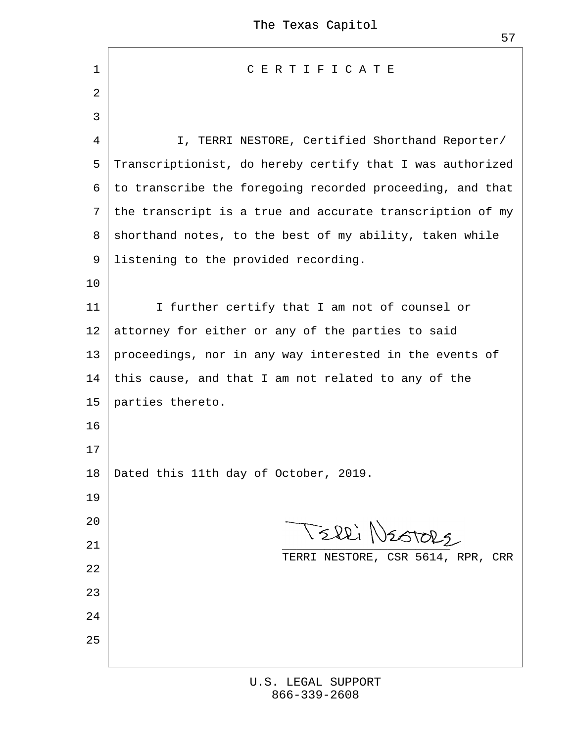# C E R T I F I C A T E

I, TERRI NESTORE, Certified Shorthand Reporter/ Transcriptionist, do hereby certify that I was authorized to transcribe the foregoing recorded proceeding, and that the transcript is a true and accurate transcription of my shorthand notes, to the best of my ability, taken while listening to the provided recording.

I further certify that I am not of counsel or attorney for either or any of the parties to said proceedings, nor in any way interested in the events of this cause, and that I am not related to any of the parties thereto.

Dated this 11th day of October, 2019.

Terri Nestore

TERRI NESTORE, CSR 5614, RPR, CRR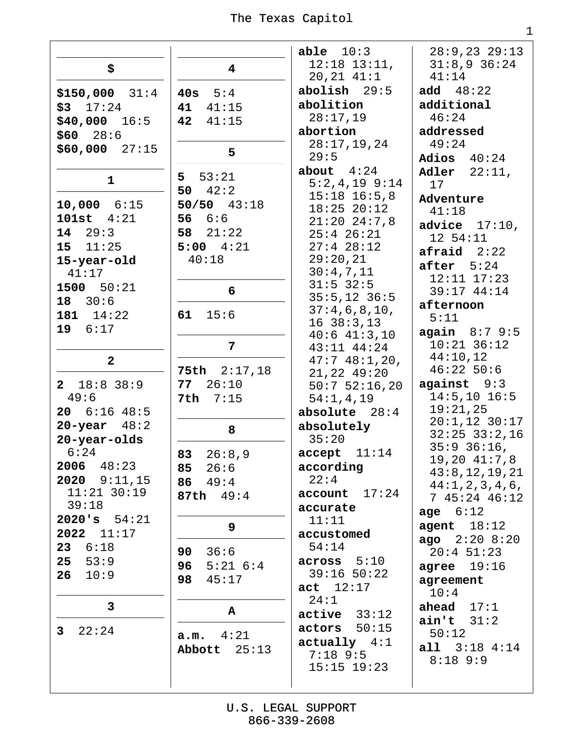## $

**$150,000** 31:4
**$3** 17:24
**$40,000** 16:5
**$60** 28:6
**$60,000** 27:15

## 1

**10,000** 6:15
**101st** 4:21
**14** 29:3
**15** 11:25
**15-year-old** 41:17
**1500** 50:21
**18** 30:6
**181** 14:22
**19** 6:17

## 2

**2** 18:8 38:9 49:6
**20** 6:16 48:5
**20-year** 48:2
**20-year-olds** 6:24
**2006** 48:23
**2020** 9:11,15 11:21 30:19 39:18
**2020's** 54:21
**2022** 11:17
**23** 6:18
**25** 53:9
**26** 10:9

## 3

**3** 22:24

## 4

**40s** 5:4
**41** 41:15
**42** 41:15

## 5

**5** 53:21
**50** 42:2
**50/50** 43:18
**56** 6:6
**58** 21:22
**5:00** 4:21 40:18

## 6

**61** 15:6

## 7

**75th** 2:17,18
**77** 26:10
**7th** 7:15

## 8

**83** 26:8,9
**85** 26:6
**86** 49:4
**87th** 49:4

## 9

**90** 36:6
**96** 5:21 6:4
**98** 45:17

## A

**a.m.** 4:21
**Abbott** 25:13
**able** 10:3 12:18 13:11, 20,21 41:1
**abolish** 29:5
**abolition** 28:17,19
**abortion** 28:17,19,24 29:5
**about** 4:24 5:2,4,19 9:14 15:18 16:5,8 18:25 20:12 21:20 24:7,8 25:4 26:21 27:4 28:12 29:20,21 30:4,7,11 31:5 32:5 35:5,12 36:5 37:4,6,8,10, 16 38:3,13 40:6 41:3,10 43:11 44:24 47:7 48:1,20, 21,22 49:20 50:7 52:16,20 54:1,4,19
**absolute** 28:4
**absolutely** 35:20
**accept** 11:14
**according** 22:4
**account** 17:24
**accurate** 11:11
**accustomed** 54:14
**across** 5:10 39:16 50:22
**act** 12:17 24:1
**active** 33:12
**actors** 50:15
**actually** 4:1 7:18 9:5 15:15 19:23 28:9,23 29:13 31:8,9 36:24 41:14
**add** 48:22
**additional** 46:24
**addressed** 49:24
**Adios** 40:24
**Adler** 22:11, 17
**Adventure** 41:18
**advice** 17:10, 12 54:11
**afraid** 2:22
**after** 5:24 12:11 17:23 39:17 44:14
**afternoon** 5:11
**again** 8:7 9:5 10:21 36:12 44:10,12 46:22 50:6
**against** 9:3 14:5,10 16:5 19:21,25 20:1,12 30:17 32:25 33:2,16 35:9 36:16, 19,20 41:7,8 43:8,12,19,21 44:1,2,3,4,6, 7 45:24 46:12
**age** 6:12
**agent** 18:12
**ago** 2:20 8:20 20:4 51:23
**agree** 19:16
**agreement** 10:4
**ahead** 17:1
**ain't** 31:2 50:12
**all** 3:18 4:14 8:18 9:9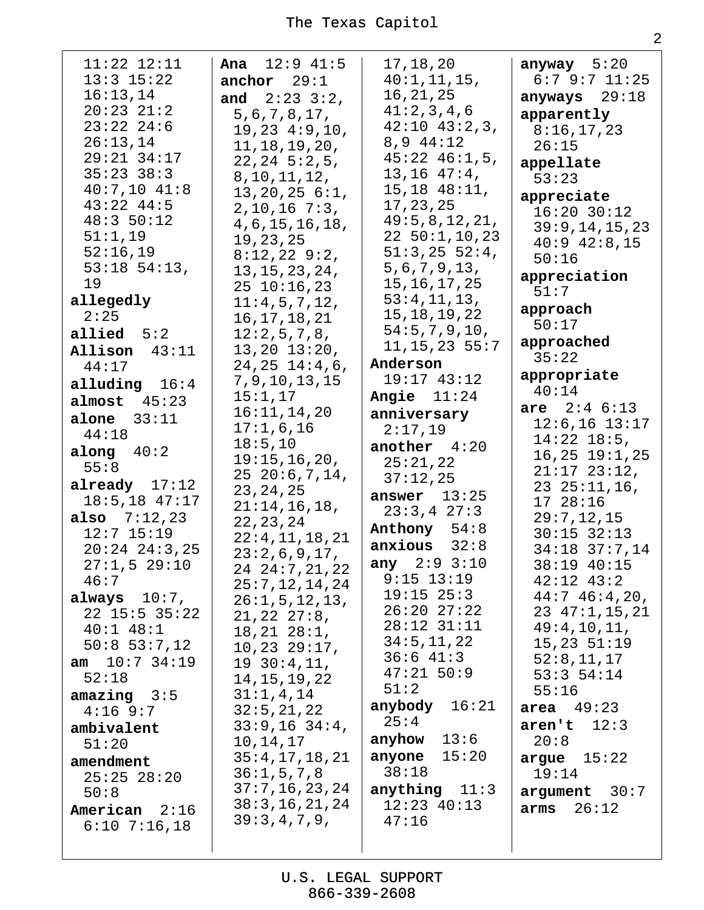11:22 12:11 13:3 15:22 16:13,14 20:23 21:2 23:22 24:6 26:13,14 29:21 34:17 35:23 38:3 40:7,10 41:8 43:22 44:5 48:3 50:12 51:1,19 52:16,19 53:18 54:13, 19

**allegedly** 2:25

**allied** 5:2

**Allison** 43:11 44:17

**alluding** 16:4

**almost** 45:23

**alone** 33:11 44:18

**along** 40:2 55:8

**already** 17:12 18:5,18 47:17

**also** 7:12,23 12:7 15:19 20:24 24:3,25 27:1,5 29:10 46:7

**always** 10:7, 22 15:5 35:22 40:1 48:1 50:8 53:7,12

**am** 10:7 34:19 52:18

**amazing** 3:5 4:16 9:7

**ambivalent** 51:20

**amendment** 25:25 28:20 50:8

**American** 2:16 6:10 7:16,18

**Ana** 12:9 41:5

**anchor** 29:1

**and** 2:23 3:2, 5,6,7,8,17, 19,23 4:9,10, 11,18,19,20, 22,24 5:2,5, 8,10,11,12, 13,20,25 6:1, 2,10,16 7:3, 4,6,15,16,18, 19,23,25 8:12,22 9:2, 13,15,23,24, 25 10:16,23 11:4,5,7,12, 16,17,18,21 12:2,5,7,8, 13,20 13:20, 24,25 14:4,6, 7,9,10,13,15 15:1,17 16:11,14,20 17:1,6,16 18:5,10 19:15,16,20, 25 20:6,7,14, 23,24,25 21:14,16,18, 22,23,24 22:4,11,18,21 23:2,6,9,17, 24 24:7,21,22 25:7,12,14,24 26:1,5,12,13, 21,22 27:8, 18,21 28:1, 10,23 29:17, 19 30:4,11, 14,15,19,22 31:1,4,14 32:5,21,22 33:9,16 34:4, 10,14,17 35:4,17,18,21 36:1,5,7,8 37:7,16,23,24 38:3,16,21,24 39:3,4,7,9, 17,18,20 40:1,11,15, 16,21,25 41:2,3,4,6 42:10 43:2,3, 8,9 44:12 45:22 46:1,5, 13,16 47:4, 15,18 48:11, 17,23,25 49:5,8,12,21, 22 50:1,10,23 51:3,25 52:4, 5,6,7,9,13, 15,16,17,25 53:4,11,13, 15,18,19,22 54:5,7,9,10, 11,15,23 55:7

**Anderson** 19:17 43:12

**Angie** 11:24

**anniversary** 2:17,19

**another** 4:20 25:21,22 37:12,25

**answer** 13:25 23:3,4 27:3

**Anthony** 54:8

**anxious** 32:8

**any** 2:9 3:10 9:15 13:19 19:15 25:3 26:20 27:22 28:12 31:11 34:5,11,22 36:6 41:3 47:21 50:9 51:2

**anybody** 16:21 25:4

**anyhow** 13:6

**anyone** 15:20 38:18

**anything** 11:3 12:23 40:13 47:16

**anyway** 5:20 6:7 9:7 11:25

**anyways** 29:18

**apparently** 8:16,17,23 26:15

**appellate** 53:23

**appreciate** 16:20 30:12 39:9,14,15,23 40:9 42:8,15 50:16

**appreciation** 51:7

**approach** 50:17

**approached** 35:22

**appropriate** 40:14

**are** 2:4 6:13 12:6,16 13:17 14:22 18:5, 16,25 19:1,25 21:17 23:12, 23 25:11,16, 17 28:16 29:7,12,15 30:15 32:13 34:18 37:7,14 38:19 40:15 42:12 43:2 44:7 46:4,20, 23 47:1,15,21 49:4,10,11, 15,23 51:19 52:8,11,17 53:3 54:14 55:16

**area** 49:23

**aren't** 12:3 20:8

**argue** 15:22 19:14

**argument** 30:7

**arms** 26:12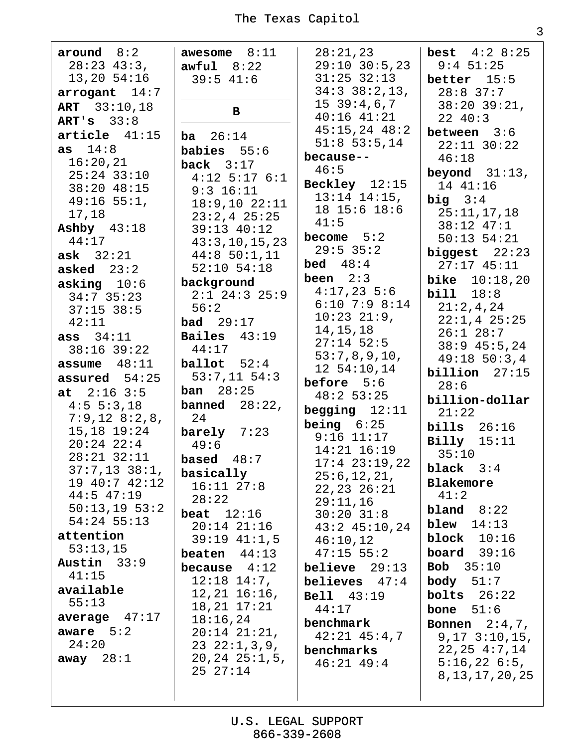**around** 8:2 28:23 43:3, 13,20 54:16

**arrogant** 14:7

**ART** 33:10,18

**ART's** 33:8

**article** 41:15

**as** 14:8 16:20,21 25:24 33:10 38:20 48:15 49:16 55:1, 17,18

**Ashby** 43:18 44:17

**ask** 32:21

**asked** 23:2

**asking** 10:6 34:7 35:23 37:15 38:5 42:11

**ass** 34:11 38:16 39:22

**assume** 48:11

**assured** 54:25

**at** 2:16 3:5 4:5 5:3,18 7:9,12 8:2,8, 15,18 19:24 20:24 22:4 28:21 32:11 37:7,13 38:1, 19 40:7 42:12 44:5 47:19 50:13,19 53:2 54:24 55:13

**attention** 53:13,15

**Austin** 33:9 41:15

**available** 55:13

**average** 47:17

**aware** 5:2 24:20

**away** 28:1

**awesome** 8:11

**awful** 8:22 39:5 41:6

## B

**ba** 26:14

**babies** 55:6

**back** 3:17 4:12 5:17 6:1 9:3 16:11 18:9,10 22:11 23:2,4 25:25 39:13 40:12 43:3,10,15,23 44:8 50:1,11 52:10 54:18

**background** 2:1 24:3 25:9 56:2

**bad** 29:17

**Bailes** 43:19 44:17

**ballot** 52:4 53:7,11 54:3

**ban** 28:25

**banned** 28:22, 24

**barely** 7:23 49:6

**based** 48:7

**basically** 16:11 27:8 28:22

**beat** 12:16 20:14 21:16 39:19 41:1,5

**beaten** 44:13

**because** 4:12 12:18 14:7, 12,21 16:16, 18,21 17:21 18:16,24 20:14 21:21, 23 22:1,3,9, 20,24 25:1,5, 25 27:14 28:21,23 29:10 30:5,23 31:25 32:13 34:3 38:2,13, 15 39:4,6,7 40:16 41:21 45:15,24 48:2 51:8 53:5,14

**because--** 46:5

**Beckley** 12:15 13:14 14:15, 18 15:6 18:6 41:5

**become** 5:2 29:5 35:2

**bed** 48:4

**been** 2:3 4:17,23 5:6 6:10 7:9 8:14 10:23 21:9, 14,15,18 27:14 52:5 53:7,8,9,10, 12 54:10,14

**before** 5:6 48:2 53:25

**begging** 12:11

**being** 6:25 9:16 11:17 14:21 16:19 17:4 23:19,22 25:6,12,21, 22,23 26:21 29:11,16 30:20 31:8 43:2 45:10,24 46:10,12 47:15 55:2

**believe** 29:13

**believes** 47:4

**Bell** 43:19 44:17

**benchmark** 42:21 45:4,7

**benchmarks** 46:21 49:4

**best** 4:2 8:25 9:4 51:25

**better** 15:5 28:8 37:7 38:20 39:21, 22 40:3

**between** 3:6 22:11 30:22 46:18

**beyond** 31:13, 14 41:16

**big** 3:4 25:11,17,18 38:12 47:1 50:13 54:21

**biggest** 22:23 27:17 45:11

**bike** 10:18,20

**bill** 18:8 21:2,4,24 22:1,4 25:25 26:1 28:7 38:9 45:5,24 49:18 50:3,4

**billion** 27:15 28:6

**billion-dollar** 21:22

**bills** 26:16

**Billy** 15:11 35:10

**black** 3:4

**Blakemore** 41:2

**bland** 8:22

**blew** 14:13

**block** 10:16

**board** 39:16

**Bob** 35:10

**body** 51:7

**bolts** 26:22

**bone** 51:6

**Bonnen** 2:4,7, 9,17 3:10,15, 22,25 4:7,14 5:16,22 6:5, 8,13,17,20,25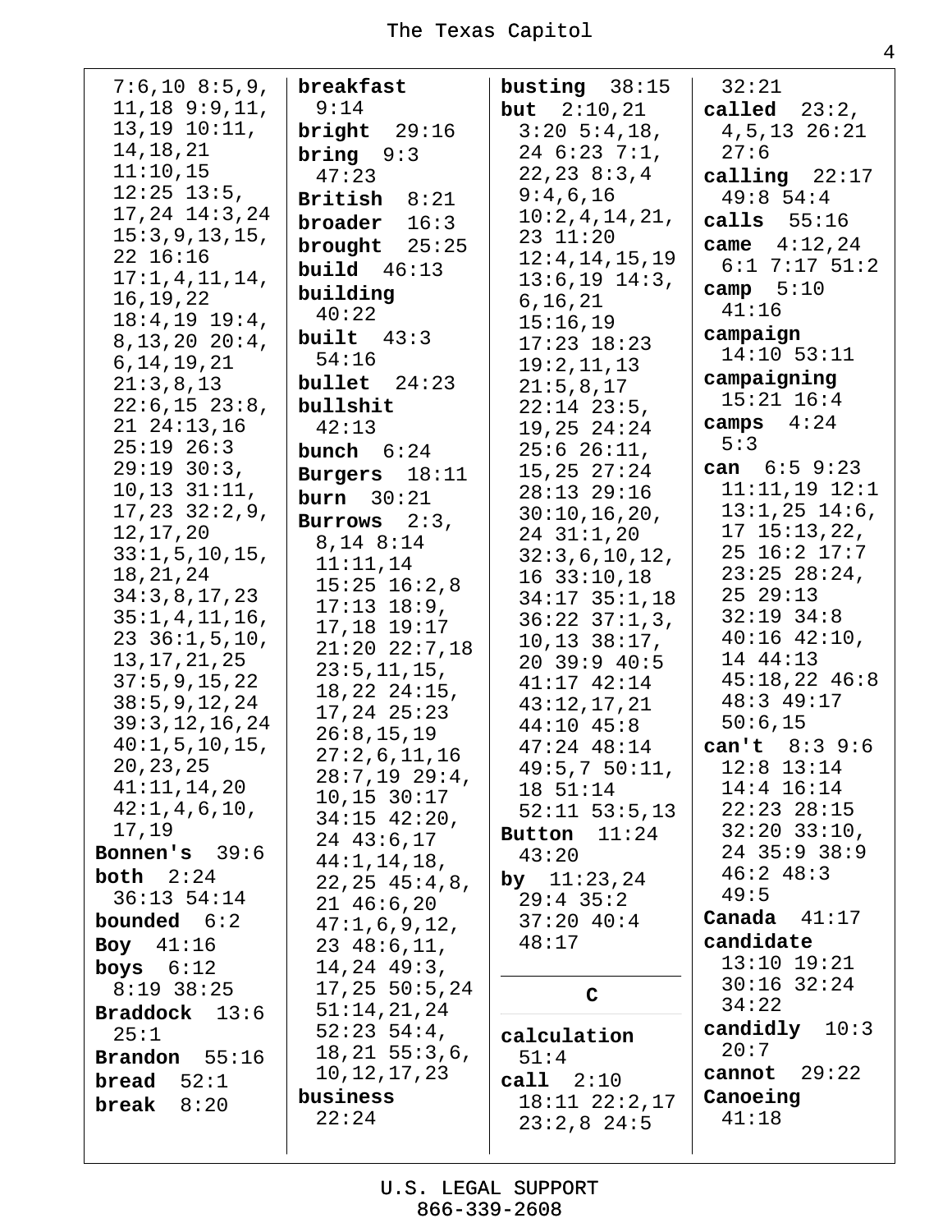7:6,10 8:5,9, 11,18 9:9,11, 13,19 10:11, 14,18,21 11:10,15 12:25 13:5, 17,24 14:3,24 15:3,9,13,15, 22 16:16 17:1,4,11,14, 16,19,22 18:4,19 19:4, 8,13,20 20:4, 6,14,19,21 21:3,8,13 22:6,15 23:8, 21 24:13,16 25:19 26:3 29:19 30:3, 10,13 31:11, 17,23 32:2,9, 12,17,20 33:1,5,10,15, 18,21,24 34:3,8,17,23 35:1,4,11,16, 23 36:1,5,10, 13,17,21,25 37:5,9,15,22 38:5,9,12,24 39:3,12,16,24 40:1,5,10,15, 20,23,25 41:11,14,20 42:1,4,6,10, 17,19

**Bonnen's** 39:6

**both** 2:24 36:13 54:14

**bounded** 6:2

**Boy** 41:16

**boys** 6:12 8:19 38:25

**Braddock** 13:6 25:1

**Brandon** 55:16

**bread** 52:1

**break** 8:20

**breakfast** 9:14

**bright** 29:16

**bring** 9:3 47:23

**British** 8:21

**broader** 16:3

**brought** 25:25

**build** 46:13

**building** 40:22

**built** 43:3 54:16

**bullet** 24:23

**bullshit** 42:13

**bunch** 6:24

**Burgers** 18:11

**burn** 30:21

**Burrows** 2:3, 8,14 8:14 11:11,14 15:25 16:2,8 17:13 18:9, 17,18 19:17 21:20 22:7,18 23:5,11,15, 18,22 24:15, 17,24 25:23 26:8,15,19 27:2,6,11,16 28:7,19 29:4, 10,15 30:17 34:15 42:20, 24 43:6,17 44:1,14,18, 22,25 45:4,8, 21 46:6,20 47:1,6,9,12, 23 48:6,11, 14,24 49:3, 17,25 50:5,24 51:14,21,24 52:23 54:4, 18,21 55:3,6, 10,12,17,23

**business** 22:24

**busting** 38:15

**but** 2:10,21 3:20 5:4,18, 24 6:23 7:1, 22,23 8:3,4 9:4,6,16 10:2,4,14,21, 23 11:20 12:4,14,15,19 13:6,19 14:3, 6,16,21 15:16,19 17:23 18:23 19:2,11,13 21:5,8,17 22:14 23:5, 19,25 24:24 25:6 26:11, 15,25 27:24 28:13 29:16 30:10,16,20, 24 31:1,20 32:3,6,10,12, 16 33:10,18 34:17 35:1,18 36:22 37:1,3, 10,13 38:17, 20 39:9 40:5 41:17 42:14 43:12,17,21 44:10 45:8 47:24 48:14 49:5,7 50:11, 18 51:14 52:11 53:5,13

**Button** 11:24 43:20

**by** 11:23,24 29:4 35:2 37:20 40:4 48:17

## C

**calculation** 51:4

**call** 2:10 18:11 22:2,17 23:2,8 24:5 32:21

**called** 23:2, 4,5,13 26:21 27:6

**calling** 22:17 49:8 54:4

**calls** 55:16

**came** 4:12,24 6:1 7:17 51:2

**camp** 5:10 41:16

**campaign** 14:10 53:11

**campaigning** 15:21 16:4

**camps** 4:24 5:3

**can** 6:5 9:23 11:11,19 12:1 13:1,25 14:6, 17 15:13,22, 25 16:2 17:7 23:25 28:24, 25 29:13 32:19 34:8 40:16 42:10, 14 44:13 45:18,22 46:8 48:3 49:17 50:6,15

**can't** 8:3 9:6 12:8 13:14 14:4 16:14 22:23 28:15 32:20 33:10, 24 35:9 38:9 46:2 48:3 49:5

**Canada** 41:17

**candidate** 13:10 19:21 30:16 32:24 34:22

**candidly** 10:3 20:7

**cannot** 29:22

**Canoeing** 41:18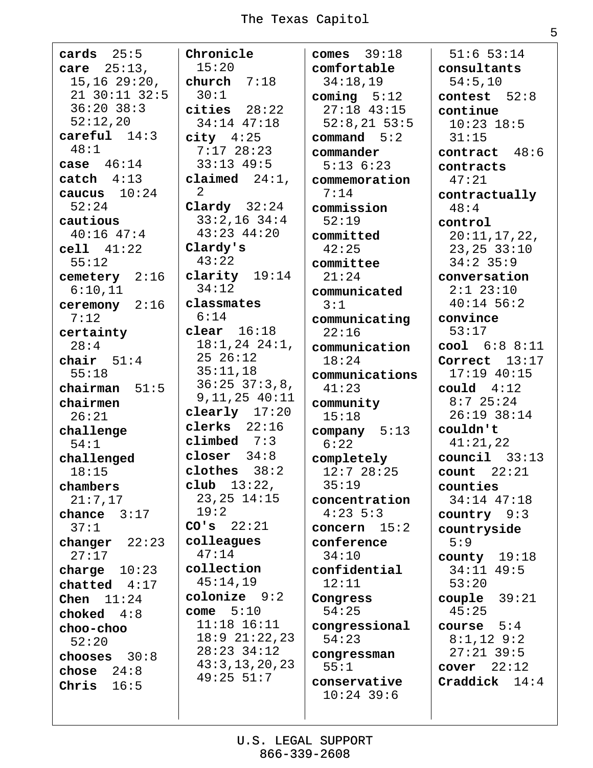**cards** 25:5
**care** 25:13, 15,16 29:20, 21 30:11 32:5 36:20 38:3 52:12,20
**careful** 14:3 48:1
**case** 46:14
**catch** 4:13
**caucus** 10:24 52:24
**cautious** 40:16 47:4
**cell** 41:22 55:12
**cemetery** 2:16 6:10,11
**ceremony** 2:16 7:12
**certainty** 28:4
**chair** 51:4 55:18
**chairman** 51:5
**chairmen** 26:21
**challenge** 54:1
**challenged** 18:15
**chambers** 21:7,17
**chance** 3:17 37:1
**changer** 22:23 27:17
**charge** 10:23
**chatted** 4:17
**Chen** 11:24
**choked** 4:8
**choo-choo** 52:20
**chooses** 30:8
**chose** 24:8
**Chris** 16:5
**Chronicle** 15:20
**church** 7:18 30:1
**cities** 28:22 34:14 47:18
**city** 4:25 7:17 28:23 33:13 49:5
**claimed** 24:1, 2
**Clardy** 32:24 33:2,16 34:4 43:23 44:20
**Clardy's** 43:22
**clarity** 19:14 34:12
**classmates** 6:14
**clear** 16:18 18:1,24 24:1, 25 26:12 35:11,18 36:25 37:3,8, 9,11,25 40:11
**clearly** 17:20
**clerks** 22:16
**climbed** 7:3
**closer** 34:8
**clothes** 38:2
**club** 13:22, 23,25 14:15 19:2
**CO's** 22:21
**colleagues** 47:14
**collection** 45:14,19
**colonize** 9:2
**come** 5:10 11:18 16:11 18:9 21:22,23 28:23 34:12 43:3,13,20,23 49:25 51:7
**comes** 39:18
**comfortable** 34:18,19
**coming** 5:12 27:18 43:15 52:8,21 53:5
**command** 5:2
**commander** 5:13 6:23
**commemoration** 7:14
**commission** 52:19
**committed** 42:25
**committee** 21:24
**communicated** 3:1
**communicating** 22:16
**communication** 18:24
**communications** 41:23
**community** 15:18
**company** 5:13 6:22
**completely** 12:7 28:25 35:19
**concentration** 4:23 5:3
**concern** 15:2
**conference** 34:10
**confidential** 12:11
**Congress** 54:25
**congressional** 54:23
**congressman** 55:1
**conservative** 10:24 39:6
51:6 53:14
**consultants** 54:5,10
**contest** 52:8
**continue** 10:23 18:5 31:15
**contract** 48:6
**contracts** 47:21
**contractually** 48:4
**control** 20:11,17,22, 23,25 33:10 34:2 35:9
**conversation** 2:1 23:10 40:14 56:2
**convince** 53:17
**cool** 6:8 8:11
**Correct** 13:17 17:19 40:15
**could** 4:12 8:7 25:24 26:19 38:14
**couldn't** 41:21,22
**council** 33:13
**count** 22:21
**counties** 34:14 47:18
**country** 9:3
**countryside** 5:9
**county** 19:18 34:11 49:5 53:20
**couple** 39:21 45:25
**course** 5:4 8:1,12 9:2 27:21 39:5
**cover** 22:12
**Craddick** 14:4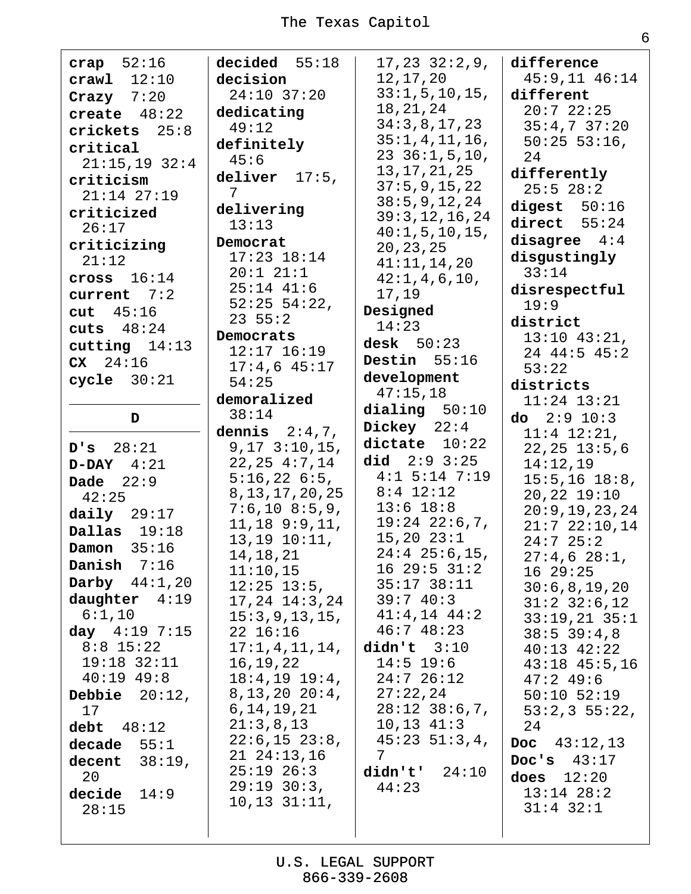**crap** 52:16
**crawl** 12:10
**Crazy** 7:20
**create** 48:22
**crickets** 25:8
**critical** 21:15,19 32:4
**criticism** 21:14 27:19
**criticized** 26:17
**criticizing** 21:12
**cross** 16:14
**current** 7:2
**cut** 45:16
**cuts** 48:24
**cutting** 14:13
**CX** 24:16
**cycle** 30:21

## D

**D's** 28:21
**D-DAY** 4:21
**Dade** 22:9 42:25
**daily** 29:17
**Dallas** 19:18
**Damon** 35:16
**Danish** 7:16
**Darby** 44:1,20
**daughter** 4:19 6:1,10
**day** 4:19 7:15 8:8 15:22 19:18 32:11 40:19 49:8
**Debbie** 20:12, 17
**debt** 48:12
**decade** 55:1
**decent** 38:19, 20
**decide** 14:9 28:15
**decided** 55:18
**decision** 24:10 37:20
**dedicating** 49:12
**definitely** 45:6
**deliver** 17:5, 7
**delivering** 13:13
**Democrat** 17:23 18:14 20:1 21:1 25:14 41:6 52:25 54:22, 23 55:2
**Democrats** 12:17 16:19 17:4,6 45:17 54:25
**demoralized** 38:14
**dennis** 2:4,7, 9,17 3:10,15, 22,25 4:7,14 5:16,22 6:5, 8,13,17,20,25 7:6,10 8:5,9, 11,18 9:9,11, 13,19 10:11, 14,18,21 11:10,15 12:25 13:5, 17,24 14:3,24 15:3,9,13,15, 22 16:16 17:1,4,11,14, 16,19,22 18:4,19 19:4, 8,13,20 20:4, 6,14,19,21 21:3,8,13 22:6,15 23:8, 21 24:13,16 25:19 26:3 29:19 30:3, 10,13 31:11, 17,23 32:2,9, 12,17,20 33:1,5,10,15, 18,21,24 34:3,8,17,23 35:1,4,11,16, 23 36:1,5,10, 13,17,21,25 37:5,9,15,22 38:5,9,12,24 39:3,12,16,24 40:1,5,10,15, 20,23,25 41:11,14,20 42:1,4,6,10, 17,19
**Designed** 14:23
**desk** 50:23
**Destin** 55:16
**development** 47:15,18
**dialing** 50:10
**Dickey** 22:4
**dictate** 10:22
**did** 2:9 3:25 4:1 5:14 7:19 8:4 12:12 13:6 18:8 19:24 22:6,7, 15,20 23:1 24:4 25:6,15, 16 29:5 31:2 35:17 38:11 39:7 40:3 41:4,14 44:2 46:7 48:23
**didn't** 3:10 14:5 19:6 24:7 26:12 27:22,24 28:12 38:6,7, 10,13 41:3 45:23 51:3,4, 7
**didn't'** 24:10 44:23
**difference** 45:9,11 46:14
**different** 20:7 22:25 35:4,7 37:20 50:25 53:16, 24
**differently** 25:5 28:2
**digest** 50:16
**direct** 55:24
**disagree** 4:4
**disgustingly** 33:14
**disrespectful** 19:9
**district** 13:10 43:21, 24 44:5 45:2 53:22
**districts** 11:24 13:21
**do** 2:9 10:3 11:4 12:21, 22,25 13:5,6 14:12,19 15:5,16 18:8, 20,22 19:10 20:9,19,23,24 21:7 22:10,14 24:7 25:2 27:4,6 28:1, 16 29:25 30:6,8,19,20 31:2 32:6,12 33:19,21 35:1 38:5 39:4,8 40:13 42:22 43:18 45:5,16 47:2 49:6 50:10 52:19 53:2,3 55:22, 24
**Doc** 43:12,13
**Doc's** 43:17
**does** 12:20 13:14 28:2 31:4 32:1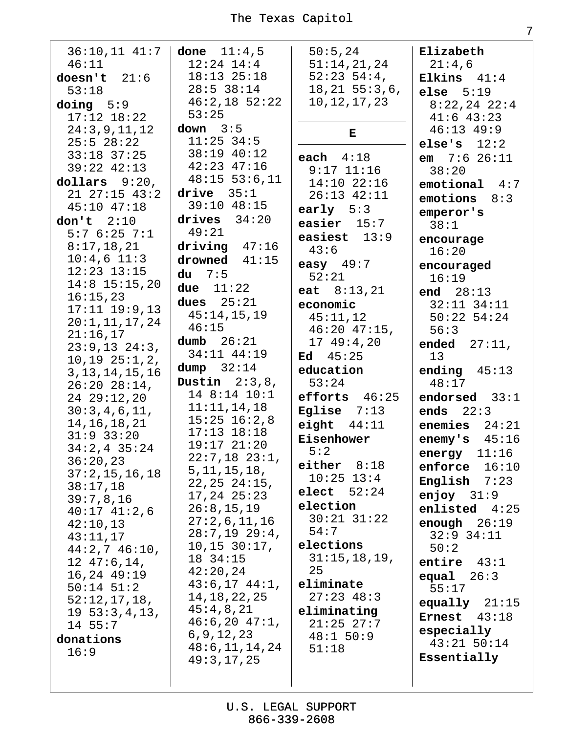36:10,11 41:7
46:11

**doesn't** 21:6
53:18

**doing** 5:9
17:12 18:22
24:3,9,11,12
25:5 28:22
33:18 37:25
39:22 42:13

**dollars** 9:20,
21 27:15 43:2
45:10 47:18

**don't** 2:10
5:7 6:25 7:1
8:17,18,21
10:4,6 11:3
12:23 13:15
14:8 15:15,20
16:15,23
17:11 19:9,13
20:1,11,17,24
21:16,17
23:9,13 24:3,
10,19 25:1,2,
3,13,14,15,16
26:20 28:14,
24 29:12,20
30:3,4,6,11,
14,16,18,21
31:9 33:20
34:2,4 35:24
36:20,23
37:2,15,16,18
38:17,18
39:7,8,16
40:17 41:2,6
42:10,13
43:11,17
44:2,7 46:10,
12 47:6,14,
16,24 49:19
50:14 51:2
52:12,17,18,
19 53:3,4,13,
14 55:7

**donations**
16:9

**done** 11:4,5
12:24 14:4
18:13 25:18
28:5 38:14
46:2,18 52:22
53:25

**down** 3:5
11:25 34:5
38:19 40:12
42:23 47:16
48:15 53:6,11

**drive** 35:1
39:10 48:15

**drives** 34:20
49:21

**driving** 47:16

**drowned** 41:15

**du** 7:5

**due** 11:22

**dues** 25:21
45:14,15,19
46:15

**dumb** 26:21
34:11 44:19

**dump** 32:14

**Dustin** 2:3,8,
14 8:14 10:1
11:11,14,18
15:25 16:2,8
17:13 18:18
19:17 21:20
22:7,18 23:1,
5,11,15,18,
22,25 24:15,
17,24 25:23
26:8,15,19
27:2,6,11,16
28:7,19 29:4,
10,15 30:17,
18 34:15
42:20,24
43:6,17 44:1,
14,18,22,25
45:4,8,21
46:6,20 47:1,
6,9,12,23
48:6,11,14,24
49:3,17,25

50:5,24
51:14,21,24
52:23 54:4,
18,21 55:3,6,
10,12,17,23

## E

**each** 4:18
9:17 11:16
14:10 22:16
26:13 42:11

**early** 5:3

**easier** 15:7

**easiest** 13:9
43:6

**easy** 49:7
52:21

**eat** 8:13,21

**economic**
45:11,12
46:20 47:15,
17 49:4,20

**Ed** 45:25

**education**
53:24

**efforts** 46:25

**Eglise** 7:13

**eight** 44:11

**Eisenhower**
5:2

**either** 8:18
10:25 13:4

**elect** 52:24

**election**
30:21 31:22
54:7

**elections**
31:15,18,19,
25

**eliminate**
27:23 48:3

**eliminating**
21:25 27:7
48:1 50:9
51:18

**Elizabeth**
21:4,6

**Elkins** 41:4

**else** 5:19
8:22,24 22:4
41:6 43:23
46:13 49:9

**else's** 12:2

**em** 7:6 26:11
38:20

**emotional** 4:7

**emotions** 8:3

**emperor's**
38:1

**encourage**
16:20

**encouraged**
16:19

**end** 28:13
32:11 34:11
50:22 54:24
56:3

**ended** 27:11,
13

**ending** 45:13
48:17

**endorsed** 33:1

**ends** 22:3

**enemies** 24:21

**enemy's** 45:16

**energy** 11:16

**enforce** 16:10

**English** 7:23

**enjoy** 31:9

**enlisted** 4:25

**enough** 26:19
32:9 34:11
50:2

**entire** 43:1

**equal** 26:3
55:17

**equally** 21:15

**Ernest** 43:18

**especially**
43:21 50:14

**Essentially**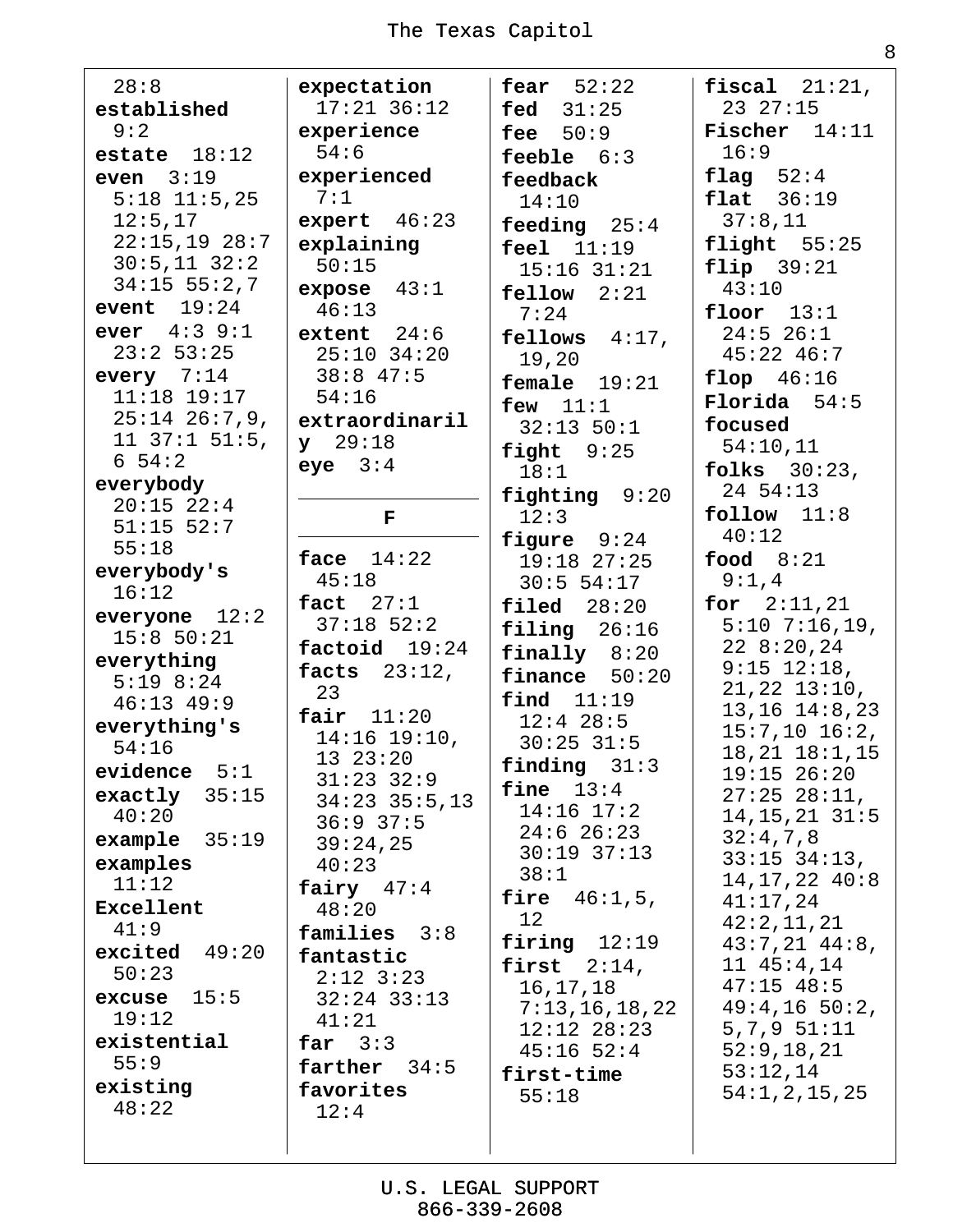28:8
**established** 9:2
**estate** 18:12
**even** 3:19 5:18 11:5,25 12:5,17 22:15,19 28:7 30:5,11 32:2 34:15 55:2,7
**event** 19:24
**ever** 4:3 9:1 23:2 53:25
**every** 7:14 11:18 19:17 25:14 26:7,9, 11 37:1 51:5, 6 54:2
**everybody** 20:15 22:4 51:15 52:7 55:18
**everybody's** 16:12
**everyone** 12:2 15:8 50:21
**everything** 5:19 8:24 46:13 49:9
**everything's** 54:16
**evidence** 5:1
**exactly** 35:15 40:20
**example** 35:19
**examples** 11:12
**Excellent** 41:9
**excited** 49:20 50:23
**excuse** 15:5 19:12
**existential** 55:9
**existing** 48:22
**expectation** 17:21 36:12
**experience** 54:6
**experienced** 7:1
**expert** 46:23
**explaining** 50:15
**expose** 43:1 46:13
**extent** 24:6 25:10 34:20 38:8 47:5 54:16
**extraordinarily** 29:18
**eye** 3:4

## F

**face** 14:22 45:18
**fact** 27:1 37:18 52:2
**factoid** 19:24
**facts** 23:12, 23
**fair** 11:20 14:16 19:10, 13 23:20 31:23 32:9 34:23 35:5,13 36:9 37:5 39:24,25 40:23
**fairy** 47:4 48:20
**families** 3:8
**fantastic** 2:12 3:23 32:24 33:13 41:21
**far** 3:3
**farther** 34:5
**favorites** 12:4
**fear** 52:22
**fed** 31:25
**fee** 50:9
**feeble** 6:3
**feedback** 14:10
**feeding** 25:4
**feel** 11:19 15:16 31:21
**fellow** 2:21 7:24
**fellows** 4:17, 19,20
**female** 19:21
**few** 11:1 32:13 50:1
**fight** 9:25 18:1
**fighting** 9:20 12:3
**figure** 9:24 19:18 27:25 30:5 54:17
**filed** 28:20
**filing** 26:16
**finally** 8:20
**finance** 50:20
**find** 11:19 12:4 28:5 30:25 31:5
**finding** 31:3
**fine** 13:4 14:16 17:2 24:6 26:23 30:19 37:13 38:1
**fire** 46:1,5, 12
**firing** 12:19
**first** 2:14, 16,17,18 7:13,16,18,22 12:12 28:23 45:16 52:4
**first-time** 55:18
**fiscal** 21:21, 23 27:15
**Fischer** 14:11 16:9
**flag** 52:4
**flat** 36:19 37:8,11
**flight** 55:25
**flip** 39:21 43:10
**floor** 13:1 24:5 26:1 45:22 46:7
**flop** 46:16
**Florida** 54:5
**focused** 54:10,11
**folks** 30:23, 24 54:13
**follow** 11:8 40:12
**food** 8:21 9:1,4
**for** 2:11,21 5:10 7:16,19, 22 8:20,24 9:15 12:18, 21,22 13:10, 13,16 14:8,23 15:7,10 16:2, 18,21 18:1,15 19:15 26:20 27:25 28:11, 14,15,21 31:5 32:4,7,8 33:15 34:13, 14,17,22 40:8 41:17,24 42:2,11,21 43:7,21 44:8, 11 45:4,14 47:15 48:5 49:4,16 50:2, 5,7,9 51:11 52:9,18,21 53:12,14 54:1,2,15,25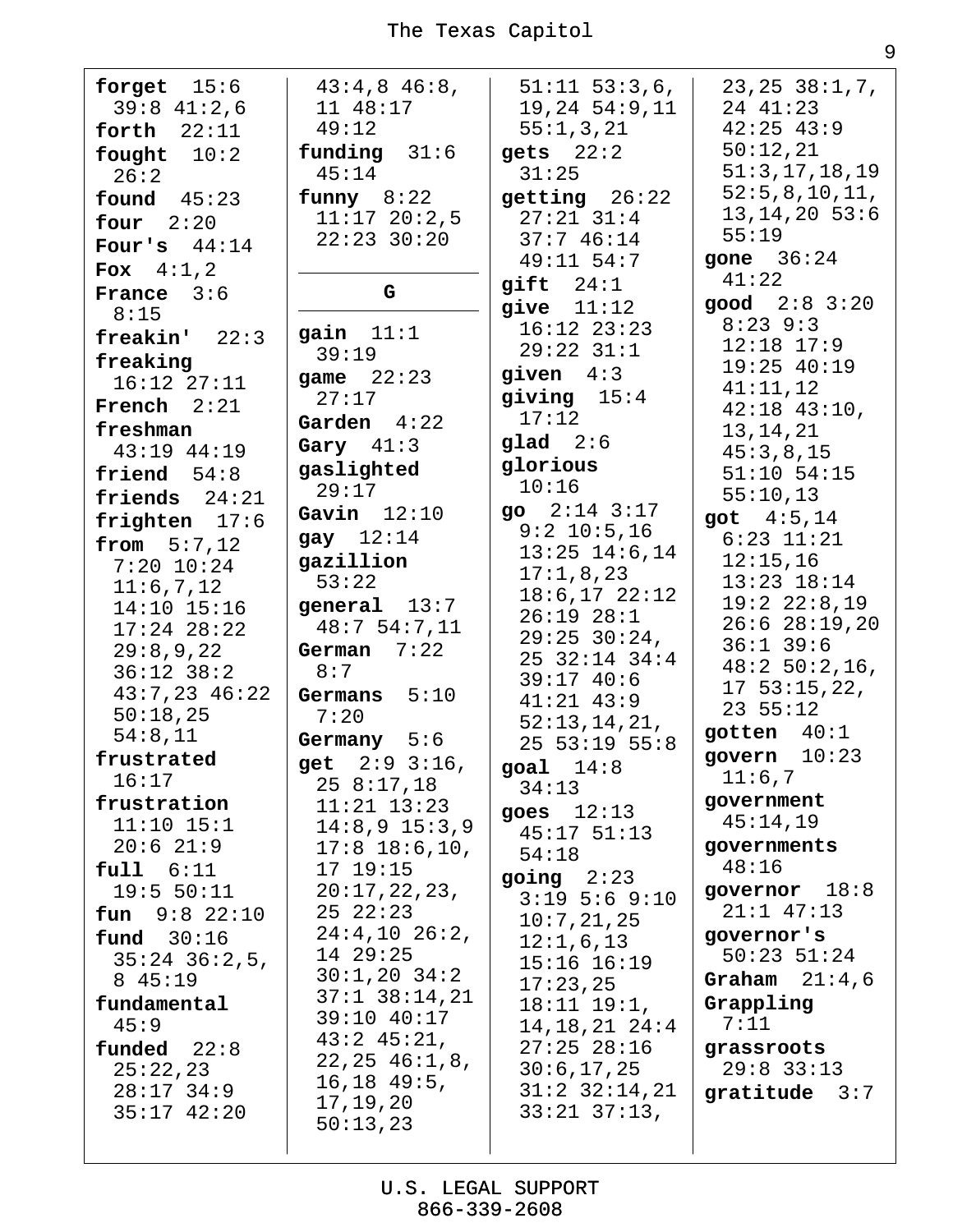**forget** 15:6 39:8 41:2,6
**forth** 22:11
**fought** 10:2 26:2
**found** 45:23
**four** 2:20
**Four's** 44:14
**Fox** 4:1,2
**France** 3:6 8:15
**freakin'** 22:3
**freaking** 16:12 27:11
**French** 2:21
**freshman** 43:19 44:19
**friend** 54:8
**friends** 24:21
**frighten** 17:6
**from** 5:7,12 7:20 10:24 11:6,7,12 14:10 15:16 17:24 28:22 29:8,9,22 36:12 38:2 43:7,23 46:22 50:18,25 54:8,11
**frustrated** 16:17
**frustration** 11:10 15:1 20:6 21:9
**full** 6:11 19:5 50:11
**fun** 9:8 22:10
**fund** 30:16 35:24 36:2,5, 8 45:19
**fundamental** 45:9
**funded** 22:8 25:22,23 28:17 34:9 35:17 42:20
43:4,8 46:8, 11 48:17 49:12
**funding** 31:6 45:14
**funny** 8:22 11:17 20:2,5 22:23 30:20

## G

**gain** 11:1 39:19
**game** 22:23 27:17
**Garden** 4:22
**Gary** 41:3
**gaslighted** 29:17
**Gavin** 12:10
**gay** 12:14
**gazillion** 53:22
**general** 13:7 48:7 54:7,11
**German** 7:22 8:7
**Germans** 5:10 7:20
**Germany** 5:6
**get** 2:9 3:16, 25 8:17,18 11:21 13:23 14:8,9 15:3,9 17:8 18:6,10, 17 19:15 20:17,22,23, 25 22:23 24:4,10 26:2, 14 29:25 30:1,20 34:2 37:1 38:14,21 39:10 40:17 43:2 45:21, 22,25 46:1,8, 16,18 49:5, 17,19,20 50:13,23
51:11 53:3,6, 19,24 54:9,11 55:1,3,21
**gets** 22:2 31:25
**getting** 26:22 27:21 31:4 37:7 46:14 49:11 54:7
**gift** 24:1
**give** 11:12 16:12 23:23 29:22 31:1
**given** 4:3
**giving** 15:4 17:12
**glad** 2:6
**glorious** 10:16
**go** 2:14 3:17 9:2 10:5,16 13:25 14:6,14 17:1,8,23 18:6,17 22:12 26:19 28:1 29:25 30:24, 25 32:14 34:4 39:17 40:6 41:21 43:9 52:13,14,21, 25 53:19 55:8
**goal** 14:8 34:13
**goes** 12:13 45:17 51:13 54:18
**going** 2:23 3:19 5:6 9:10 10:7,21,25 12:1,6,13 15:16 16:19 17:23,25 18:11 19:1, 14,18,21 24:4 27:25 28:16 30:6,17,25 31:2 32:14,21 33:21 37:13,
23,25 38:1,7, 24 41:23 42:25 43:9 50:12,21 51:3,17,18,19 52:5,8,10,11, 13,14,20 53:6 55:19
**gone** 36:24 41:22
**good** 2:8 3:20 8:23 9:3 12:18 17:9 19:25 40:19 41:11,12 42:18 43:10, 13,14,21 45:3,8,15 51:10 54:15 55:10,13
**got** 4:5,14 6:23 11:21 12:15,16 13:23 18:14 19:2 22:8,19 26:6 28:19,20 36:1 39:6 48:2 50:2,16, 17 53:15,22, 23 55:12
**gotten** 40:1
**govern** 10:23 11:6,7
**government** 45:14,19
**governments** 48:16
**governor** 18:8 21:1 47:13
**governor's** 50:23 51:24
**Graham** 21:4,6
**Grappling** 7:11
**grassroots** 29:8 33:13
**gratitude** 3:7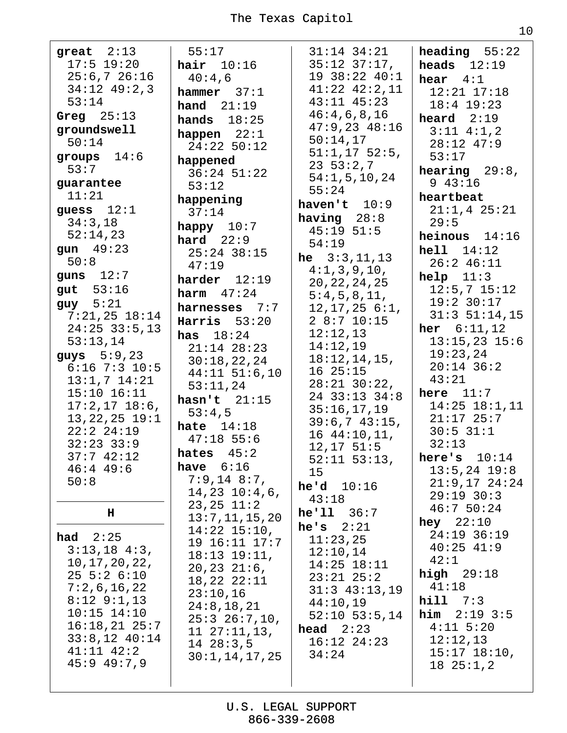**great** 2:13 17:5 19:20 25:6,7 26:16 34:12 49:2,3 53:14

**Greg** 25:13

**groundswell** 50:14

**groups** 14:6 53:7

**guarantee** 11:21

**guess** 12:1 34:3,18 52:14,23

**gun** 49:23 50:8

**guns** 12:7

**gut** 53:16

**guy** 5:21 7:21,25 18:14 24:25 33:5,13 53:13,14

**guys** 5:9,23 6:16 7:3 10:5 13:1,7 14:21 15:10 16:11 17:2,17 18:6, 13,22,25 19:1 22:2 24:19 32:23 33:9 37:7 42:12 46:4 49:6 50:8

## H

**had** 2:25 3:13,18 4:3, 10,17,20,22, 25 5:2 6:10 7:2,6,16,22 8:12 9:1,13 10:15 14:10 16:18,21 25:7 33:8,12 40:14 41:11 42:2 45:9 49:7,9 55:17

**hair** 10:16 40:4,6

**hammer** 37:1

**hand** 21:19

**hands** 18:25

**happen** 22:1 24:22 50:12

**happened** 36:24 51:22 53:12

**happening** 37:14

**happy** 10:7

**hard** 22:9 25:24 38:15 47:19

**harder** 12:19

**harm** 47:24

**harnesses** 7:7

**Harris** 53:20

**has** 18:24 21:14 28:23 30:18,22,24 44:11 51:6,10 53:11,24

**hasn't** 21:15 53:4,5

**hate** 14:18 47:18 55:6

**hates** 45:2

**have** 6:16 7:9,14 8:7, 14,23 10:4,6, 23,25 11:2 13:7,11,15,20 14:22 15:10, 19 16:11 17:7 18:13 19:11, 20,23 21:6, 18,22 22:11 23:10,16 24:8,18,21 25:3 26:7,10, 11 27:11,13, 14 28:3,5 30:1,14,17,25 31:14 34:21 35:12 37:17, 19 38:22 40:1 41:22 42:2,11 43:11 45:23 46:4,6,8,16 47:9,23 48:16 50:14,17 51:1,17 52:5, 23 53:2,7 54:1,5,10,24 55:24

**haven't** 10:9

**having** 28:8 45:19 51:5 54:19

**he** 3:3,11,13 4:1,3,9,10, 20,22,24,25 5:4,5,8,11, 12,17,25 6:1, 2 8:7 10:15 12:12,13 14:12,19 18:12,14,15, 16 25:15 28:21 30:22, 24 33:13 34:8 35:16,17,19 39:6,7 43:15, 16 44:10,11, 12,17 51:5 52:11 53:13, 15

**he'd** 10:16 43:18

**he'll** 36:7

**he's** 2:21 11:23,25 12:10,14 14:25 18:11 23:21 25:2 31:3 43:13,19 44:10,19 52:10 53:5,14

**head** 2:23 16:12 24:23 34:24

**heading** 55:22

**heads** 12:19

**hear** 4:1 12:21 17:18 18:4 19:23

**heard** 2:19 3:11 4:1,2 28:12 47:9 53:17

**hearing** 29:8, 9 43:16

**heartbeat** 21:1,4 25:21 29:5

**heinous** 14:16

**hell** 14:12 26:2 46:11

**help** 11:3 12:5,7 15:12 19:2 30:17 31:3 51:14,15

**her** 6:11,12 13:15,23 15:6 19:23,24 20:14 36:2 43:21

**here** 11:7 14:25 18:1,11 21:17 25:7 30:5 31:1 32:13

**here's** 10:14 13:5,24 19:8 21:9,17 24:24 29:19 30:3 46:7 50:24

**hey** 22:10 24:19 36:19 40:25 41:9 42:1

**high** 29:18 41:18

**hill** 7:3

**him** 2:19 3:5 4:11 5:20 12:12,13 15:17 18:10, 18 25:1,2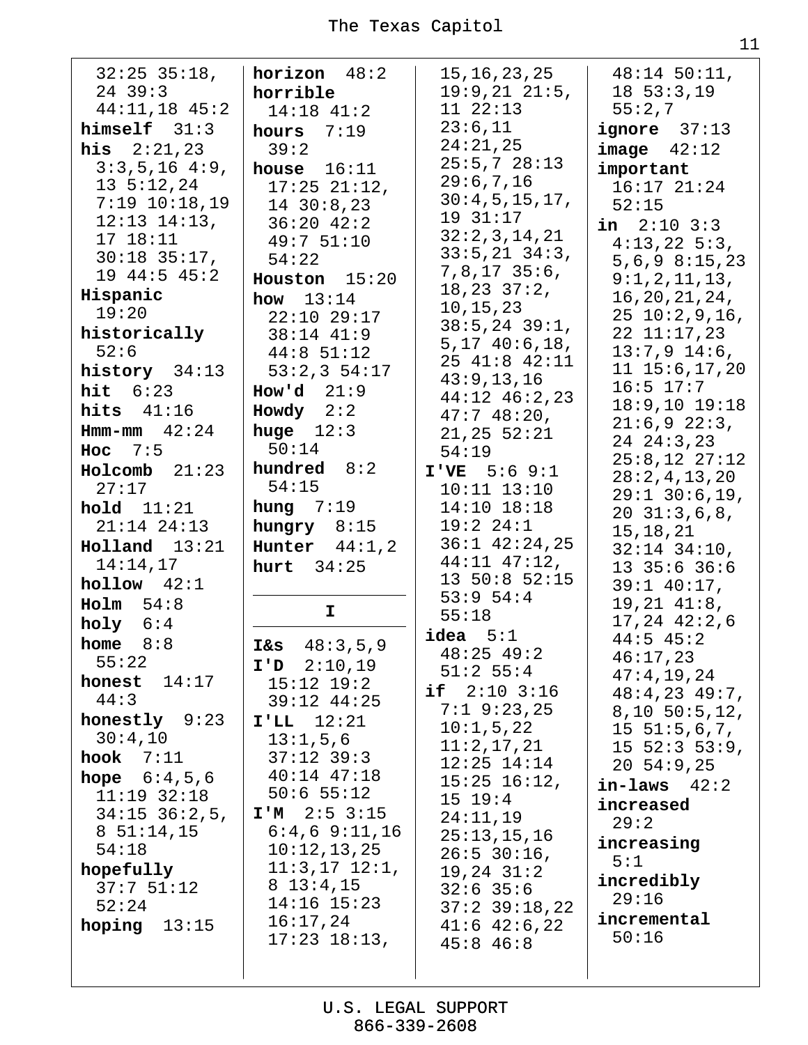32:25 35:18, 24 39:3 44:11,18 45:2
**himself** 31:3
**his** 2:21,23 3:3,5,16 4:9, 13 5:12,24 7:19 10:18,19 12:13 14:13, 17 18:11 30:18 35:17, 19 44:5 45:2
**Hispanic** 19:20
**historically** 52:6
**history** 34:13
**hit** 6:23
**hits** 41:16
**Hmm-mm** 42:24
**Hoc** 7:5
**Holcomb** 21:23 27:17
**hold** 11:21 21:14 24:13
**Holland** 13:21 14:14,17
**hollow** 42:1
**Holm** 54:8
**holy** 6:4
**home** 8:8 55:22
**honest** 14:17 44:3
**honestly** 9:23 30:4,10
**hook** 7:11
**hope** 6:4,5,6 11:19 32:18 34:15 36:2,5, 8 51:14,15 54:18
**hopefully** 37:7 51:12 52:24
**hoping** 13:15

**horizon** 48:2
**horrible** 14:18 41:2
**hours** 7:19 39:2
**house** 16:11 17:25 21:12, 14 30:8,23 36:20 42:2 49:7 51:10 54:22
**Houston** 15:20
**how** 13:14 22:10 29:17 38:14 41:9 44:8 51:12 53:2,3 54:17
**How'd** 21:9
**Howdy** 2:2
**huge** 12:3 50:14
**hundred** 8:2 54:15
**hung** 7:19
**hungry** 8:15
**Hunter** 44:1,2
**hurt** 34:25

## I

**I&s** 48:3,5,9
**I'D** 2:10,19 15:12 19:2 39:12 44:25
**I'LL** 12:21 13:1,5,6 37:12 39:3 40:14 47:18 50:6 55:12
**I'M** 2:5 3:15 6:4,6 9:11,16 10:12,13,25 11:3,17 12:1, 8 13:4,15 14:16 15:23 16:17,24 17:23 18:13, 15,16,23,25 19:9,21 21:5, 11 22:13 23:6,11 24:21,25 25:5,7 28:13 29:6,7,16 30:4,5,15,17, 19 31:17 32:2,3,14,21 33:5,21 34:3, 7,8,17 35:6, 18,23 37:2, 10,15,23 38:5,24 39:1, 5,17 40:6,18, 25 41:8 42:11 43:9,13,16 44:12 46:2,23 47:7 48:20, 21,25 52:21 54:19
**I'VE** 5:6 9:1 10:11 13:10 14:10 18:18 19:2 24:1 36:1 42:24,25 44:11 47:12, 13 50:8 52:15 53:9 54:4 55:18
**idea** 5:1 48:25 49:2 51:2 55:4
**if** 2:10 3:16 7:1 9:23,25 10:1,5,22 11:2,17,21 12:25 14:14 15:25 16:12, 15 19:4 24:11,19 25:13,15,16 26:5 30:16, 19,24 31:2 32:6 35:6 37:2 39:18,22 41:6 42:6,22 45:8 46:8 48:14 50:11, 18 53:3,19 55:2,7
**ignore** 37:13
**image** 42:12
**important** 16:17 21:24 52:15
**in** 2:10 3:3 4:13,22 5:3, 5,6,9 8:15,23 9:1,2,11,13, 16,20,21,24, 25 10:2,9,16, 22 11:17,23 13:7,9 14:6, 11 15:6,17,20 16:5 17:7 18:9,10 19:18 21:6,9 22:3, 24 24:3,23 25:8,12 27:12 28:2,4,13,20 29:1 30:6,19, 20 31:3,6,8, 15,18,21 32:14 34:10, 13 35:6 36:6 39:1 40:17, 19,21 41:8, 17,24 42:2,6 44:5 45:2 46:17,23 47:4,19,24 48:4,23 49:7, 8,10 50:5,12, 15 51:5,6,7, 15 52:3 53:9, 20 54:9,25
**in-laws** 42:2
**increased** 29:2
**increasing** 5:1
**incredibly** 29:16
**incremental** 50:16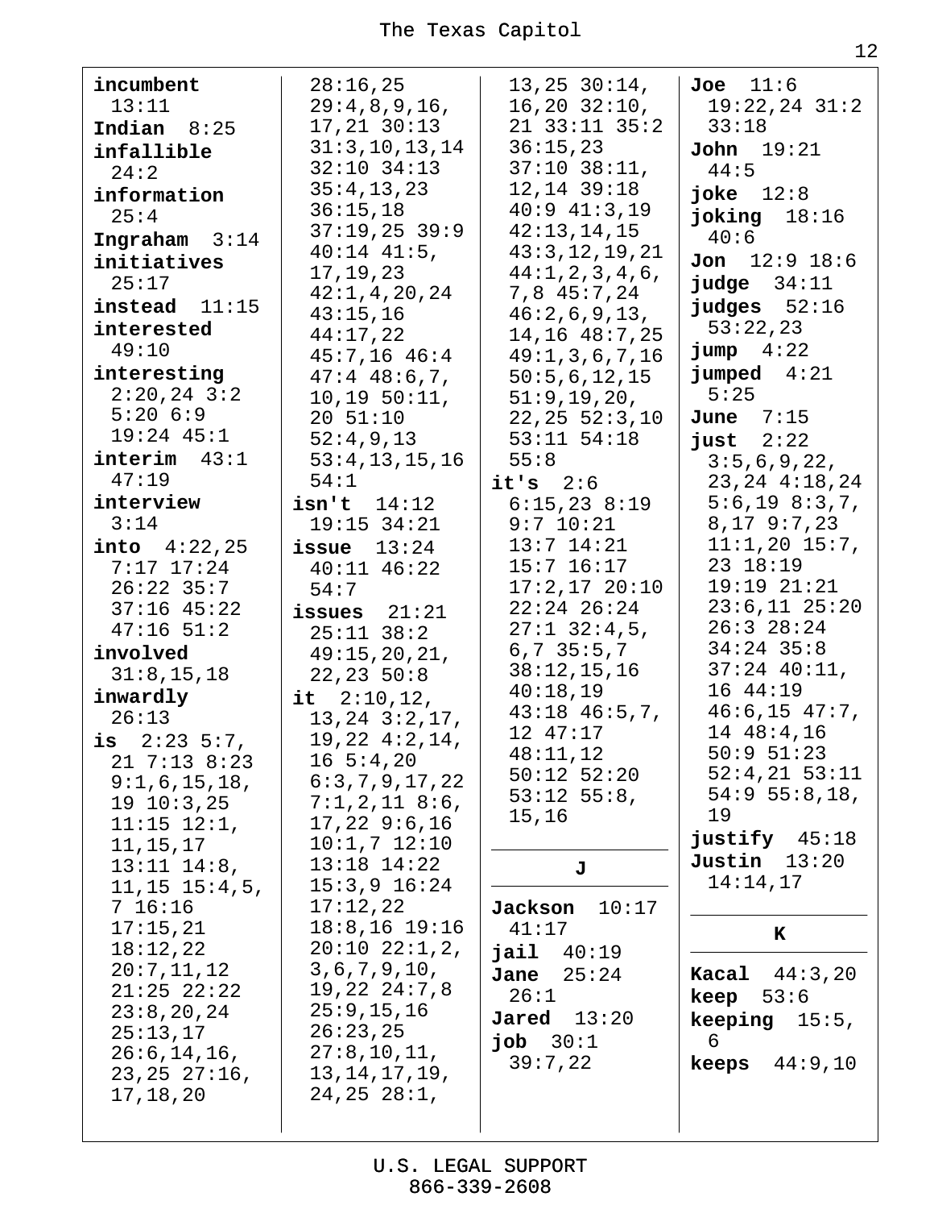**incumbent** 13:11
**Indian** 8:25
**infallible** 24:2
**information** 25:4
**Ingraham** 3:14
**initiatives** 25:17
**instead** 11:15
**interested** 49:10
**interesting** 2:20,24 3:2 5:20 6:9 19:24 45:1
**interim** 43:1 47:19
**interview** 3:14
**into** 4:22,25 7:17 17:24 26:22 35:7 37:16 45:22 47:16 51:2
**involved** 31:8,15,18
**inwardly** 26:13
**is** 2:23 5:7, 21 7:13 8:23 9:1,6,15,18, 19 10:3,25 11:15 12:1, 11,15,17 13:11 14:8, 11,15 15:4,5, 7 16:16 17:15,21 18:12,22 20:7,11,12 21:25 22:22 23:8,20,24 25:13,17 26:6,14,16, 23,25 27:16, 17,18,20 28:16,25 29:4,8,9,16, 17,21 30:13 31:3,10,13,14 32:10 34:13 35:4,13,23 36:15,18 37:19,25 39:9 40:14 41:5, 17,19,23 42:1,4,20,24 43:15,16 44:17,22 45:7,16 46:4 47:4 48:6,7, 10,19 50:11, 20 51:10 52:4,9,13 53:4,13,15,16 54:1
**isn't** 14:12 19:15 34:21
**issue** 13:24 40:11 46:22 54:7
**issues** 21:21 25:11 38:2 49:15,20,21, 22,23 50:8
**it** 2:10,12, 13,24 3:2,17, 19,22 4:2,14, 16 5:4,20 6:3,7,9,17,22 7:1,2,11 8:6, 17,22 9:6,16 10:1,7 12:10 13:18 14:22 15:3,9 16:24 17:12,22 18:8,16 19:16 20:10 22:1,2, 3,6,7,9,10, 19,22 24:7,8 25:9,15,16 26:23,25 27:8,10,11, 13,14,17,19, 24,25 28:1, 13,25 30:14, 16,20 32:10, 21 33:11 35:2 36:15,23 37:10 38:11, 12,14 39:18 40:9 41:3,19 42:13,14,15 43:3,12,19,21 44:1,2,3,4,6, 7,8 45:7,24 46:2,6,9,13, 14,16 48:7,25 49:1,3,6,7,16 50:5,6,12,15 51:9,19,20, 22,25 52:3,10 53:11 54:18 55:8
**it's** 2:6 6:15,23 8:19 9:7 10:21 13:7 14:21 15:7 16:17 17:2,17 20:10 22:24 26:24 27:1 32:4,5, 6,7 35:5,7 38:12,15,16 40:18,19 43:18 46:5,7, 12 47:17 48:11,12 50:12 52:20 53:12 55:8, 15,16

## J

**Jackson** 10:17 41:17
**jail** 40:19
**Jane** 25:24 26:1
**Jared** 13:20
**job** 30:1 39:7,22
**Joe** 11:6 19:22,24 31:2 33:18
**John** 19:21 44:5
**joke** 12:8
**joking** 18:16 40:6
**Jon** 12:9 18:6
**judge** 34:11
**judges** 52:16 53:22,23
**jump** 4:22
**jumped** 4:21 5:25
**June** 7:15
**just** 2:22 3:5,6,9,22, 23,24 4:18,24 5:6,19 8:3,7, 8,17 9:7,23 11:1,20 15:7, 23 18:19 19:19 21:21 23:6,11 25:20 26:3 28:24 34:24 35:8 37:24 40:11, 16 44:19 46:6,15 47:7, 14 48:4,16 50:9 51:23 52:4,21 53:11 54:9 55:8,18, 19
**justify** 45:18
**Justin** 13:20 14:14,17

## K

**Kacal** 44:3,20
**keep** 53:6
**keeping** 15:5, 6
**keeps** 44:9,10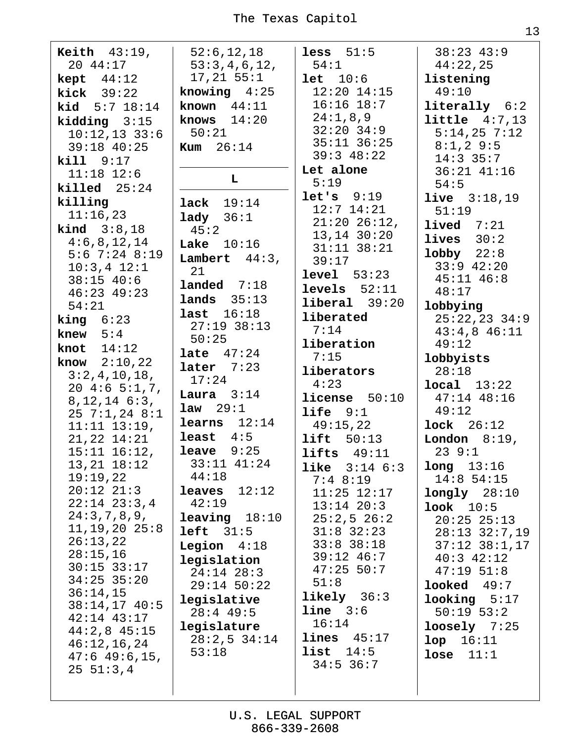**Keith** 43:19, 20 44:17
**kept** 44:12
**kick** 39:22
**kid** 5:7 18:14
**kidding** 3:15 10:12,13 33:6 39:18 40:25
**kill** 9:17 11:18 12:6
**killed** 25:24
**killing** 11:16,23
**kind** 3:8,18 4:6,8,12,14 5:6 7:24 8:19 10:3,4 12:1 38:15 40:6 46:23 49:23 54:21
**king** 6:23
**knew** 5:4
**knot** 14:12
**know** 2:10,22 3:2,4,10,18, 20 4:6 5:1,7, 8,12,14 6:3, 25 7:1,24 8:1 11:11 13:19, 21,22 14:21 15:11 16:12, 13,21 18:12 19:19,22 20:12 21:3 22:14 23:3,4 24:3,7,8,9, 11,19,20 25:8 26:13,22 28:15,16 30:15 33:17 34:25 35:20 36:14,15 38:14,17 40:5 42:14 43:17 44:2,8 45:15 46:12,16,24 47:6 49:6,15, 25 51:3,4 52:6,12,18 53:3,4,6,12, 17,21 55:1
**knowing** 4:25
**known** 44:11
**knows** 14:20 50:21
**Kum** 26:14

## L

**lack** 19:14
**lady** 36:1 45:2
**Lake** 10:16
**Lambert** 44:3, 21
**landed** 7:18
**lands** 35:13
**last** 16:18 27:19 38:13 50:25
**late** 47:24
**later** 7:23 17:24
**Laura** 3:14
**law** 29:1
**learns** 12:14
**least** 4:5
**leave** 9:25 33:11 41:24 44:18
**leaves** 12:12 42:19
**leaving** 18:10
**left** 31:5
**Legion** 4:18
**legislation** 24:14 28:3 29:14 50:22
**legislative** 28:4 49:5
**legislature** 28:2,5 34:14 53:18
**less** 51:5 54:1
**let** 10:6 12:20 14:15 16:16 18:7 24:1,8,9 32:20 34:9 35:11 36:25 39:3 48:22
**Let alone** 5:19
**let's** 9:19 12:7 14:21 21:20 26:12, 13,14 30:20 31:11 38:21 39:17
**level** 53:23
**levels** 52:11
**liberal** 39:20
**liberated** 7:14
**liberation** 7:15
**liberators** 4:23
**license** 50:10
**life** 9:1 49:15,22
**lift** 50:13
**lifts** 49:11
**like** 3:14 6:3 7:4 8:19 11:25 12:17 13:14 20:3 25:2,5 26:2 31:8 32:23 33:8 38:18 39:12 46:7 47:25 50:7 51:8
**likely** 36:3
**line** 3:6 16:14
**lines** 45:17
**list** 14:5 34:5 36:7 38:23 43:9 44:22,25
**listening** 49:10
**literally** 6:2
**little** 4:7,13 5:14,25 7:12 8:1,2 9:5 14:3 35:7 36:21 41:16 54:5
**live** 3:18,19 51:19
**lived** 7:21
**lives** 30:2
**lobby** 22:8 33:9 42:20 45:11 46:8 48:17
**lobbying** 25:22,23 34:9 43:4,8 46:11 49:12
**lobbyists** 28:18
**local** 13:22 47:14 48:16 49:12
**lock** 26:12
**London** 8:19, 23 9:1
**long** 13:16 14:8 54:15
**longly** 28:10
**look** 10:5 20:25 25:13 28:13 32:7,19 37:12 38:1,17 40:3 42:12 47:19 51:8
**looked** 49:7
**looking** 5:17 50:19 53:2
**loosely** 7:25
**lop** 16:11
**lose** 11:1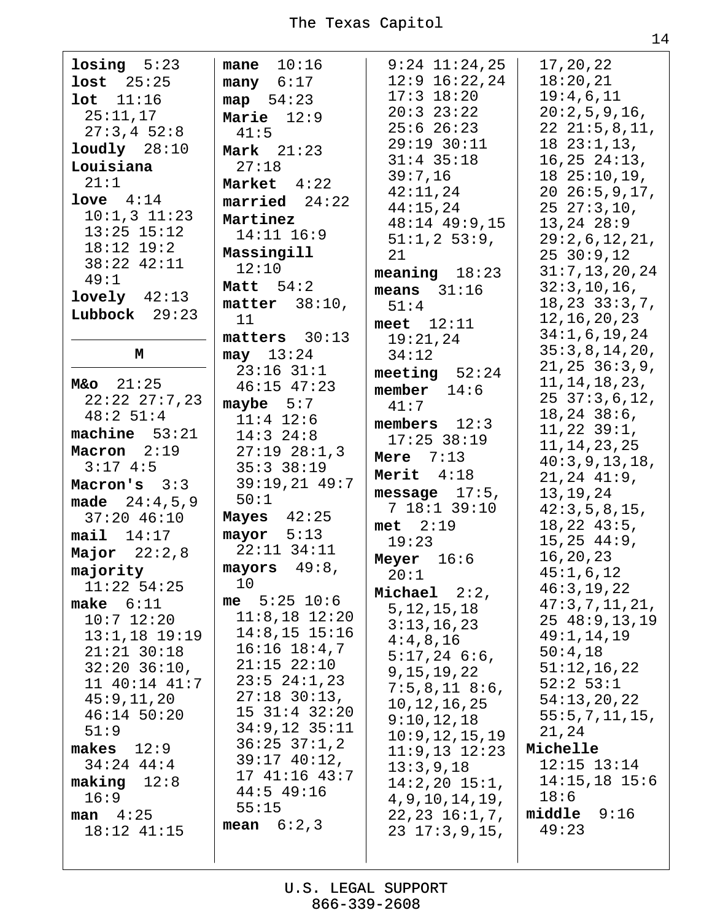**losing** 5:23
**lost** 25:25
**lot** 11:16 25:11,17 27:3,4 52:8
**loudly** 28:10
**Louisiana** 21:1
**love** 4:14 10:1,3 11:23 13:25 15:12 18:12 19:2 38:22 42:11 49:1
**lovely** 42:13
**Lubbock** 29:23

## M

**M&o** 21:25 22:22 27:7,23 48:2 51:4
**machine** 53:21
**Macron** 2:19 3:17 4:5
**Macron's** 3:3
**made** 24:4,5,9 37:20 46:10
**mail** 14:17
**Major** 22:2,8
**majority** 11:22 54:25
**make** 6:11 10:7 12:20 13:1,18 19:19 21:21 30:18 32:20 36:10, 11 40:14 41:7 45:9,11,20 46:14 50:20 51:9
**makes** 12:9 34:24 44:4
**making** 12:8 16:9
**man** 4:25 18:12 41:15
**mane** 10:16
**many** 6:17
**map** 54:23
**Marie** 12:9 41:5
**Mark** 21:23 27:18
**Market** 4:22
**married** 24:22
**Martinez** 14:11 16:9
**Massingill** 12:10
**Matt** 54:2
**matter** 38:10, 11
**matters** 30:13
**may** 13:24 23:16 31:1 46:15 47:23
**maybe** 5:7 11:4 12:6 14:3 24:8 27:19 28:1,3 35:3 38:19 39:19,21 49:7 50:1
**Mayes** 42:25
**mayor** 5:13 22:11 34:11
**mayors** 49:8, 10
**me** 5:25 10:6 11:8,18 12:20 14:8,15 15:16 16:16 18:4,7 21:15 22:10 23:5 24:1,23 27:18 30:13, 15 31:4 32:20 34:9,12 35:11 36:25 37:1,2 39:17 40:12, 17 41:16 43:7 44:5 49:16 55:15
**mean** 6:2,3 9:24 11:24,25 12:9 16:22,24 17:3 18:20 20:3 23:22 25:6 26:23 29:19 30:11 31:4 35:18 39:7,16 42:11,24 44:15,24 48:14 49:9,15 51:1,2 53:9, 21
**meaning** 18:23
**means** 31:16 51:4
**meet** 12:11 19:21,24 34:12
**meeting** 52:24
**member** 14:6 41:7
**members** 12:3 17:25 38:19
**Mere** 7:13
**Merit** 4:18
**message** 17:5, 7 18:1 39:10
**met** 2:19 19:23
**Meyer** 16:6 20:1
**Michael** 2:2, 5,12,15,18 3:13,16,23 4:4,8,16 5:17,24 6:6, 9,15,19,22 7:5,8,11 8:6, 10,12,16,25 9:10,12,18 10:9,12,15,19 11:9,13 12:23 13:3,9,18 14:2,20 15:1, 4,9,10,14,19, 22,23 16:1,7, 23 17:3,9,15, 17,20,22 18:20,21 19:4,6,11 20:2,5,9,16, 22 21:5,8,11, 18 23:1,13, 16,25 24:13, 18 25:10,19, 20 26:5,9,17, 25 27:3,10, 13,24 28:9 29:2,6,12,21, 25 30:9,12 31:7,13,20,24 32:3,10,16, 18,23 33:3,7, 12,16,20,23 34:1,6,19,24 35:3,8,14,20, 21,25 36:3,9, 11,14,18,23, 25 37:3,6,12, 18,24 38:6, 11,22 39:1, 11,14,23,25 40:3,9,13,18, 21,24 41:9, 13,19,24 42:3,5,8,15, 18,22 43:5, 15,25 44:9, 16,20,23 45:1,6,12 46:3,19,22 47:3,7,11,21, 25 48:9,13,19 49:1,14,19 50:4,18 51:12,16,22 52:2 53:1 54:13,20,22 55:5,7,11,15, 21,24
**Michelle** 12:15 13:14 14:15,18 15:6 18:6
**middle** 9:16 49:23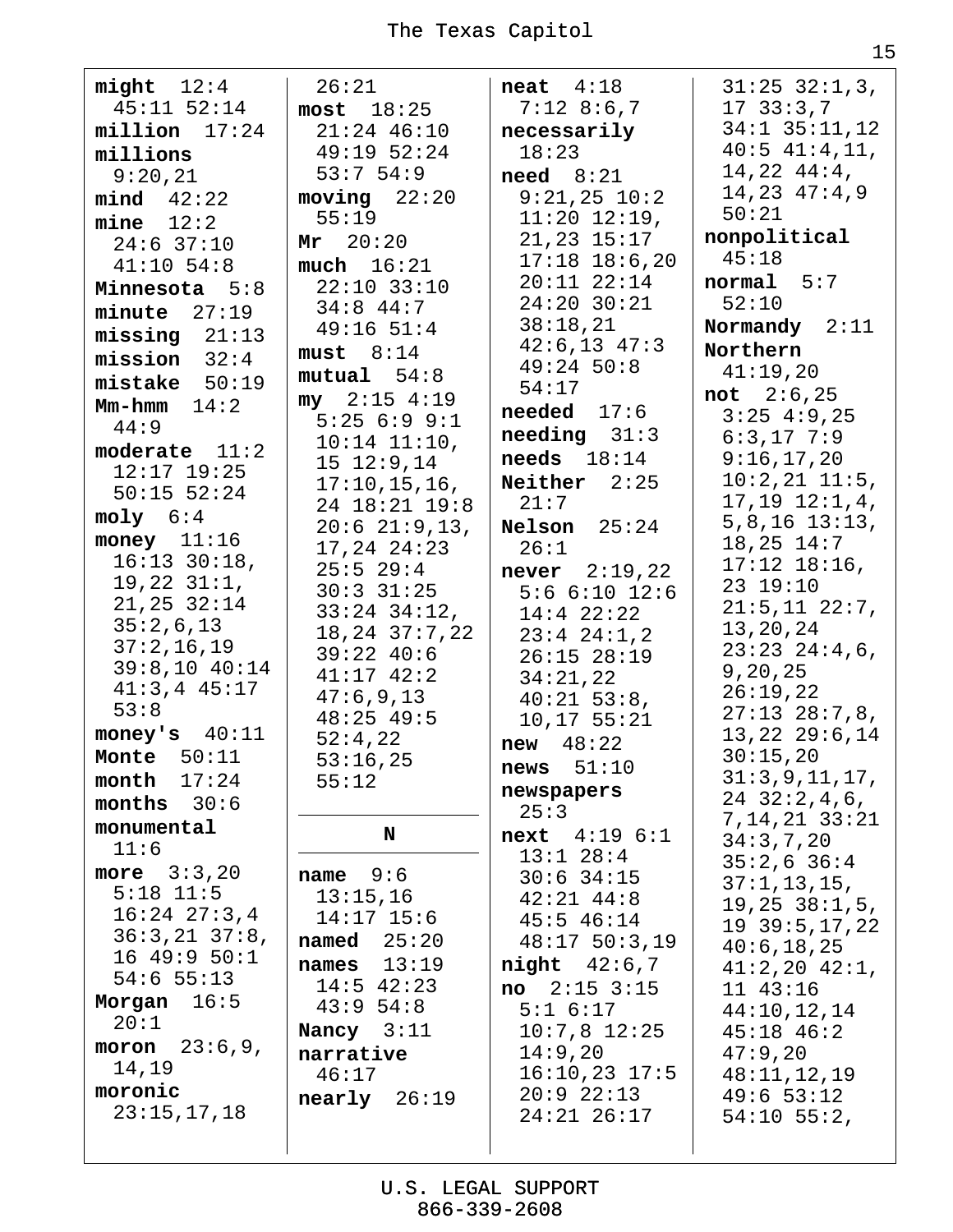**might** 12:4 45:11 52:14
**million** 17:24
**millions** 9:20,21
**mind** 42:22
**mine** 12:2 24:6 37:10 41:10 54:8
**Minnesota** 5:8
**minute** 27:19
**missing** 21:13
**mission** 32:4
**mistake** 50:19
**Mm-hmm** 14:2 44:9
**moderate** 11:2 12:17 19:25 50:15 52:24
**moly** 6:4
**money** 11:16 16:13 30:18, 19,22 31:1, 21,25 32:14 35:2,6,13 37:2,16,19 39:8,10 40:14 41:3,4 45:17 53:8
**money's** 40:11
**Monte** 50:11
**month** 17:24
**months** 30:6
**monumental** 11:6
**more** 3:3,20 5:18 11:5 16:24 27:3,4 36:3,21 37:8, 16 49:9 50:1 54:6 55:13
**Morgan** 16:5 20:1
**moron** 23:6,9, 14,19
**moronic** 23:15,17,18

26:21
**most** 18:25 21:24 46:10 49:19 52:24 53:7 54:9
**moving** 22:20 55:19
**Mr** 20:20
**much** 16:21 22:10 33:10 34:8 44:7 49:16 51:4
**must** 8:14
**mutual** 54:8
**my** 2:15 4:19 5:25 6:9 9:1 10:14 11:10, 15 12:9,14 17:10,15,16, 24 18:21 19:8 20:6 21:9,13, 17,24 24:23 25:5 29:4 30:3 31:25 33:24 34:12, 18,24 37:7,22 39:22 40:6 41:17 42:2 47:6,9,13 48:25 49:5 52:4,22 53:16,25 55:12

## N

**name** 9:6 13:15,16 14:17 15:6
**named** 25:20
**names** 13:19 14:5 42:23 43:9 54:8
**Nancy** 3:11
**narrative** 46:17
**nearly** 26:19

**neat** 4:18 7:12 8:6,7
**necessarily** 18:23
**need** 8:21 9:21,25 10:2 11:20 12:19, 21,23 15:17 17:18 18:6,20 20:11 22:14 24:20 30:21 38:18,21 42:6,13 47:3 49:24 50:8 54:17
**needed** 17:6
**needing** 31:3
**needs** 18:14
**Neither** 2:25 21:7
**Nelson** 25:24 26:1
**never** 2:19,22 5:6 6:10 12:6 14:4 22:22 23:4 24:1,2 26:15 28:19 34:21,22 40:21 53:8, 10,17 55:21
**new** 48:22
**news** 51:10
**newspapers** 25:3
**next** 4:19 6:1 13:1 28:4 30:6 34:15 42:21 44:8 45:5 46:14 48:17 50:3,19
**night** 42:6,7
**no** 2:15 3:15 5:1 6:17 10:7,8 12:25 14:9,20 16:10,23 17:5 20:9 22:13 24:21 26:17

31:25 32:1,3, 17 33:3,7 34:1 35:11,12 40:5 41:4,11, 14,22 44:4, 14,23 47:4,9 50:21
**nonpolitical** 45:18
**normal** 5:7 52:10
**Normandy** 2:11
**Northern** 41:19,20
**not** 2:6,25 3:25 4:9,25 6:3,17 7:9 9:16,17,20 10:2,21 11:5, 17,19 12:1,4, 5,8,16 13:13, 18,25 14:7 17:12 18:16, 23 19:10 21:5,11 22:7, 13,20,24 23:23 24:4,6, 9,20,25 26:19,22 27:13 28:7,8, 13,22 29:6,14 30:15,20 31:3,9,11,17, 24 32:2,4,6, 7,14,21 33:21 34:3,7,20 35:2,6 36:4 37:1,13,15, 19,25 38:1,5, 19 39:5,17,22 40:6,18,25 41:2,20 42:1, 11 43:16 44:10,12,14 45:18 46:2 47:9,20 48:11,12,19 49:6 53:12 54:10 55:2,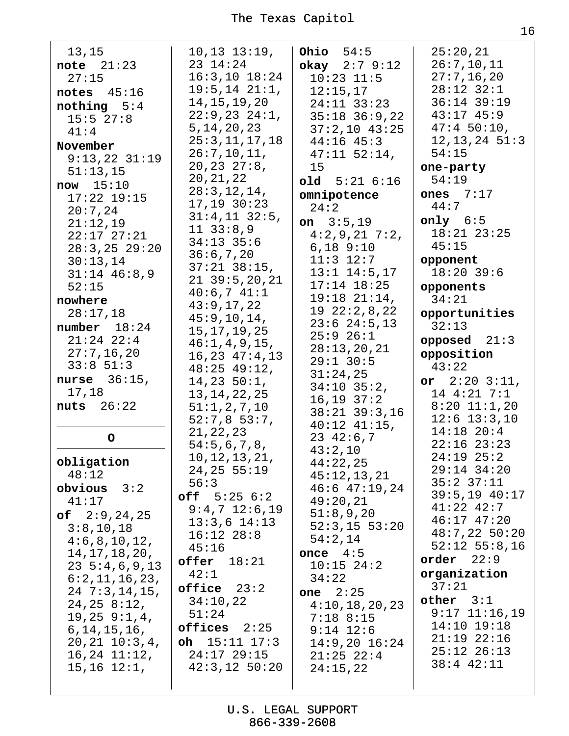13,15
**note** 21:23 27:15
**notes** 45:16
**nothing** 5:4 15:5 27:8 41:4
**November** 9:13,22 31:19 51:13,15
**now** 15:10 17:22 19:15 20:7,24 21:12,19 22:17 27:21 28:3,25 29:20 30:13,14 31:14 46:8,9 52:15
**nowhere** 28:17,18
**number** 18:24 21:24 22:4 27:7,16,20 33:8 51:3
**nurse** 36:15, 17,18
**nuts** 26:22

## O

**obligation** 48:12
**obvious** 3:2 41:17
**of** 2:9,24,25 3:8,10,18 4:6,8,10,12, 14,17,18,20, 23 5:4,6,9,13 6:2,11,16,23, 24 7:3,14,15, 24,25 8:12, 19,25 9:1,4, 6,14,15,16, 20,21 10:3,4, 16,24 11:12, 15,16 12:1, 10,13 13:19, 23 14:24 16:3,10 18:24 19:5,14 21:1, 14,15,19,20 22:9,23 24:1, 5,14,20,23 25:3,11,17,18 26:7,10,11, 20,23 27:8, 20,21,22 28:3,12,14, 17,19 30:23 31:4,11 32:5, 11 33:8,9 34:13 35:6 36:6,7,20 37:21 38:15, 21 39:5,20,21 40:6,7 41:1 43:9,17,22 45:9,10,14, 15,17,19,25 46:1,4,9,15, 16,23 47:4,13 48:25 49:12, 14,23 50:1, 13,14,22,25 51:1,2,7,10 52:7,8 53:7, 21,22,23 54:5,6,7,8, 10,12,13,21, 24,25 55:19 56:3
**off** 5:25 6:2 9:4,7 12:6,19 13:3,6 14:13 16:12 28:8 45:16
**offer** 18:21 42:1
**office** 23:2 34:10,22 51:24
**offices** 2:25
**oh** 15:11 17:3 24:17 29:15 42:3,12 50:20
**Ohio** 54:5
**okay** 2:7 9:12 10:23 11:5 12:15,17 24:11 33:23 35:18 36:9,22 37:2,10 43:25 44:16 45:3 47:11 52:14, 15
**old** 5:21 6:16
**omnipotence** 24:2
**on** 3:5,19 4:2,9,21 7:2, 6,18 9:10 11:3 12:7 13:1 14:5,17 17:14 18:25 19:18 21:14, 19 22:2,8,22 23:6 24:5,13 25:9 26:1 28:13,20,21 29:1 30:5 31:24,25 34:10 35:2, 16,19 37:2 38:21 39:3,16 40:12 41:15, 23 42:6,7 43:2,10 44:22,25 45:12,13,21 46:6 47:19,24 49:20,21 51:8,9,20 52:3,15 53:20 54:2,14
**once** 4:5 10:15 24:2 34:22
**one** 2:25 4:10,18,20,23 7:18 8:15 9:14 12:6 14:9,20 16:24 21:25 22:4 24:15,22 25:20,21 26:7,10,11 27:7,16,20 28:12 32:1 36:14 39:19 43:17 45:9 47:4 50:10, 12,13,24 51:3 54:15
**one-party** 54:19
**ones** 7:17 44:7
**only** 6:5 18:21 23:25 45:15
**opponent** 18:20 39:6
**opponents** 34:21
**opportunities** 32:13
**opposed** 21:3
**opposition** 43:22
**or** 2:20 3:11, 14 4:21 7:1 8:20 11:1,20 12:6 13:3,10 14:18 20:4 22:16 23:23 24:19 25:2 29:14 34:20 35:2 37:11 39:5,19 40:17 41:22 42:7 46:17 47:20 48:7,22 50:20 52:12 55:8,16
**order** 22:9
**organization** 37:21
**other** 3:1 9:17 11:16,19 14:10 19:18 21:19 22:16 25:12 26:13 38:4 42:11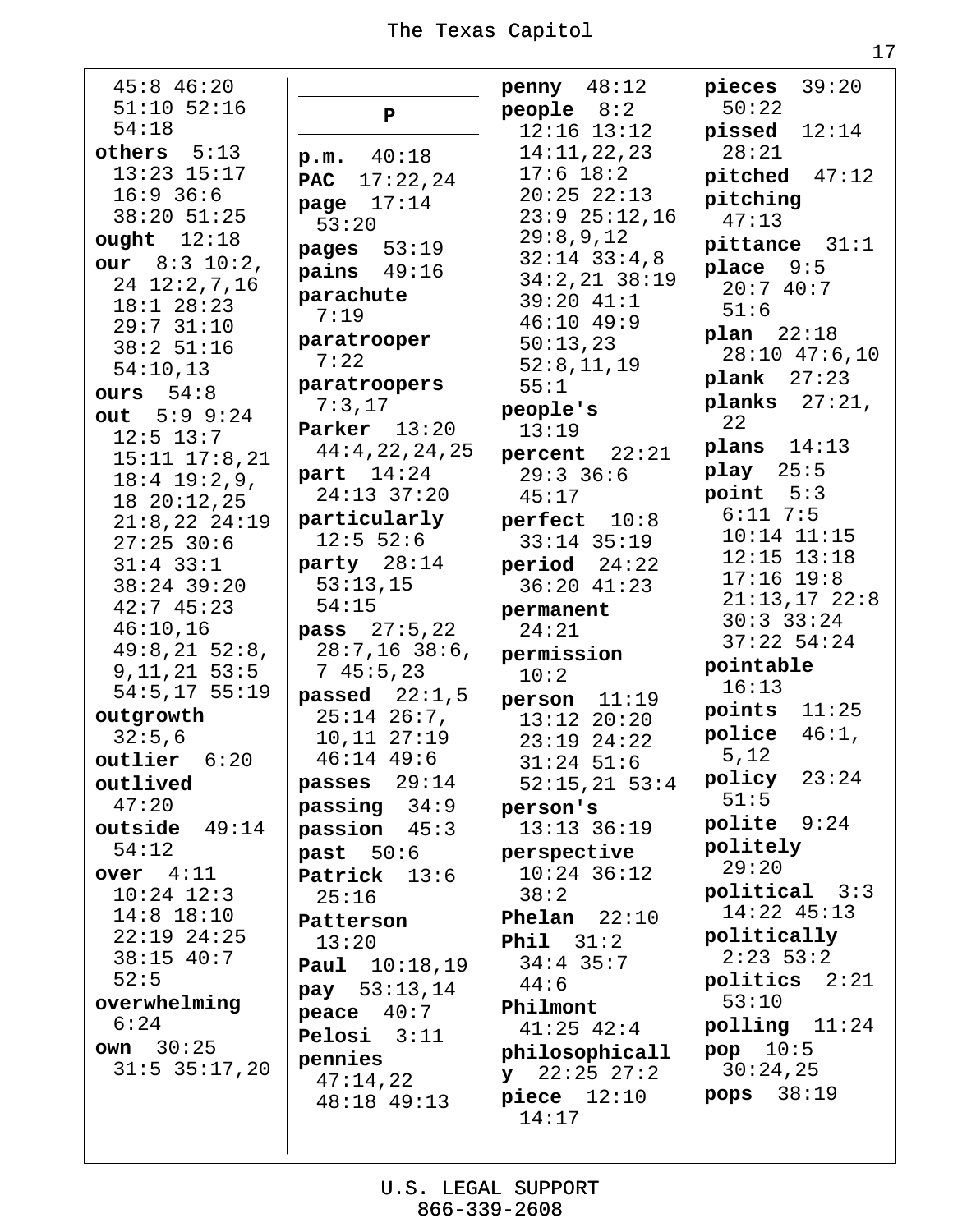45:8 46:20 51:10 52:16 54:18

**others** 5:13 13:23 15:17 16:9 36:6 38:20 51:25

**ought** 12:18

**our** 8:3 10:2, 24 12:2,7,16 18:1 28:23 29:7 31:10 38:2 51:16 54:10,13

**ours** 54:8

**out** 5:9 9:24 12:5 13:7 15:11 17:8,21 18:4 19:2,9, 18 20:12,25 21:8,22 24:19 27:25 30:6 31:4 33:1 38:24 39:20 42:7 45:23 46:10,16 49:8,21 52:8, 9,11,21 53:5 54:5,17 55:19

**outgrowth** 32:5,6

**outlier** 6:20

**outlived** 47:20

**outside** 49:14 54:12

**over** 4:11 10:24 12:3 14:8 18:10 22:19 24:25 38:15 40:7 52:5

**overwhelming** 6:24

**own** 30:25 31:5 35:17,20

## P

**p.m.** 40:18

**PAC** 17:22,24

**page** 17:14 53:20

**pages** 53:19

**pains** 49:16

**parachute** 7:19

**paratrooper** 7:22

**paratroopers** 7:3,17

**Parker** 13:20 44:4,22,24,25

**part** 14:24 24:13 37:20

**particularly** 12:5 52:6

**party** 28:14 53:13,15 54:15

**pass** 27:5,22 28:7,16 38:6, 7 45:5,23

**passed** 22:1,5 25:14 26:7, 10,11 27:19 46:14 49:6

**passes** 29:14

**passing** 34:9

**passion** 45:3

**past** 50:6

**Patrick** 13:6 25:16

**Patterson** 13:20

**Paul** 10:18,19

**pay** 53:13,14

**peace** 40:7

**Pelosi** 3:11

**pennies** 47:14,22 48:18 49:13

**penny** 48:12

**people** 8:2 12:16 13:12 14:11,22,23 17:6 18:2 20:25 22:13 23:9 25:12,16 29:8,9,12 32:14 33:4,8 34:2,21 38:19 39:20 41:1 46:10 49:9 50:13,23 52:8,11,19 55:1

**people's** 13:19

**percent** 22:21 29:3 36:6 45:17

**perfect** 10:8 33:14 35:19

**period** 24:22 36:20 41:23

**permanent** 24:21

**permission** 10:2

**person** 11:19 13:12 20:20 23:19 24:22 31:24 51:6 52:15,21 53:4

**person's** 13:13 36:19

**perspective** 10:24 36:12 38:2

**Phelan** 22:10

**Phil** 31:2 34:4 35:7 44:6

**Philmont** 41:25 42:4

**philosophically** 22:25 27:2

**piece** 12:10 14:17

**pieces** 39:20 50:22

**pissed** 12:14 28:21

**pitched** 47:12

**pitching** 47:13

**pittance** 31:1

**place** 9:5 20:7 40:7 51:6

**plan** 22:18 28:10 47:6,10

**plank** 27:23

**planks** 27:21, 22

**plans** 14:13

**play** 25:5

**point** 5:3 6:11 7:5 10:14 11:15 12:15 13:18 17:16 19:8 21:13,17 22:8 30:3 33:24 37:22 54:24

**pointable** 16:13

**points** 11:25

**police** 46:1, 5,12

**policy** 23:24 51:5

**polite** 9:24

**politely** 29:20

**political** 3:3 14:22 45:13

**politically** 2:23 53:2

**politics** 2:21 53:10

**polling** 11:24

**pop** 10:5 30:24,25

**pops** 38:19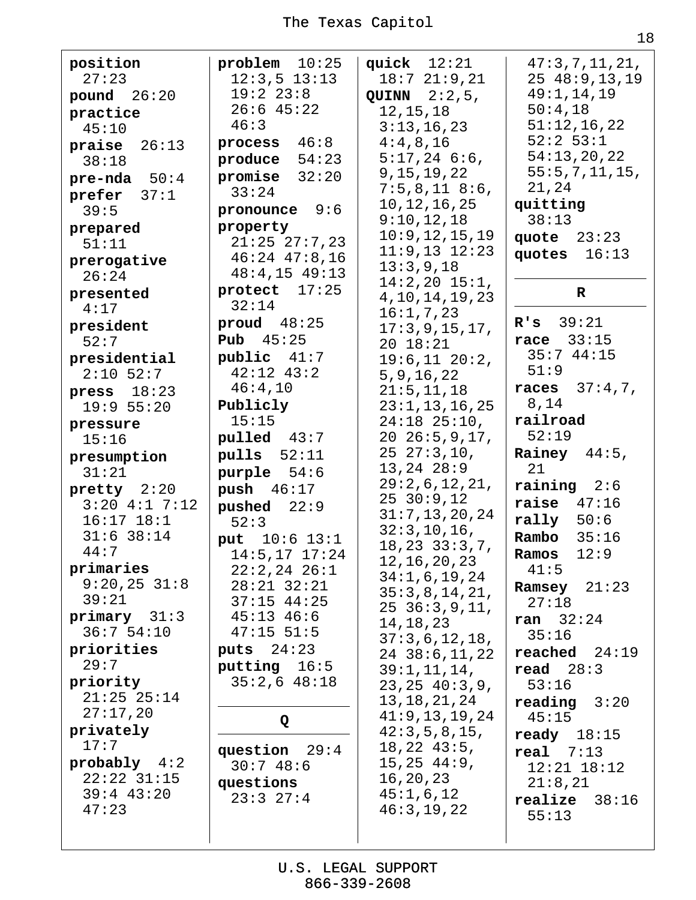**position** 27:23
**pound** 26:20
**practice** 45:10
**praise** 26:13 38:18
**pre-nda** 50:4
**prefer** 37:1 39:5
**prepared** 51:11
**prerogative** 26:24
**presented** 4:17
**president** 52:7
**presidential** 2:10 52:7
**press** 18:23 19:9 55:20
**pressure** 15:16
**presumption** 31:21
**pretty** 2:20 3:20 4:1 7:12 16:17 18:1 31:6 38:14 44:7
**primaries** 9:20,25 31:8 39:21
**primary** 31:3 36:7 54:10
**priorities** 29:7
**priority** 21:25 25:14 27:17,20
**privately** 17:7
**probably** 4:2 22:22 31:15 39:4 43:20 47:23

**problem** 10:25 12:3,5 13:13 19:2 23:8 26:6 45:22 46:3
**process** 46:8
**produce** 54:23
**promise** 32:20 33:24
**pronounce** 9:6
**property** 21:25 27:7,23 46:24 47:8,16 48:4,15 49:13
**protect** 17:25 32:14
**proud** 48:25
**Pub** 45:25
**public** 41:7 42:12 43:2 46:4,10
**Publicly** 15:15
**pulled** 43:7
**pulls** 52:11
**purple** 54:6
**push** 46:17
**pushed** 22:9 52:3
**put** 10:6 13:1 14:5,17 17:24 22:2,24 26:1 28:21 32:21 37:15 44:25 45:13 46:6 47:15 51:5
**puts** 24:23
**putting** 16:5 35:2,6 48:18

## Q

**question** 29:4 30:7 48:6
**questions** 23:3 27:4
**quick** 12:21 18:7 21:9,21
**QUINN** 2:2,5, 12,15,18 3:13,16,23 4:4,8,16 5:17,24 6:6, 9,15,19,22 7:5,8,11 8:6, 10,12,16,25 9:10,12,18 10:9,12,15,19 11:9,13 12:23 13:3,9,18 14:2,20 15:1, 4,10,14,19,23 16:1,7,23 17:3,9,15,17, 20 18:21 19:6,11 20:2, 5,9,16,22 21:5,11,18 23:1,13,16,25 24:18 25:10, 20 26:5,9,17, 25 27:3,10, 13,24 28:9 29:2,6,12,21, 25 30:9,12 31:7,13,20,24 32:3,10,16, 18,23 33:3,7, 12,16,20,23 34:1,6,19,24 35:3,8,14,21, 25 36:3,9,11, 14,18,23 37:3,6,12,18, 24 38:6,11,22 39:1,11,14, 23,25 40:3,9, 13,18,21,24 41:9,13,19,24 42:3,5,8,15, 18,22 43:5, 15,25 44:9, 16,20,23 45:1,6,12 46:3,19,22 47:3,7,11,21, 25 48:9,13,19 49:1,14,19 50:4,18 51:12,16,22 52:2 53:1 54:13,20,22 55:5,7,11,15, 21,24
**quitting** 38:13
**quote** 23:23
**quotes** 16:13

## R

**R's** 39:21
**race** 33:15 35:7 44:15 51:9
**races** 37:4,7, 8,14
**railroad** 52:19
**Rainey** 44:5, 21
**raining** 2:6
**raise** 47:16
**rally** 50:6
**Rambo** 35:16
**Ramos** 12:9 41:5
**Ramsey** 21:23 27:18
**ran** 32:24 35:16
**reached** 24:19
**read** 28:3 53:16
**reading** 3:20 45:15
**ready** 18:15
**real** 7:13 12:21 18:12 21:8,21
**realize** 38:16 55:13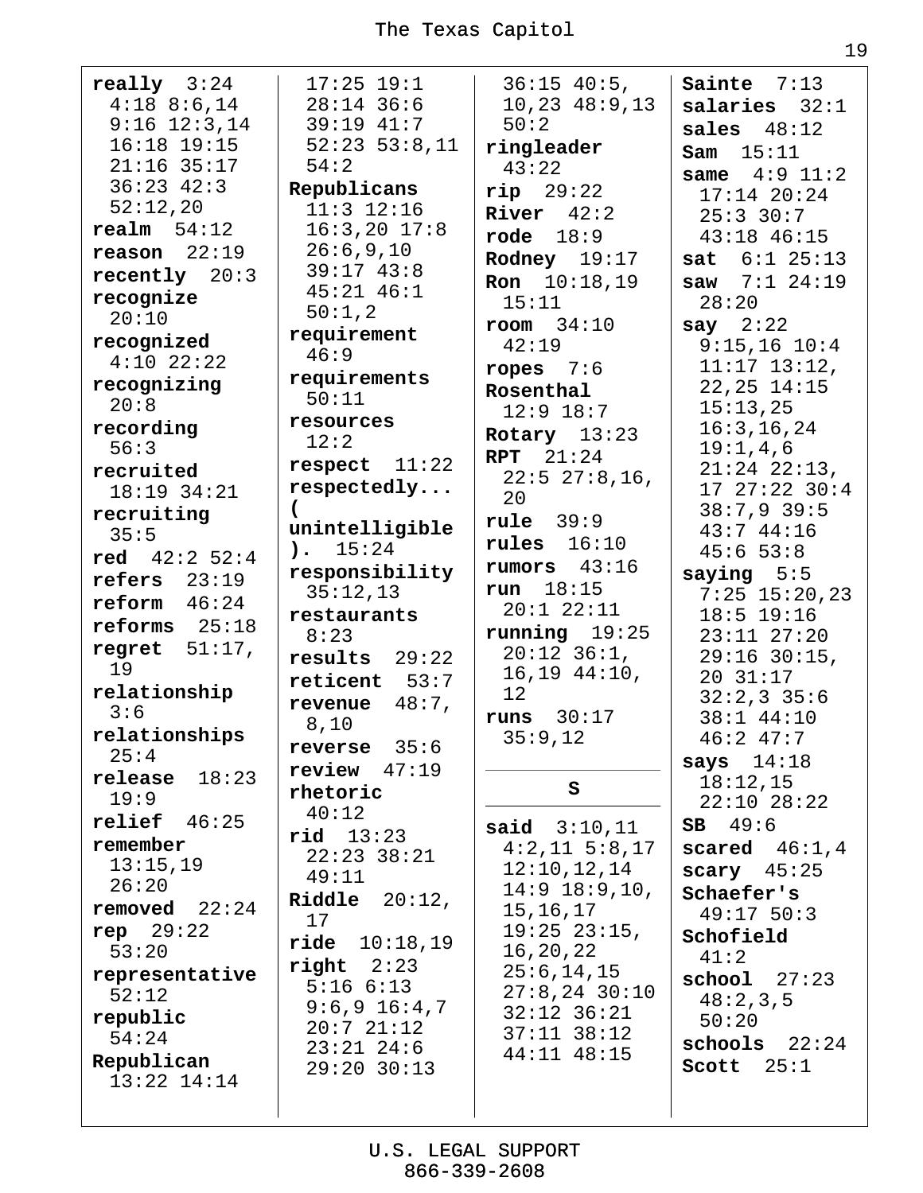**really** 3:24 4:18 8:6,14 9:16 12:3,14 16:18 19:15 21:16 35:17 36:23 42:3 52:12,20
**realm** 54:12
**reason** 22:19
**recently** 20:3
**recognize** 20:10
**recognized** 4:10 22:22
**recognizing** 20:8
**recording** 56:3
**recruited** 18:19 34:21
**recruiting** 35:5
**red** 42:2 52:4
**refers** 23:19
**reform** 46:24
**reforms** 25:18
**regret** 51:17, 19
**relationship** 3:6
**relationships** 25:4
**release** 18:23 19:9
**relief** 46:25
**remember** 13:15,19 26:20
**removed** 22:24
**rep** 29:22 53:20
**representative** 52:12
**republic** 54:24
**Republican** 13:22 14:14 17:25 19:1 28:14 36:6 39:19 41:7 52:23 53:8,11 54:2
**Republicans** 11:3 12:16 16:3,20 17:8 26:6,9,10 39:17 43:8 45:21 46:1 50:1,2
**requirement** 46:9
**requirements** 50:11
**resources** 12:2
**respect** 11:22
**respectedly... (unintelligible).** 15:24
**responsibility** 35:12,13
**restaurants** 8:23
**results** 29:22
**reticent** 53:7
**revenue** 48:7, 8,10
**reverse** 35:6
**review** 47:19
**rhetoric** 40:12
**rid** 13:23 22:23 38:21 49:11
**Riddle** 20:12, 17
**ride** 10:18,19
**right** 2:23 5:16 6:13 9:6,9 16:4,7 20:7 21:12 23:21 24:6 29:20 30:13 36:15 40:5, 10,23 48:9,13 50:2
**ringleader** 43:22
**rip** 29:22
**River** 42:2
**rode** 18:9
**Rodney** 19:17
**Ron** 10:18,19 15:11
**room** 34:10 42:19
**ropes** 7:6
**Rosenthal** 12:9 18:7
**Rotary** 13:23
**RPT** 21:24 22:5 27:8,16, 20
**rule** 39:9
**rules** 16:10
**rumors** 43:16
**run** 18:15 20:1 22:11
**running** 19:25 20:12 36:1, 16,19 44:10, 12
**runs** 30:17 35:9,12

**S**

**said** 3:10,11 4:2,11 5:8,17 12:10,12,14 14:9 18:9,10, 15,16,17 19:25 23:15, 16,20,22 25:6,14,15 27:8,24 30:10 32:12 36:21 37:11 38:12 44:11 48:15
**Sainte** 7:13
**salaries** 32:1
**sales** 48:12
**Sam** 15:11
**same** 4:9 11:2 17:14 20:24 25:3 30:7 43:18 46:15
**sat** 6:1 25:13
**saw** 7:1 24:19 28:20
**say** 2:22 9:15,16 10:4 11:17 13:12, 22,25 14:15 15:13,25 16:3,16,24 19:1,4,6 21:24 22:13, 17 27:22 30:4 38:7,9 39:5 43:7 44:16 45:6 53:8
**saying** 5:5 7:25 15:20,23 18:5 19:16 23:11 27:20 29:16 30:15, 20 31:17 32:2,3 35:6 38:1 44:10 46:2 47:7
**says** 14:18 18:12,15 22:10 28:22
**SB** 49:6
**scared** 46:1,4
**scary** 45:25
**Schaefer's** 49:17 50:3
**Schofield** 41:2
**school** 27:23 48:2,3,5 50:20
**schools** 22:24
**Scott** 25:1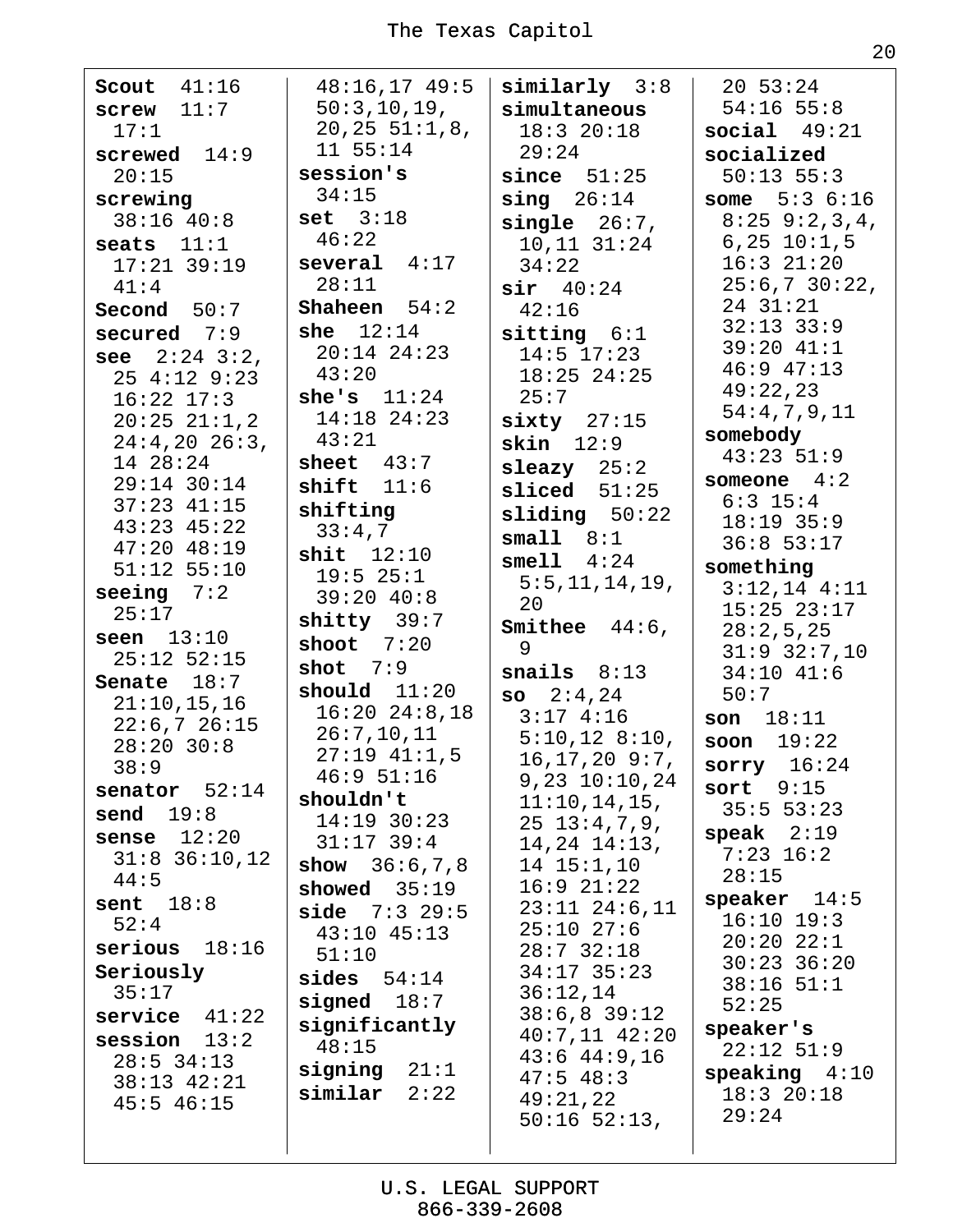**Scout** 41:16
**screw** 11:7 17:1
**screwed** 14:9 20:15
**screwing** 38:16 40:8
**seats** 11:1 17:21 39:19 41:4
**Second** 50:7
**secured** 7:9
**see** 2:24 3:2, 25 4:12 9:23 16:22 17:3 20:25 21:1,2 24:4,20 26:3, 14 28:24 29:14 30:14 37:23 41:15 43:23 45:22 47:20 48:19 51:12 55:10
**seeing** 7:2 25:17
**seen** 13:10 25:12 52:15
**Senate** 18:7 21:10,15,16 22:6,7 26:15 28:20 30:8 38:9
**senator** 52:14
**send** 19:8
**sense** 12:20 31:8 36:10,12 44:5
**sent** 18:8 52:4
**serious** 18:16
**Seriously** 35:17
**service** 41:22
**session** 13:2 28:5 34:13 38:13 42:21 45:5 46:15 48:16,17 49:5 50:3,10,19, 20,25 51:1,8, 11 55:14
**session's** 34:15
**set** 3:18 46:22
**several** 4:17 28:11
**Shaheen** 54:2
**she** 12:14 20:14 24:23 43:20
**she's** 11:24 14:18 24:23 43:21
**sheet** 43:7
**shift** 11:6
**shifting** 33:4,7
**shit** 12:10 19:5 25:1 39:20 40:8
**shitty** 39:7
**shoot** 7:20
**shot** 7:9
**should** 11:20 16:20 24:8,18 26:7,10,11 27:19 41:1,5 46:9 51:16
**shouldn't** 14:19 30:23 31:17 39:4
**show** 36:6,7,8
**showed** 35:19
**side** 7:3 29:5 43:10 45:13 51:10
**sides** 54:14
**signed** 18:7
**significantly** 48:15
**signing** 21:1
**similar** 2:22
**similarly** 3:8
**simultaneous** 18:3 20:18 29:24
**since** 51:25
**sing** 26:14
**single** 26:7, 10,11 31:24 34:22
**sir** 40:24 42:16
**sitting** 6:1 14:5 17:23 18:25 24:25 25:7
**sixty** 27:15
**skin** 12:9
**sleazy** 25:2
**sliced** 51:25
**sliding** 50:22
**small** 8:1
**smell** 4:24 5:5,11,14,19, 20
**Smithee** 44:6, 9
**snails** 8:13
**so** 2:4,24 3:17 4:16 5:10,12 8:10, 16,17,20 9:7, 9,23 10:10,24 11:10,14,15, 25 13:4,7,9, 14,24 14:13, 14 15:1,10 16:9 21:22 23:11 24:6,11 25:10 27:6 28:7 32:18 34:17 35:23 36:12,14 38:6,8 39:12 40:7,11 42:20 43:6 44:9,16 47:5 48:3 49:21,22 50:16 52:13, 20 53:24 54:16 55:8
**social** 49:21
**socialized** 50:13 55:3
**some** 5:3 6:16 8:25 9:2,3,4, 6,25 10:1,5 16:3 21:20 25:6,7 30:22, 24 31:21 32:13 33:9 39:20 41:1 46:9 47:13 49:22,23 54:4,7,9,11
**somebody** 43:23 51:9
**someone** 4:2 6:3 15:4 18:19 35:9 36:8 53:17
**something** 3:12,14 4:11 15:25 23:17 28:2,5,25 31:9 32:7,10 34:10 41:6 50:7
**son** 18:11
**soon** 19:22
**sorry** 16:24
**sort** 9:15 35:5 53:23
**speak** 2:19 7:23 16:2 28:15
**speaker** 14:5 16:10 19:3 20:20 22:1 30:23 36:20 38:16 51:1 52:25
**speaker's** 22:12 51:9
**speaking** 4:10 18:3 20:18 29:24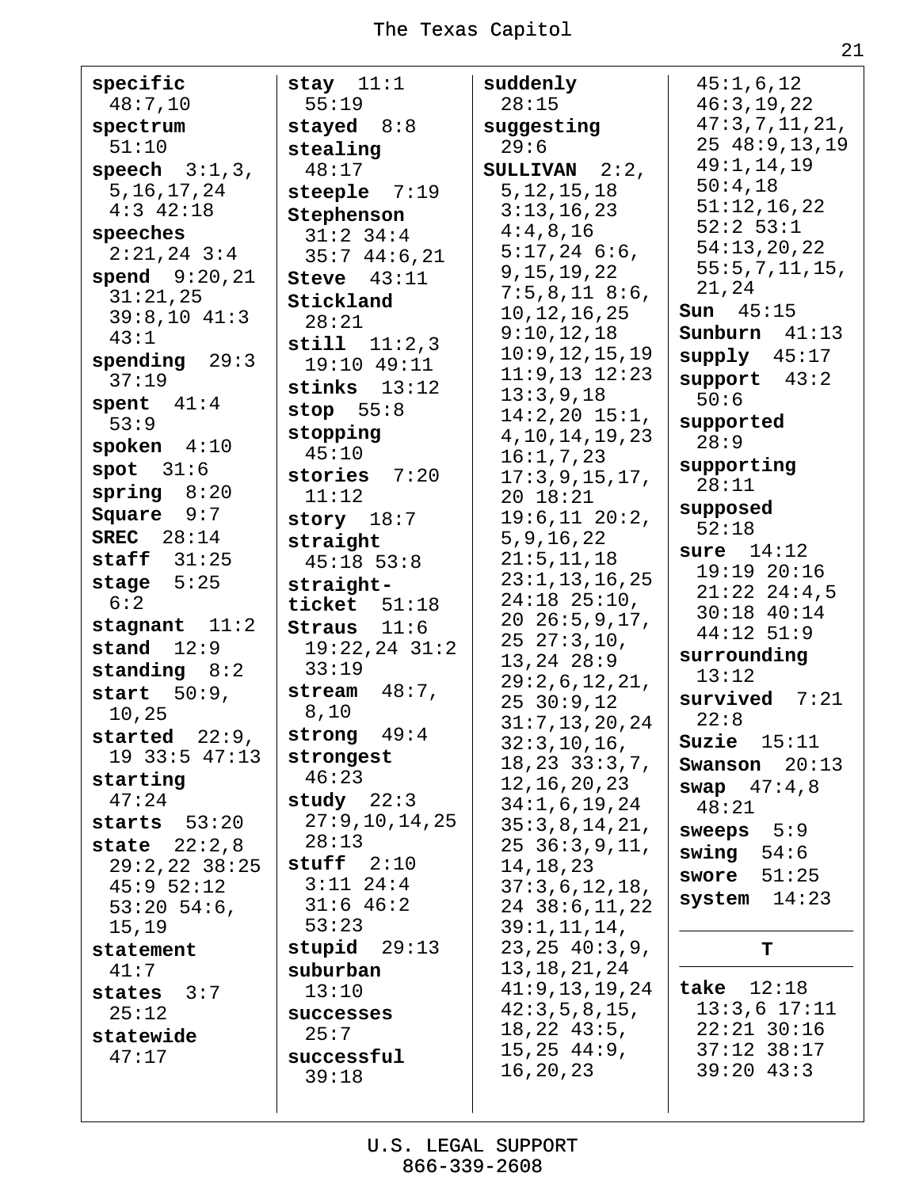**specific** 48:7,10
**spectrum** 51:10
**speech** 3:1,3, 5,16,17,24 4:3 42:18
**speeches** 2:21,24 3:4
**spend** 9:20,21 31:21,25 39:8,10 41:3 43:1
**spending** 29:3 37:19
**spent** 41:4 53:9
**spoken** 4:10
**spot** 31:6
**spring** 8:20
**Square** 9:7
**SREC** 28:14
**staff** 31:25
**stage** 5:25 6:2
**stagnant** 11:2
**stand** 12:9
**standing** 8:2
**start** 50:9, 10,25
**started** 22:9, 19 33:5 47:13
**starting** 47:24
**starts** 53:20
**state** 22:2,8 29:2,22 38:25 45:9 52:12 53:20 54:6, 15,19
**statement** 41:7
**states** 3:7 25:12
**statewide** 47:17

**stay** 11:1 55:19
**stayed** 8:8
**stealing** 48:17
**steeple** 7:19
**Stephenson** 31:2 34:4 35:7 44:6,21
**Steve** 43:11
**Stickland** 28:21
**still** 11:2,3 19:10 49:11
**stinks** 13:12
**stop** 55:8
**stopping** 45:10
**stories** 7:20 11:12
**story** 18:7
**straight** 45:18 53:8
**straight-ticket** 51:18
**Straus** 11:6 19:22,24 31:2 33:19
**stream** 48:7, 8,10
**strong** 49:4
**strongest** 46:23
**study** 22:3 27:9,10,14,25 28:13
**stuff** 2:10 3:11 24:4 31:6 46:2 53:23
**stupid** 29:13
**suburban** 13:10
**successes** 25:7
**successful** 39:18

**suddenly** 28:15
**suggesting** 29:6
**SULLIVAN** 2:2, 5,12,15,18 3:13,16,23 4:4,8,16 5:17,24 6:6, 9,15,19,22 7:5,8,11 8:6, 10,12,16,25 9:10,12,18 10:9,12,15,19 11:9,13 12:23 13:3,9,18 14:2,20 15:1, 4,10,14,19,23 16:1,7,23 17:3,9,15,17, 20 18:21 19:6,11 20:2, 5,9,16,22 21:5,11,18 23:1,13,16,25 24:18 25:10, 20 26:5,9,17, 25 27:3,10, 13,24 28:9 29:2,6,12,21, 25 30:9,12 31:7,13,20,24 32:3,10,16, 18,23 33:3,7, 12,16,20,23 34:1,6,19,24 35:3,8,14,21, 25 36:3,9,11, 14,18,23 37:3,6,12,18, 24 38:6,11,22 39:1,11,14, 23,25 40:3,9, 13,18,21,24 41:9,13,19,24 42:3,5,8,15, 18,22 43:5, 15,25 44:9, 16,20,23 45:1,6,12 46:3,19,22 47:3,7,11,21, 25 48:9,13,19 49:1,14,19 50:4,18 51:12,16,22 52:2 53:1 54:13,20,22 55:5,7,11,15, 21,24
**Sun** 45:15
**Sunburn** 41:13
**supply** 45:17
**support** 43:2 50:6
**supported** 28:9
**supporting** 28:11
**supposed** 52:18
**sure** 14:12 19:19 20:16 21:22 24:4,5 30:18 40:14 44:12 51:9
**surrounding** 13:12
**survived** 7:21 22:8
**Suzie** 15:11
**Swanson** 20:13
**swap** 47:4,8 48:21
**sweeps** 5:9
**swing** 54:6
**swore** 51:25
**system** 14:23

## T

**take** 12:18 13:3,6 17:11 22:21 30:16 37:12 38:17 39:20 43:3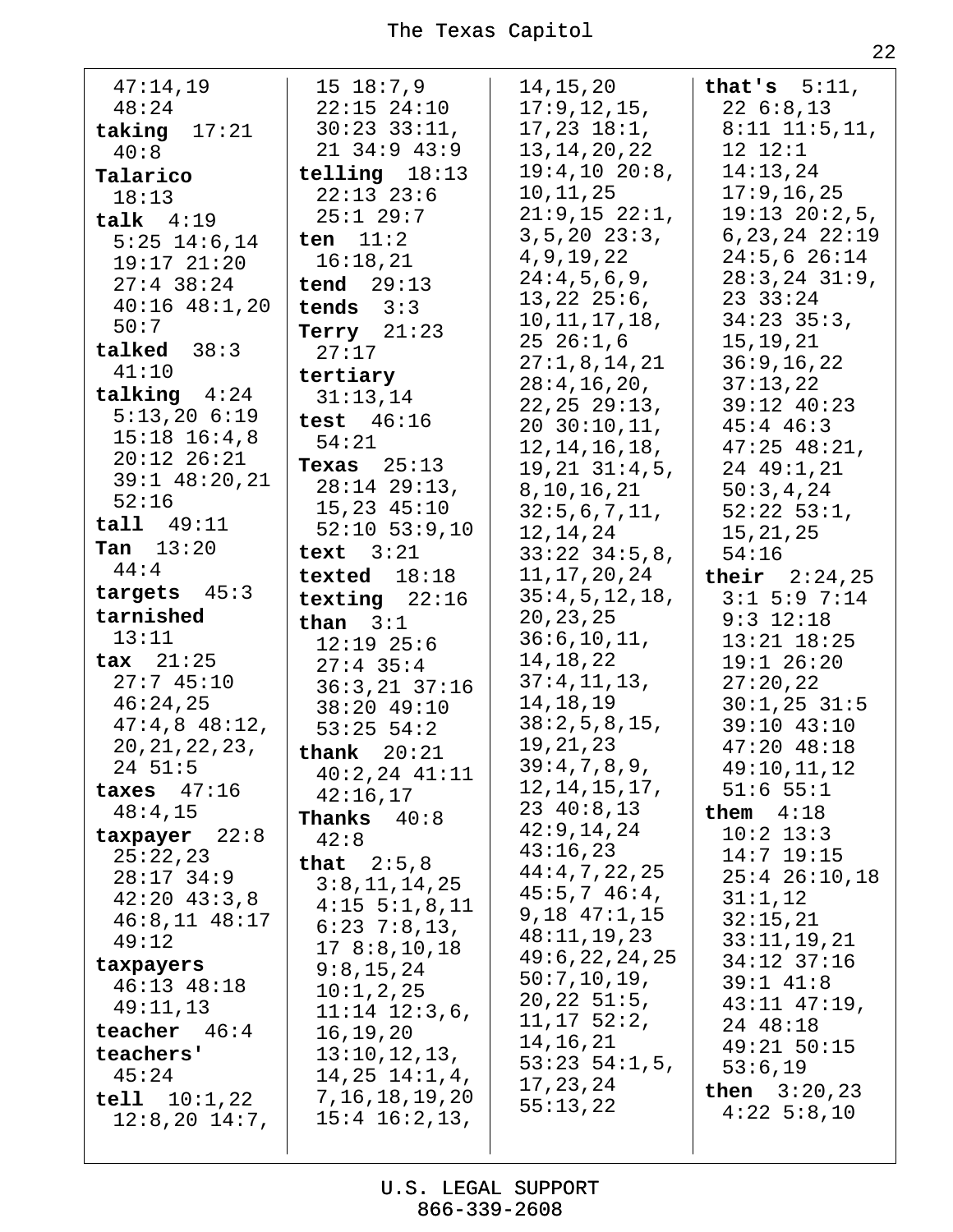47:14,19 48:24

**taking** 17:21 40:8

**Talarico** 18:13

**talk** 4:19 5:25 14:6,14 19:17 21:20 27:4 38:24 40:16 48:1,20 50:7

**talked** 38:3 41:10

**talking** 4:24 5:13,20 6:19 15:18 16:4,8 20:12 26:21 39:1 48:20,21 52:16

**tall** 49:11

**Tan** 13:20 44:4

**targets** 45:3

**tarnished** 13:11

**tax** 21:25 27:7 45:10 46:24,25 47:4,8 48:12, 20,21,22,23, 24 51:5

**taxes** 47:16 48:4,15

**taxpayer** 22:8 25:22,23 28:17 34:9 42:20 43:3,8 46:8,11 48:17 49:12

**taxpayers** 46:13 48:18 49:11,13

**teacher** 46:4

**teachers'** 45:24

**tell** 10:1,22 12:8,20 14:7, 15 18:7,9 22:15 24:10 30:23 33:11, 21 34:9 43:9

**telling** 18:13 22:13 23:6 25:1 29:7

**ten** 11:2 16:18,21

**tend** 29:13

**tends** 3:3

**Terry** 21:23 27:17

**tertiary** 31:13,14

**test** 46:16 54:21

**Texas** 25:13 28:14 29:13, 15,23 45:10 52:10 53:9,10

**text** 3:21

**texted** 18:18

**texting** 22:16

**than** 3:1 12:19 25:6 27:4 35:4 36:3,21 37:16 38:20 49:10 53:25 54:2

**thank** 20:21 40:2,24 41:11 42:16,17

**Thanks** 40:8 42:8

**that** 2:5,8 3:8,11,14,25 4:15 5:1,8,11 6:23 7:8,13, 17 8:8,10,18 9:8,15,24 10:1,2,25 11:14 12:3,6, 16,19,20 13:10,12,13, 14,25 14:1,4, 7,16,18,19,20 15:4 16:2,13, 14,15,20 17:9,12,15, 17,23 18:1, 13,14,20,22 19:4,10 20:8, 10,11,25 21:9,15 22:1, 3,5,20 23:3, 4,9,19,22 24:4,5,6,9, 13,22 25:6, 10,11,17,18, 25 26:1,6 27:1,8,14,21 28:4,16,20, 22,25 29:13, 20 30:10,11, 12,14,16,18, 19,21 31:4,5, 8,10,16,21 32:5,6,7,11, 12,14,24 33:22 34:5,8, 11,17,20,24 35:4,5,12,18, 20,23,25 36:6,10,11, 14,18,22 37:4,11,13, 14,18,19 38:2,5,8,15, 19,21,23 39:4,7,8,9, 12,14,15,17, 23 40:8,13 42:9,14,24 43:16,23 44:4,7,22,25 45:5,7 46:4, 9,18 47:1,15 48:11,19,23 49:6,22,24,25 50:7,10,19, 20,22 51:5, 11,17 52:2, 14,16,21 53:23 54:1,5, 17,23,24 55:13,22

**that's** 5:11, 22 6:8,13 8:11 11:5,11, 12 12:1 14:13,24 17:9,16,25 19:13 20:2,5, 6,23,24 22:19 24:5,6 26:14 28:3,24 31:9, 23 33:24 34:23 35:3, 15,19,21 36:9,16,22 37:13,22 39:12 40:23 45:4 46:3 47:25 48:21, 24 49:1,21 50:3,4,24 52:22 53:1, 15,21,25 54:16

**their** 2:24,25 3:1 5:9 7:14 9:3 12:18 13:21 18:25 19:1 26:20 27:20,22 30:1,25 31:5 39:10 43:10 47:20 48:18 49:10,11,12 51:6 55:1

**them** 4:18 10:2 13:3 14:7 19:15 25:4 26:10,18 31:1,12 32:15,21 33:11,19,21 34:12 37:16 39:1 41:8 43:11 47:19, 24 48:18 49:21 50:15 53:6,19

**then** 3:20,23 4:22 5:8,10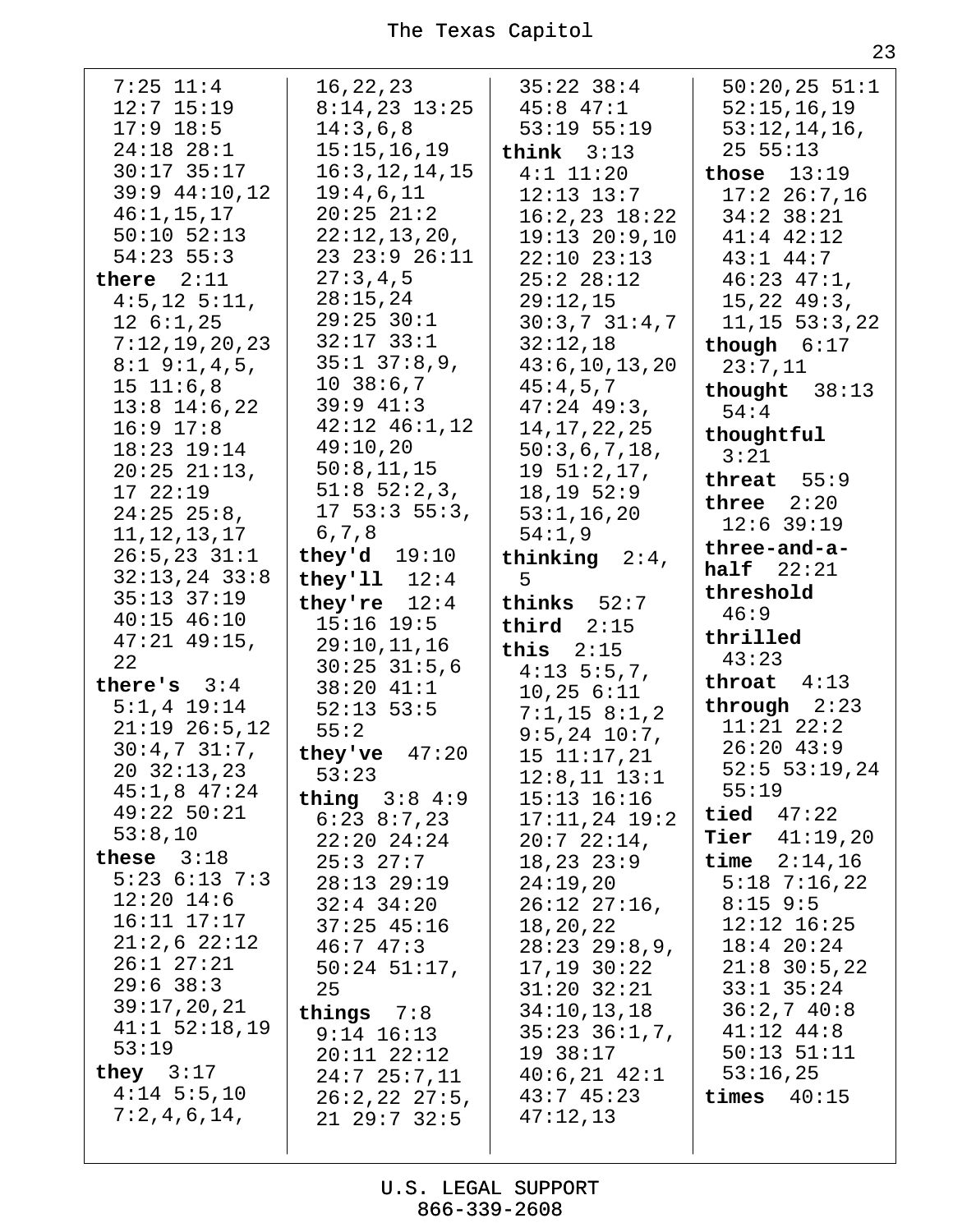7:25 11:4 12:7 15:19 17:9 18:5 24:18 28:1 30:17 35:17 39:9 44:10,12 46:1,15,17 50:10 52:13 54:23 55:3

**there** 2:11 4:5,12 5:11, 12 6:1,25 7:12,19,20,23 8:1 9:1,4,5, 15 11:6,8 13:8 14:6,22 16:9 17:8 18:23 19:14 20:25 21:13, 17 22:19 24:25 25:8, 11,12,13,17 26:5,23 31:1 32:13,24 33:8 35:13 37:19 40:15 46:10 47:21 49:15, 22

**there's** 3:4 5:1,4 19:14 21:19 26:5,12 30:4,7 31:7, 20 32:13,23 45:1,8 47:24 49:22 50:21 53:8,10

**these** 3:18 5:23 6:13 7:3 12:20 14:6 16:11 17:17 21:2,6 22:12 26:1 27:21 29:6 38:3 39:17,20,21 41:1 52:18,19 53:19

**they** 3:17 4:14 5:5,10 7:2,4,6,14, 16,22,23 8:14,23 13:25 14:3,6,8 15:15,16,19 16:3,12,14,15 19:4,6,11 20:25 21:2 22:12,13,20, 23 23:9 26:11 27:3,4,5 28:15,24 29:25 30:1 32:17 33:1 35:1 37:8,9, 10 38:6,7 39:9 41:3 42:12 46:1,12 49:10,20 50:8,11,15 51:8 52:2,3, 17 53:3 55:3, 6,7,8

**they'd** 19:10

**they'll** 12:4

**they're** 12:4 15:16 19:5 29:10,11,16 30:25 31:5,6 38:20 41:1 52:13 53:5 55:2

**they've** 47:20 53:23

**thing** 3:8 4:9 6:23 8:7,23 22:20 24:24 25:3 27:7 28:13 29:19 32:4 34:20 37:25 45:16 46:7 47:3 50:24 51:17, 25

**things** 7:8 9:14 16:13 20:11 22:12 24:7 25:7,11 26:2,22 27:5, 21 29:7 32:5 35:22 38:4 45:8 47:1 53:19 55:19

**think** 3:13 4:1 11:20 12:13 13:7 16:2,23 18:22 19:13 20:9,10 22:10 23:13 25:2 28:12 29:12,15 30:3,7 31:4,7 32:12,18 43:6,10,13,20 45:4,5,7 47:24 49:3, 14,17,22,25 50:3,6,7,18, 19 51:2,17, 18,19 52:9 53:1,16,20 54:1,9

**thinking** 2:4, 5

**thinks** 52:7

**third** 2:15

**this** 2:15 4:13 5:5,7, 10,25 6:11 7:1,15 8:1,2 9:5,24 10:7, 15 11:17,21 12:8,11 13:1 15:13 16:16 17:11,24 19:2 20:7 22:14, 18,23 23:9 24:19,20 26:12 27:16, 18,20,22 28:23 29:8,9, 17,19 30:22 31:20 32:21 34:10,13,18 35:23 36:1,7, 19 38:17 40:6,21 42:1 43:7 45:23 47:12,13 50:20,25 51:1 52:15,16,19 53:12,14,16, 25 55:13

**those** 13:19 17:2 26:7,16 34:2 38:21 41:4 42:12 43:1 44:7 46:23 47:1, 15,22 49:3, 11,15 53:3,22

**though** 6:17 23:7,11

**thought** 38:13 54:4

**thoughtful** 3:21

**threat** 55:9

**three** 2:20 12:6 39:19

**three-and-a-half** 22:21

**threshold** 46:9

**thrilled** 43:23

**throat** 4:13

**through** 2:23 11:21 22:2 26:20 43:9 52:5 53:19,24 55:19

**tied** 47:22

**Tier** 41:19,20

**time** 2:14,16 5:18 7:16,22 8:15 9:5 12:12 16:25 18:4 20:24 21:8 30:5,22 33:1 35:24 36:2,7 40:8 41:12 44:8 50:13 51:11 53:16,25

**times** 40:15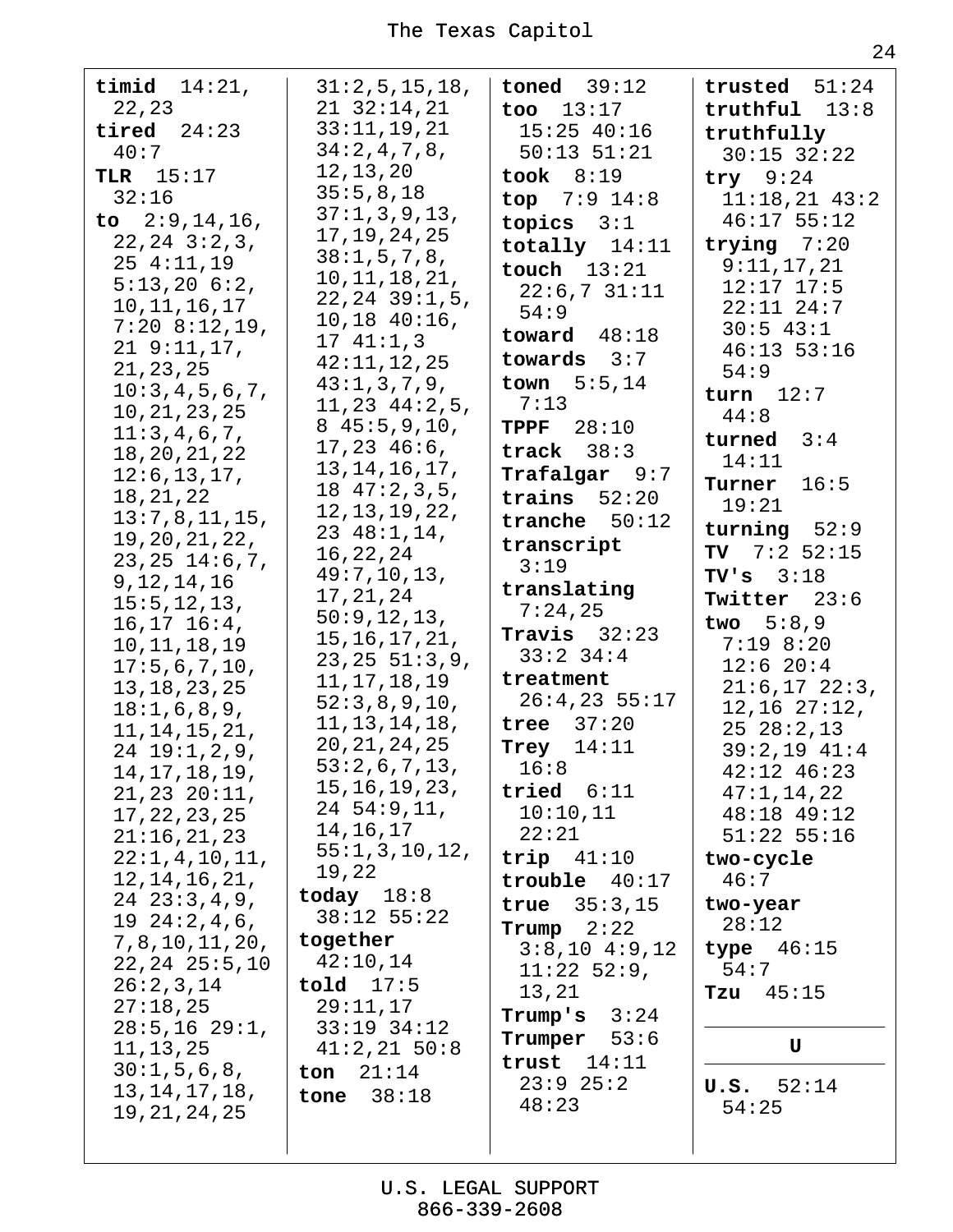**timid** 14:21, 22,23
**tired** 24:23 40:7
**TLR** 15:17 32:16
**to** 2:9,14,16, 22,24 3:2,3, 25 4:11,19 5:13,20 6:2, 10,11,16,17 7:20 8:12,19, 21 9:11,17, 21,23,25 10:3,4,5,6,7, 10,21,23,25 11:3,4,6,7, 18,20,21,22 12:6,13,17, 18,21,22 13:7,8,11,15, 19,20,21,22, 23,25 14:6,7, 9,12,14,16 15:5,12,13, 16,17 16:4, 10,11,18,19 17:5,6,7,10, 13,18,23,25 18:1,6,8,9, 11,14,15,21, 24 19:1,2,9, 14,17,18,19, 21,23 20:11, 17,22,23,25 21:16,21,23 22:1,4,10,11, 12,14,16,21, 24 23:3,4,9, 19 24:2,4,6, 7,8,10,11,20, 22,24 25:5,10 26:2,3,14 27:18,25 28:5,16 29:1, 11,13,25 30:1,5,6,8, 13,14,17,18, 19,21,24,25 31:2,5,15,18, 21 32:14,21 33:11,19,21 34:2,4,7,8, 12,13,20 35:5,8,18 37:1,3,9,13, 17,19,24,25 38:1,5,7,8, 10,11,18,21, 22,24 39:1,5, 10,18 40:16, 17 41:1,3 42:11,12,25 43:1,3,7,9, 11,23 44:2,5, 8 45:5,9,10, 17,23 46:6, 13,14,16,17, 18 47:2,3,5, 12,13,19,22, 23 48:1,14, 16,22,24 49:7,10,13, 17,21,24 50:9,12,13, 15,16,17,21, 23,25 51:3,9, 11,17,18,19 52:3,8,9,10, 11,13,14,18, 20,21,24,25 53:2,6,7,13, 15,16,19,23, 24 54:9,11, 14,16,17 55:1,3,10,12, 19,22
**today** 18:8 38:12 55:22
**together** 42:10,14
**told** 17:5 29:11,17 33:19 34:12 41:2,21 50:8
**ton** 21:14
**tone** 38:18
**toned** 39:12
**too** 13:17 15:25 40:16 50:13 51:21
**took** 8:19
**top** 7:9 14:8
**topics** 3:1
**totally** 14:11
**touch** 13:21 22:6,7 31:11 54:9
**toward** 48:18
**towards** 3:7
**town** 5:5,14 7:13
**TPPF** 28:10
**track** 38:3
**Trafalgar** 9:7
**trains** 52:20
**tranche** 50:12
**transcript** 3:19
**translating** 7:24,25
**Travis** 32:23 33:2 34:4
**treatment** 26:4,23 55:17
**tree** 37:20
**Trey** 14:11 16:8
**tried** 6:11 10:10,11 22:21
**trip** 41:10
**trouble** 40:17
**true** 35:3,15
**Trump** 2:22 3:8,10 4:9,12 11:22 52:9, 13,21
**Trump's** 3:24
**Trumper** 53:6
**trust** 14:11 23:9 25:2 48:23
**trusted** 51:24
**truthful** 13:8
**truthfully** 30:15 32:22
**try** 9:24 11:18,21 43:2 46:17 55:12
**trying** 7:20 9:11,17,21 12:17 17:5 22:11 24:7 30:5 43:1 46:13 53:16 54:9
**turn** 12:7 44:8
**turned** 3:4 14:11
**Turner** 16:5 19:21
**turning** 52:9
**TV** 7:2 52:15
**TV's** 3:18
**Twitter** 23:6
**two** 5:8,9 7:19 8:20 12:6 20:4 21:6,17 22:3, 12,16 27:12, 25 28:2,13 39:2,19 41:4 42:12 46:23 47:1,14,22 48:18 49:12 51:22 55:16
**two-cycle** 46:7
**two-year** 28:12
**type** 46:15 54:7
**Tzu** 45:15

## U

**U.S.** 52:14 54:25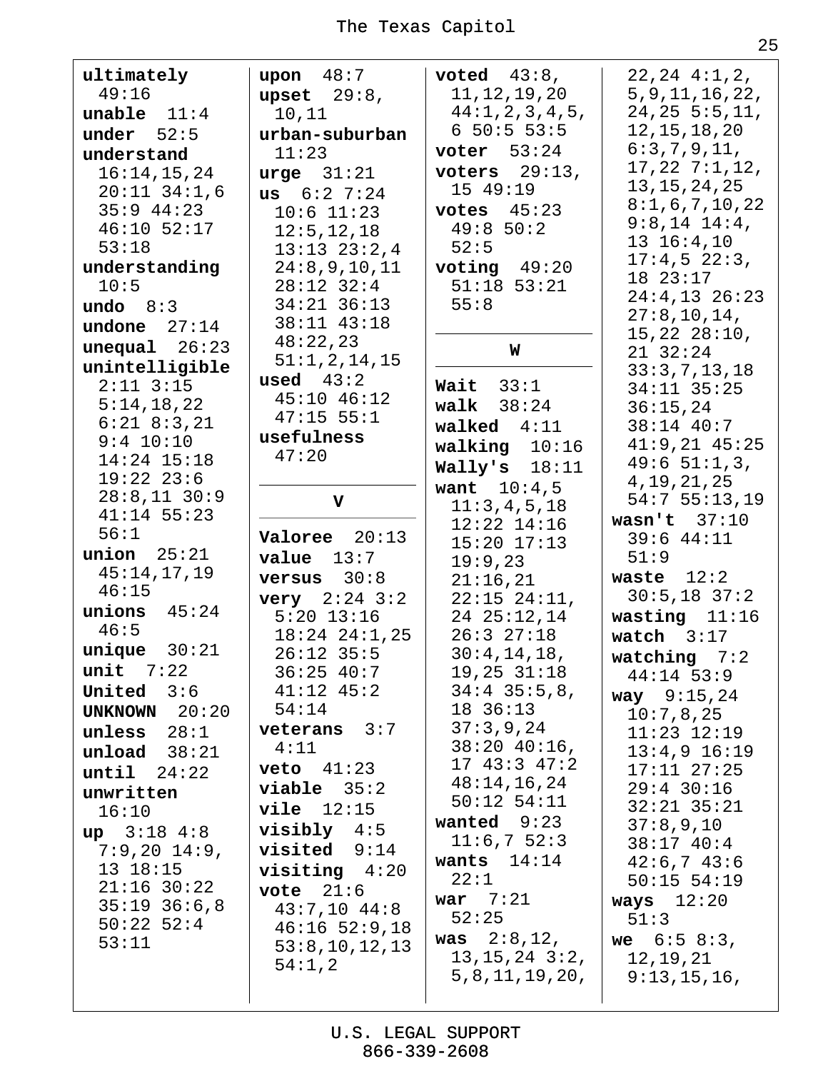**ultimately** 49:16
**unable** 11:4
**under** 52:5
**understand** 16:14,15,24 20:11 34:1,6 35:9 44:23 46:10 52:17 53:18
**understanding** 10:5
**undo** 8:3
**undone** 27:14
**unequal** 26:23
**unintelligible** 2:11 3:15 5:14,18,22 6:21 8:3,21 9:4 10:10 14:24 15:18 19:22 23:6 28:8,11 30:9 41:14 55:23 56:1
**union** 25:21 45:14,17,19 46:15
**unions** 45:24 46:5
**unique** 30:21
**unit** 7:22
**United** 3:6
**UNKNOWN** 20:20
**unless** 28:1
**unload** 38:21
**until** 24:22
**unwritten** 16:10
**up** 3:18 4:8 7:9,20 14:9, 13 18:15 21:16 30:22 35:19 36:6,8 50:22 52:4 53:11

**upon** 48:7
**upset** 29:8, 10,11
**urban-suburban** 11:23
**urge** 31:21
**us** 6:2 7:24 10:6 11:23 12:5,12,18 13:13 23:2,4 24:8,9,10,11 28:12 32:4 34:21 36:13 38:11 43:18 48:22,23 51:1,2,14,15
**used** 43:2 45:10 46:12 47:15 55:1
**usefulness** 47:20

## V

**Valoree** 20:13
**value** 13:7
**versus** 30:8
**very** 2:24 3:2 5:20 13:16 18:24 24:1,25 26:12 35:5 36:25 40:7 41:12 45:2 54:14
**veterans** 3:7 4:11
**veto** 41:23
**viable** 35:2
**vile** 12:15
**visibly** 4:5
**visited** 9:14
**visiting** 4:20
**vote** 21:6 43:7,10 44:8 46:16 52:9,18 53:8,10,12,13 54:1,2

**voted** 43:8, 11,12,19,20 44:1,2,3,4,5, 6 50:5 53:5
**voter** 53:24
**voters** 29:13, 15 49:19
**votes** 45:23 49:8 50:2 52:5
**voting** 49:20 51:18 53:21 55:8

## W

**Wait** 33:1
**walk** 38:24
**walked** 4:11
**walking** 10:16
**Wally's** 18:11
**want** 10:4,5 11:3,4,5,18 12:22 14:16 15:20 17:13 19:9,23 21:16,21 22:15 24:11, 24 25:12,14 26:3 27:18 30:4,14,18, 19,25 31:18 34:4 35:5,8, 18 36:13 37:3,9,24 38:20 40:16, 17 43:3 47:2 48:14,16,24 50:12 54:11
**wanted** 9:23 11:6,7 52:3
**wants** 14:14 22:1
**war** 7:21 52:25
**was** 2:8,12, 13,15,24 3:2, 5,8,11,19,20, 22,24 4:1,2, 5,9,11,16,22, 24,25 5:5,11, 12,15,18,20 6:3,7,9,11, 17,22 7:1,12, 13,15,24,25 8:1,6,7,10,22 9:8,14 14:4, 13 16:4,10 17:4,5 22:3, 18 23:17 24:4,13 26:23 27:8,10,14, 15,22 28:10, 21 32:24 33:3,7,13,18 34:11 35:25 36:15,24 38:14 40:7 41:9,21 45:25 49:6 51:1,3, 4,19,21,25 54:7 55:13,19
**wasn't** 37:10 39:6 44:11 51:9
**waste** 12:2 30:5,18 37:2
**wasting** 11:16
**watch** 3:17
**watching** 7:2 44:14 53:9
**way** 9:15,24 10:7,8,25 11:23 12:19 13:4,9 16:19 17:11 27:25 29:4 30:16 32:21 35:21 37:8,9,10 38:17 40:4 42:6,7 43:6 50:15 54:19
**ways** 12:20 51:3
**we** 6:5 8:3, 12,19,21 9:13,15,16,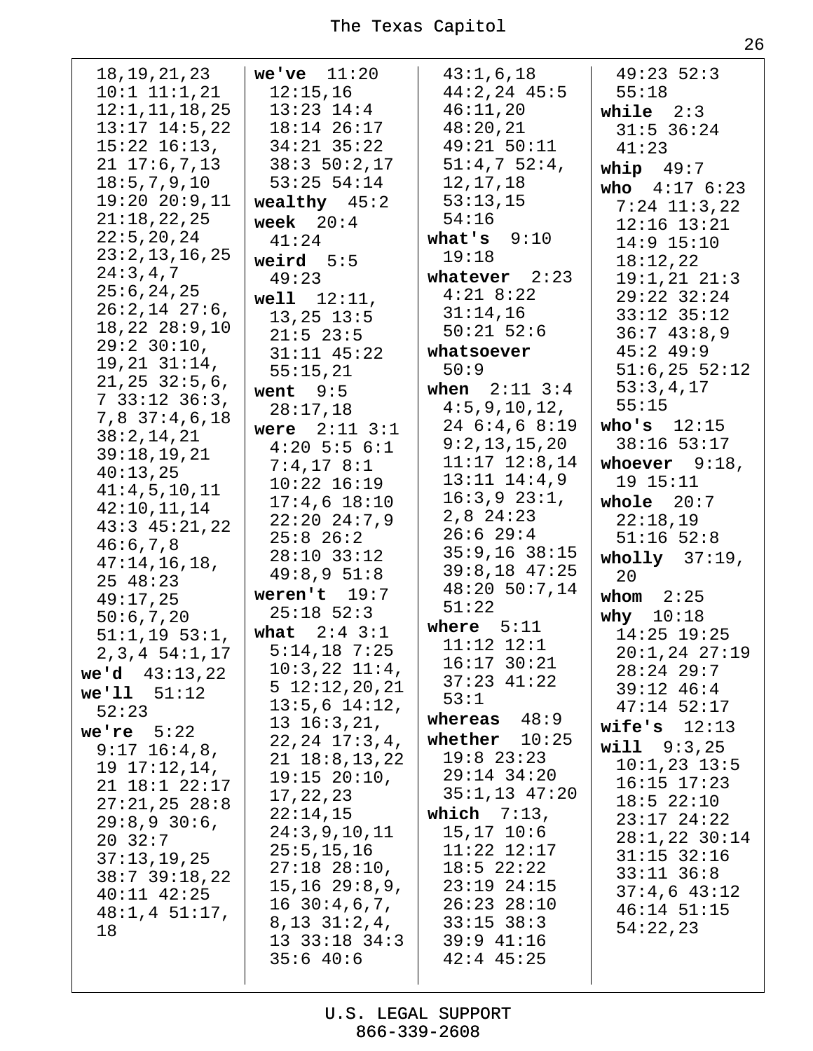18,19,21,23
10:1 11:1,21
12:1,11,18,25
13:17 14:5,22
15:22 16:13,
21 17:6,7,13
18:5,7,9,10
19:20 20:9,11
21:18,22,25
22:5,20,24
23:2,13,16,25
24:3,4,7
25:6,24,25
26:2,14 27:6,
18,22 28:9,10
29:2 30:10,
19,21 31:14,
21,25 32:5,6,
7 33:12 36:3,
7,8 37:4,6,18
38:2,14,21
39:18,19,21
40:13,25
41:4,5,10,11
42:10,11,14
43:3 45:21,22
46:6,7,8
47:14,16,18,
25 48:23
49:17,25
50:6,7,20
51:1,19 53:1,
2,3,4 54:1,17

**we'd** 43:13,22

**we'll** 51:12
52:23

**we're** 5:22
9:17 16:4,8,
19 17:12,14,
21 18:1 22:17
27:21,25 28:8
29:8,9 30:6,
20 32:7
37:13,19,25
38:7 39:18,22
40:11 42:25
48:1,4 51:17,
18

**we've** 11:20
12:15,16
13:23 14:4
18:14 26:17
34:21 35:22
38:3 50:2,17
53:25 54:14

**wealthy** 45:2

**week** 20:4
41:24

**weird** 5:5
49:23

**well** 12:11,
13,25 13:5
21:5 23:5
31:11 45:22
55:15,21

**went** 9:5
28:17,18

**were** 2:11 3:1
4:20 5:5 6:1
7:4,17 8:1
10:22 16:19
17:4,6 18:10
22:20 24:7,9
25:8 26:2
28:10 33:12
49:8,9 51:8

**weren't** 19:7
25:18 52:3

**what** 2:4 3:1
5:14,18 7:25
10:3,22 11:4,
5 12:12,20,21
13:5,6 14:12,
13 16:3,21,
22,24 17:3,4,
21 18:8,13,22
19:15 20:10,
17,22,23
22:14,15
24:3,9,10,11
25:5,15,16
27:18 28:10,
15,16 29:8,9,
16 30:4,6,7,
8,13 31:2,4,
13 33:18 34:3
35:6 40:6
43:1,6,18
44:2,24 45:5
46:11,20
48:20,21
49:21 50:11
51:4,7 52:4,
12,17,18
53:13,15
54:16

**what's** 9:10
19:18

**whatever** 2:23
4:21 8:22
31:14,16
50:21 52:6

**whatsoever**
50:9

**when** 2:11 3:4
4:5,9,10,12,
24 6:4,6 8:19
9:2,13,15,20
11:17 12:8,14
13:11 14:4,9
16:3,9 23:1,
2,8 24:23
26:6 29:4
35:9,16 38:15
39:8,18 47:25
48:20 50:7,14
51:22

**where** 5:11
11:12 12:1
16:17 30:21
37:23 41:22
53:1

**whereas** 48:9

**whether** 10:25
19:8 23:23
29:14 34:20
35:1,13 47:20

**which** 7:13,
15,17 10:6
11:22 12:17
18:5 22:22
23:19 24:15
26:23 28:10
33:15 38:3
39:9 41:16
42:4 45:25
49:23 52:3
55:18

**while** 2:3
31:5 36:24
41:23

**whip** 49:7

**who** 4:17 6:23
7:24 11:3,22
12:16 13:21
14:9 15:10
18:12,22
19:1,21 21:3
29:22 32:24
33:12 35:12
36:7 43:8,9
45:2 49:9
51:6,25 52:12
53:3,4,17
55:15

**who's** 12:15
38:16 53:17

**whoever** 9:18,
19 15:11

**whole** 20:7
22:18,19
51:16 52:8

**wholly** 37:19,
20

**whom** 2:25

**why** 10:18
14:25 19:25
20:1,24 27:19
28:24 29:7
39:12 46:4
47:14 52:17

**wife's** 12:13

**will** 9:3,25
10:1,23 13:5
16:15 17:23
18:5 22:10
23:17 24:22
28:1,22 30:14
31:15 32:16
33:11 36:8
37:4,6 43:12
46:14 51:15
54:22,23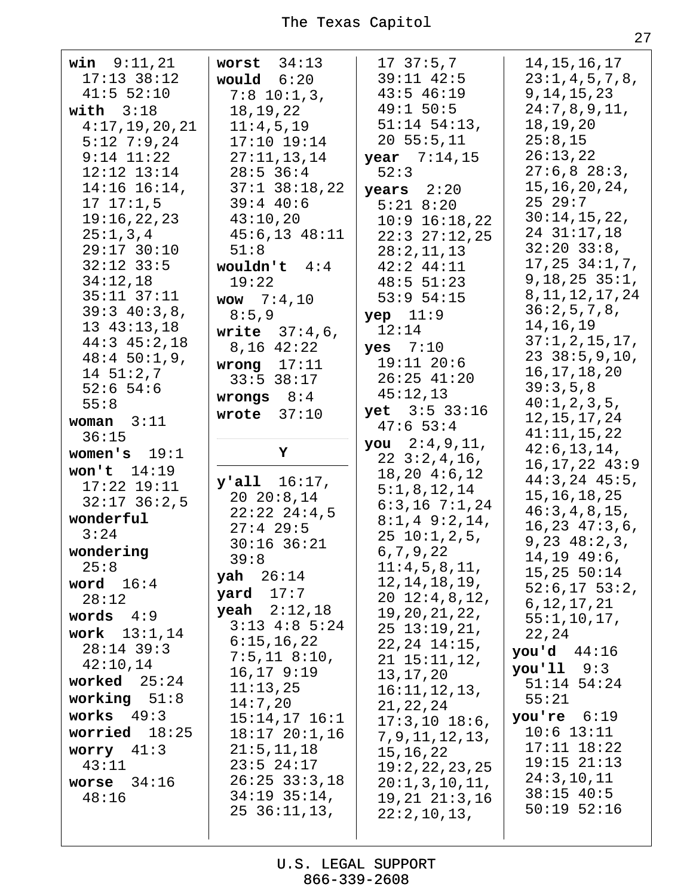**win** 9:11,21 17:13 38:12 41:5 52:10
**with** 3:18 4:17,19,20,21 5:12 7:9,24 9:14 11:22 12:12 13:14 14:16 16:14, 17 17:1,5 19:16,22,23 25:1,3,4 29:17 30:10 32:12 33:5 34:12,18 35:11 37:11 39:3 40:3,8, 13 43:13,18 44:3 45:2,18 48:4 50:1,9, 14 51:2,7 52:6 54:6 55:8
**woman** 3:11 36:15
**women's** 19:1
**won't** 14:19 17:22 19:11 32:17 36:2,5
**wonderful** 3:24
**wondering** 25:8
**word** 16:4 28:12
**words** 4:9
**work** 13:1,14 28:14 39:3 42:10,14
**worked** 25:24
**working** 51:8
**works** 49:3
**worried** 18:25
**worry** 41:3 43:11
**worse** 34:16 48:16
**worst** 34:13
**would** 6:20 7:8 10:1,3, 18,19,22 11:4,5,19 17:10 19:14 27:11,13,14 28:5 36:4 37:1 38:18,22 39:4 40:6 43:10,20 45:6,13 48:11 51:8
**wouldn't** 4:4 19:22
**wow** 7:4,10 8:5,9
**write** 37:4,6, 8,16 42:22
**wrong** 17:11 33:5 38:17
**wrongs** 8:4
**wrote** 37:10

## Y

**y'all** 16:17, 20 20:8,14 22:22 24:4,5 27:4 29:5 30:16 36:21 39:8
**yah** 26:14
**yard** 17:7
**yeah** 2:12,18 3:13 4:8 5:24 6:15,16,22 7:5,11 8:10, 16,17 9:19 11:13,25 14:7,20 15:14,17 16:1 18:17 20:1,16 21:5,11,18 23:5 24:17 26:25 33:3,18 34:19 35:14, 25 36:11,13, 17 37:5,7 39:11 42:5 43:5 46:19 49:1 50:5 51:14 54:13, 20 55:5,11
**year** 7:14,15 52:3
**years** 2:20 5:21 8:20 10:9 16:18,22 22:3 27:12,25 28:2,11,13 42:2 44:11 48:5 51:23 53:9 54:15
**yep** 11:9 12:14
**yes** 7:10 19:11 20:6 26:25 41:20 45:12,13
**yet** 3:5 33:16 47:6 53:4
**you** 2:4,9,11, 22 3:2,4,16, 18,20 4:6,12 5:1,8,12,14 6:3,16 7:1,24 8:1,4 9:2,14, 25 10:1,2,5, 6,7,9,22 11:4,5,8,11, 12,14,18,19, 20 12:4,8,12, 19,20,21,22, 25 13:19,21, 22,24 14:15, 21 15:11,12, 13,17,20 16:11,12,13, 21,22,24 17:3,10 18:6, 7,9,11,12,13, 15,16,22 19:2,22,23,25 20:1,3,10,11, 19,21 21:3,16 22:2,10,13, 14,15,16,17 23:1,4,5,7,8, 9,14,15,23 24:7,8,9,11, 18,19,20 25:8,15 26:13,22 27:6,8 28:3, 15,16,20,24, 25 29:7 30:14,15,22, 24 31:17,18 32:20 33:8, 17,25 34:1,7, 9,18,25 35:1, 8,11,12,17,24 36:2,5,7,8, 14,16,19 37:1,2,15,17, 23 38:5,9,10, 16,17,18,20 39:3,5,8 40:1,2,3,5, 12,15,17,24 41:11,15,22 42:6,13,14, 16,17,22 43:9 44:3,24 45:5, 15,16,18,25 46:3,4,8,15, 16,23 47:3,6, 9,23 48:2,3, 14,19 49:6, 15,25 50:14 52:6,17 53:2, 6,12,17,21 55:1,10,17, 22,24
**you'd** 44:16
**you'll** 9:3 51:14 54:24 55:21
**you're** 6:19 10:6 13:11 17:11 18:22 19:15 21:13 24:3,10,11 38:15 40:5 50:19 52:16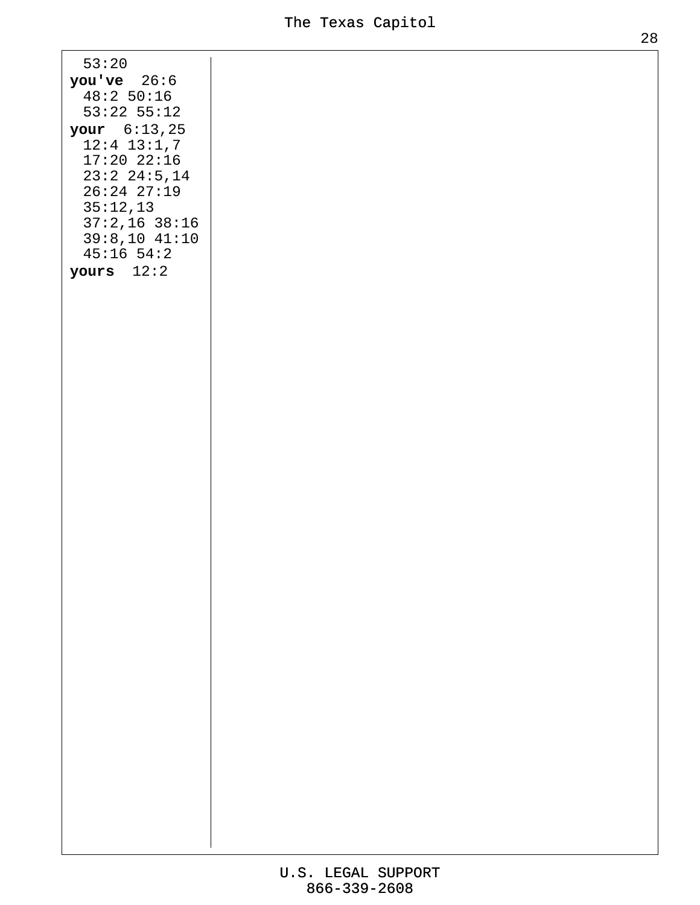53:20

**you've** 26:6 48:2 50:16 53:22 55:12

**your** 6:13,25 12:4 13:1,7 17:20 22:16 23:2 24:5,14 26:24 27:19 35:12,13 37:2,16 38:16 39:8,10 41:10 45:16 54:2

**yours** 12:2